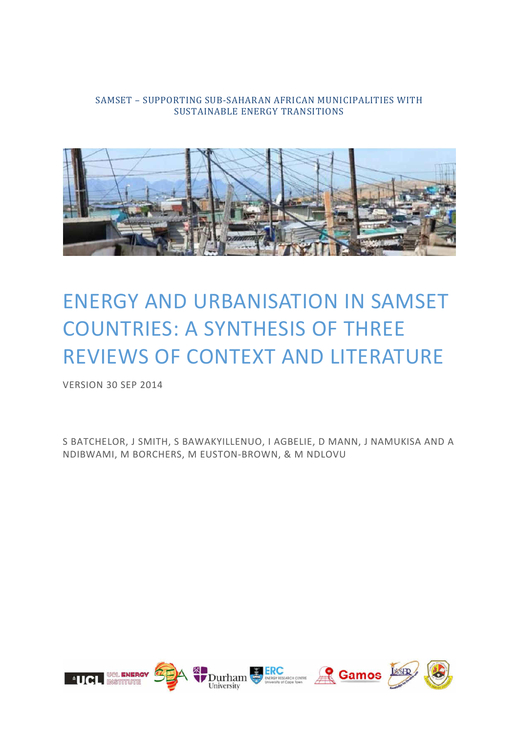SAMSET – SUPPORTING SUB-SAHARAN AFRICAN MUNICIPALITIES WITH SUSTAINABLE ENERGY TRANSITIONS

# ENERGY AND URBANISATION IN SAMSET COUNTRIES: A SYNTHESIS OF THREE REVIEWS OF CONTEXT AND LITERATURE

VERSION 30 SEP 2014

S BATCHELOR, J SMITH, S BAWAKYILLENUO, I AGBELIE, D MANN, J NAMUKISA AND A NDIBWAMI, M BORCHERS, M EUSTON-BROWN, & M NDLOVU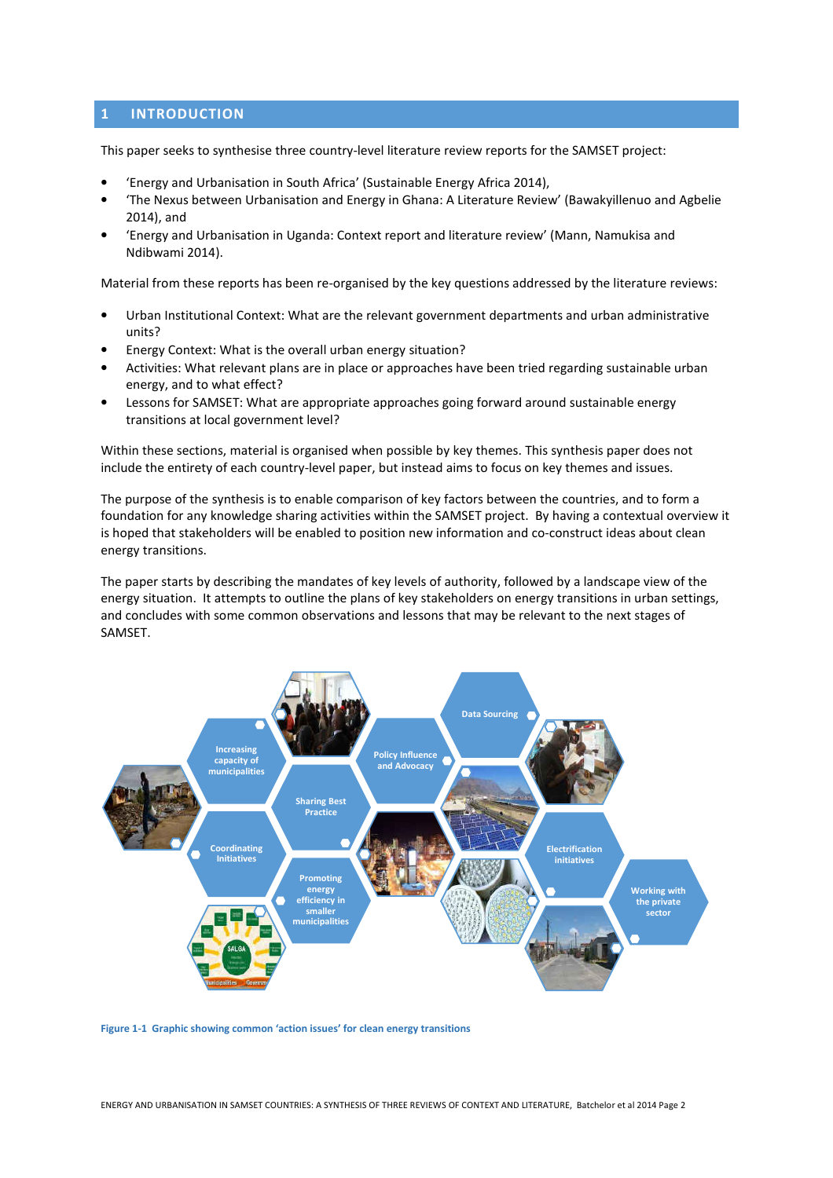# 1 INTRODUCTION

This paper seeks to synthesise three country-level literature review reports for the SAMSET project:

- 'Energy and Urbanisation in South Africa' (Sustainable Energy Africa 2014),
- 'The Nexus between Urbanisation and Energy in Ghana: A Literature Review' (Bawakyillenuo and Agbelie 2014), and
- 'Energy and Urbanisation in Uganda: Context report and literature review' (Mann, Namukisa and Ndibwami 2014).

Material from these reports has been re-organised by the key questions addressed by the literature reviews:

- Urban Institutional Context: What are the relevant government departments and urban administrative units?
- Energy Context: What is the overall urban energy situation?
- Activities: What relevant plans are in place or approaches have been tried regarding sustainable urban energy, and to what effect?
- Lessons for SAMSET: What are appropriate approaches going forward around sustainable energy transitions at local government level?

Within these sections, material is organised when possible by key themes. This synthesis paper does not include the entirety of each country-level paper, but instead aims to focus on key themes and issues.

The purpose of the synthesis is to enable comparison of key factors between the countries, and to form a foundation for any knowledge sharing activities within the SAMSET project. By having a contextual overview it is hoped that stakeholders will be enabled to position new information and co-construct ideas about clean energy transitions.

The paper starts by describing the mandates of key levels of authority, followed by a landscape view of the energy situation. It attempts to outline the plans of key stakeholders on energy transitions in urban settings, and concludes with some common observations and lessons that may be relevant to the next stages of SAMSET.

**Figure 1-1 Graphic showing common 'action issues' for clean energy transitions**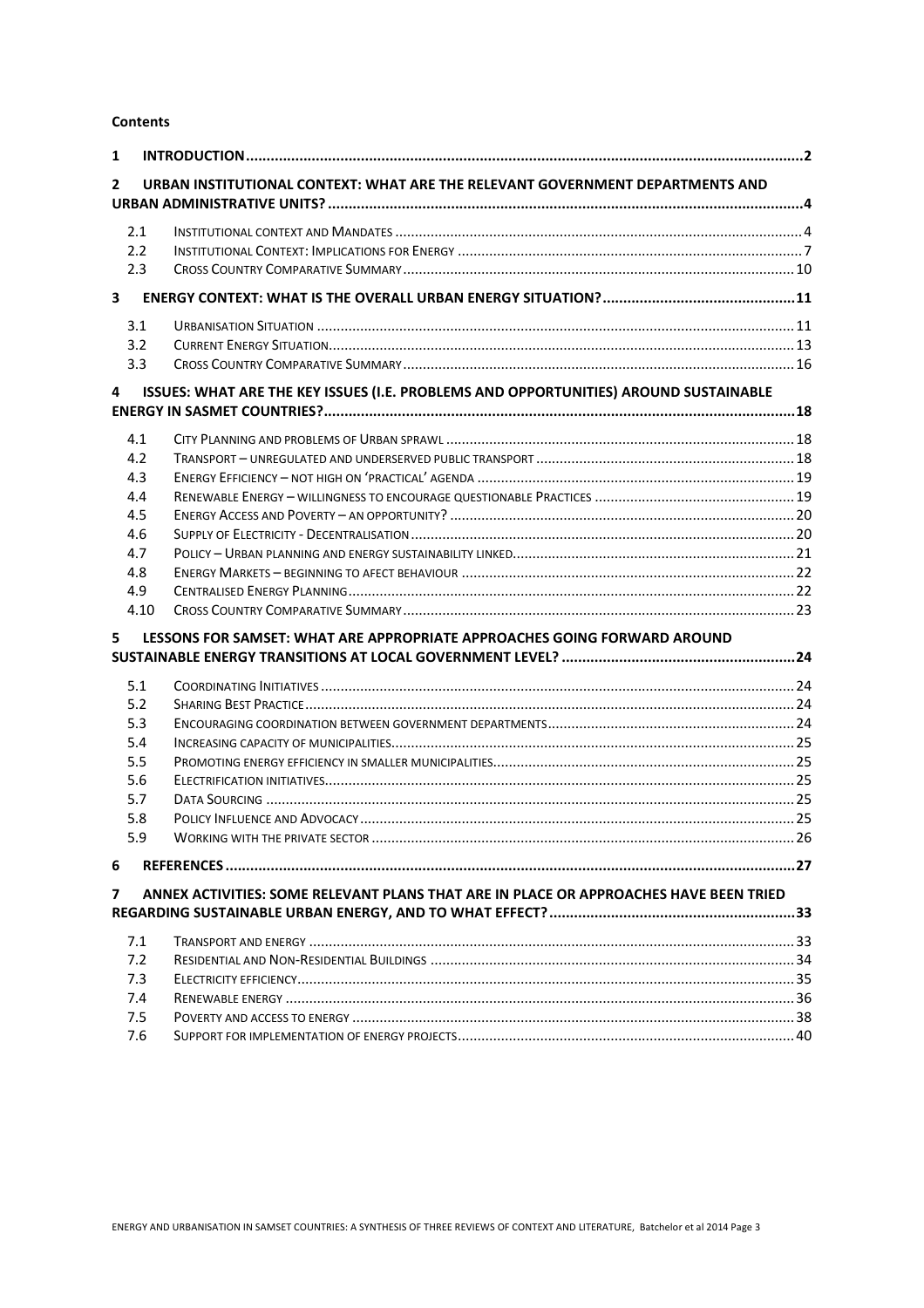**Contents**

1 INTRODUCTION ..... 2

2 URBAN INSTITUTIONAL CONTEXT: WHAT ARE THE RELEVANT GOVERNMENT DEPARTMENTS AND URBAN ADMINISTRATIVE UNITS? ..... 4

- 2.1 Institutional context and Mandates ..... 4
- 2.2 Institutional Context: Implications for Energy ..... 7
- 2.3 Cross Country Comparative Summary ..... 10

3 ENERGY CONTEXT: WHAT IS THE OVERALL URBAN ENERGY SITUATION? ..... 11

- 3.1 Urbanisation Situation ..... 11
- 3.2 Current Energy Situation ..... 13
- 3.3 Cross Country Comparative Summary ..... 16

4 ISSUES: WHAT ARE THE KEY ISSUES (I.E. PROBLEMS AND OPPORTUNITIES) AROUND SUSTAINABLE ENERGY IN SASMET COUNTRIES? ..... 18

- 4.1 City Planning and problems of Urban sprawl ..... 18
- 4.2 Transport – unregulated and underserved public transport ..... 18
- 4.3 Energy Efficiency – not high on 'practical' agenda ..... 19
- 4.4 Renewable Energy – willingness to encourage questionable Practices ..... 19
- 4.5 Energy Access and Poverty – an opportunity? ..... 20
- 4.6 Supply of Electricity - Decentralisation ..... 20
- 4.7 Policy – Urban planning and energy sustainability linked ..... 21
- 4.8 Energy Markets – beginning to afect behaviour ..... 22
- 4.9 Centralised Energy Planning ..... 22
- 4.10 Cross Country Comparative Summary ..... 23

5 LESSONS FOR SAMSET: WHAT ARE APPROPRIATE APPROACHES GOING FORWARD AROUND SUSTAINABLE ENERGY TRANSITIONS AT LOCAL GOVERNMENT LEVEL? ..... 24

- 5.1 Coordinating Initiatives ..... 24
- 5.2 Sharing Best Practice ..... 24
- 5.3 Encouraging coordination between government departments ..... 24
- 5.4 Increasing capacity of municipalities ..... 25
- 5.5 Promoting energy efficiency in smaller municipalities ..... 25
- 5.6 Electrification initiatives ..... 25
- 5.7 Data Sourcing ..... 25
- 5.8 Policy Influence and Advocacy ..... 25
- 5.9 Working with the private sector ..... 26

6 REFERENCES ..... 27

7 ANNEX ACTIVITIES: SOME RELEVANT PLANS THAT ARE IN PLACE OR APPROACHES HAVE BEEN TRIED REGARDING SUSTAINABLE URBAN ENERGY, AND TO WHAT EFFECT? ..... 33

- 7.1 Transport and energy ..... 33
- 7.2 Residential and Non-Residential Buildings ..... 34
- 7.3 Electricity efficiency ..... 35
- 7.4 Renewable energy ..... 36
- 7.5 Poverty and access to energy ..... 38
- 7.6 Support for implementation of energy projects ..... 40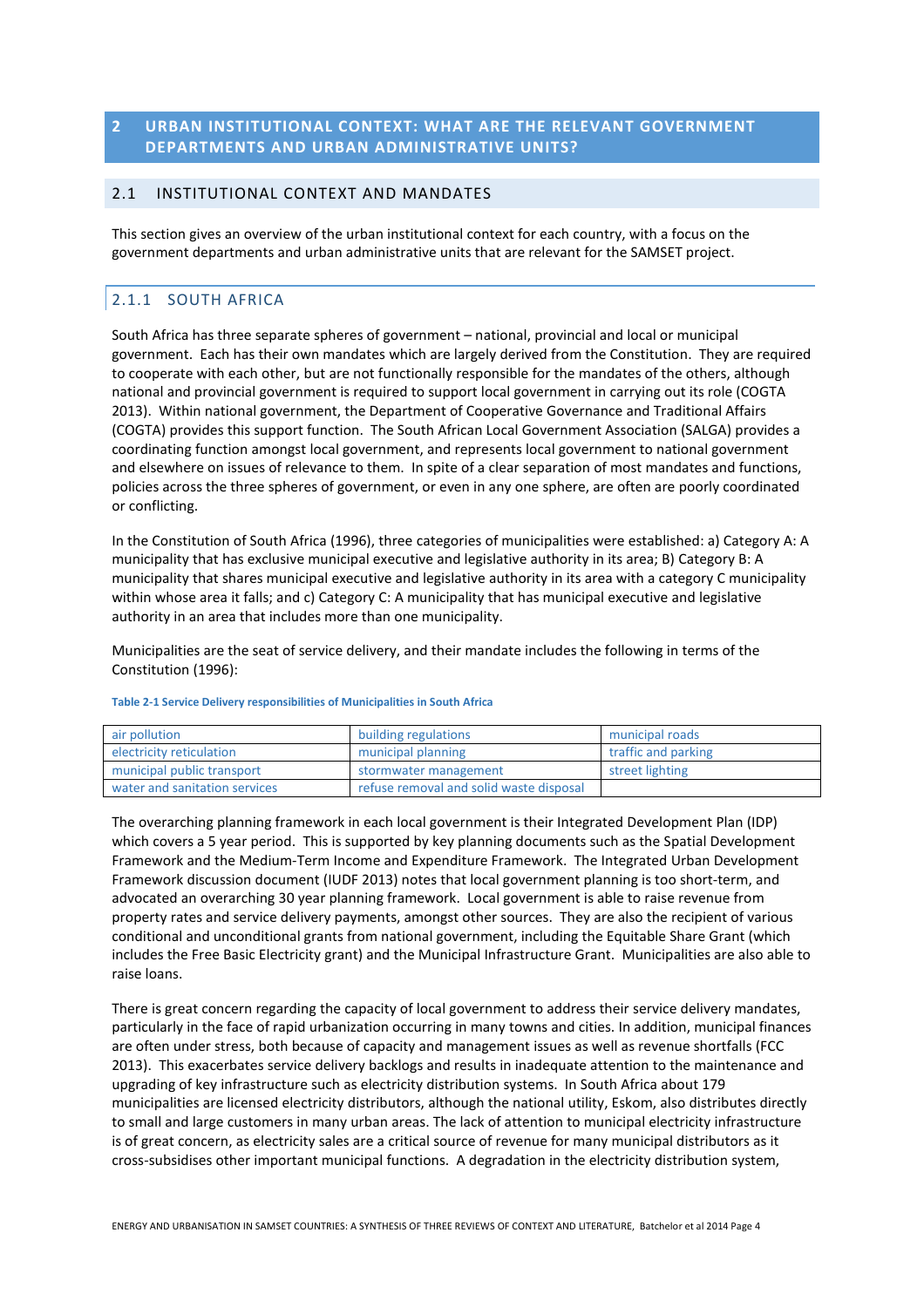# 2 URBAN INSTITUTIONAL CONTEXT: WHAT ARE THE RELEVANT GOVERNMENT DEPARTMENTS AND URBAN ADMINISTRATIVE UNITS?

## 2.1 INSTITUTIONAL CONTEXT AND MANDATES

This section gives an overview of the urban institutional context for each country, with a focus on the government departments and urban administrative units that are relevant for the SAMSET project.

### 2.1.1 SOUTH AFRICA

South Africa has three separate spheres of government – national, provincial and local or municipal government. Each has their own mandates which are largely derived from the Constitution. They are required to cooperate with each other, but are not functionally responsible for the mandates of the others, although national and provincial government is required to support local government in carrying out its role (COGTA 2013). Within national government, the Department of Cooperative Governance and Traditional Affairs (COGTA) provides this support function. The South African Local Government Association (SALGA) provides a coordinating function amongst local government, and represents local government to national government and elsewhere on issues of relevance to them. In spite of a clear separation of most mandates and functions, policies across the three spheres of government, or even in any one sphere, are often are poorly coordinated or conflicting.

In the Constitution of South Africa (1996), three categories of municipalities were established: a) Category A: A municipality that has exclusive municipal executive and legislative authority in its area; B) Category B: A municipality that shares municipal executive and legislative authority in its area with a category C municipality within whose area it falls; and c) Category C: A municipality that has municipal executive and legislative authority in an area that includes more than one municipality.

Municipalities are the seat of service delivery, and their mandate includes the following in terms of the Constitution (1996):

**Table 2-1 Service Delivery responsibilities of Municipalities in South Africa**

| | | |
|---|---|---|
| air pollution | building regulations | municipal roads |
| electricity reticulation | municipal planning | traffic and parking |
| municipal public transport | stormwater management | street lighting |
| water and sanitation services | refuse removal and solid waste disposal | |

The overarching planning framework in each local government is their Integrated Development Plan (IDP) which covers a 5 year period. This is supported by key planning documents such as the Spatial Development Framework and the Medium-Term Income and Expenditure Framework. The Integrated Urban Development Framework discussion document (IUDF 2013) notes that local government planning is too short-term, and advocated an overarching 30 year planning framework. Local government is able to raise revenue from property rates and service delivery payments, amongst other sources. They are also the recipient of various conditional and unconditional grants from national government, including the Equitable Share Grant (which includes the Free Basic Electricity grant) and the Municipal Infrastructure Grant. Municipalities are also able to raise loans.

There is great concern regarding the capacity of local government to address their service delivery mandates, particularly in the face of rapid urbanization occurring in many towns and cities. In addition, municipal finances are often under stress, both because of capacity and management issues as well as revenue shortfalls (FCC 2013). This exacerbates service delivery backlogs and results in inadequate attention to the maintenance and upgrading of key infrastructure such as electricity distribution systems. In South Africa about 179 municipalities are licensed electricity distributors, although the national utility, Eskom, also distributes directly to small and large customers in many urban areas. The lack of attention to municipal electricity infrastructure is of great concern, as electricity sales are a critical source of revenue for many municipal distributors as it cross-subsidises other important municipal functions. A degradation in the electricity distribution system,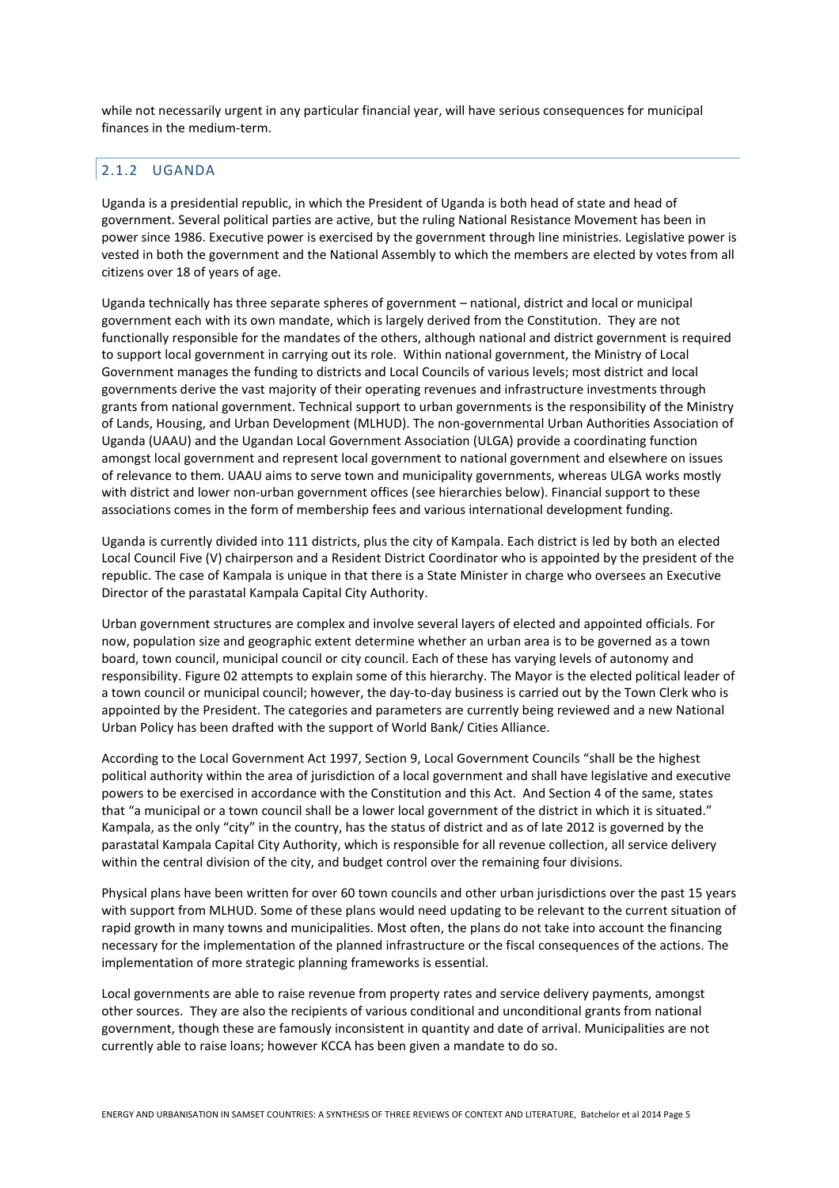while not necessarily urgent in any particular financial year, will have serious consequences for municipal finances in the medium-term.

### 2.1.2 UGANDA

Uganda is a presidential republic, in which the President of Uganda is both head of state and head of government. Several political parties are active, but the ruling National Resistance Movement has been in power since 1986. Executive power is exercised by the government through line ministries. Legislative power is vested in both the government and the National Assembly to which the members are elected by votes from all citizens over 18 of years of age.

Uganda technically has three separate spheres of government – national, district and local or municipal government each with its own mandate, which is largely derived from the Constitution. They are not functionally responsible for the mandates of the others, although national and district government is required to support local government in carrying out its role. Within national government, the Ministry of Local Government manages the funding to districts and Local Councils of various levels; most district and local governments derive the vast majority of their operating revenues and infrastructure investments through grants from national government. Technical support to urban governments is the responsibility of the Ministry of Lands, Housing, and Urban Development (MLHUD). The non-governmental Urban Authorities Association of Uganda (UAAU) and the Ugandan Local Government Association (ULGA) provide a coordinating function amongst local government and represent local government to national government and elsewhere on issues of relevance to them. UAAU aims to serve town and municipality governments, whereas ULGA works mostly with district and lower non-urban government offices (see hierarchies below). Financial support to these associations comes in the form of membership fees and various international development funding.

Uganda is currently divided into 111 districts, plus the city of Kampala. Each district is led by both an elected Local Council Five (V) chairperson and a Resident District Coordinator who is appointed by the president of the republic. The case of Kampala is unique in that there is a State Minister in charge who oversees an Executive Director of the parastatal Kampala Capital City Authority.

Urban government structures are complex and involve several layers of elected and appointed officials. For now, population size and geographic extent determine whether an urban area is to be governed as a town board, town council, municipal council or city council. Each of these has varying levels of autonomy and responsibility. Figure 02 attempts to explain some of this hierarchy. The Mayor is the elected political leader of a town council or municipal council; however, the day-to-day business is carried out by the Town Clerk who is appointed by the President. The categories and parameters are currently being reviewed and a new National Urban Policy has been drafted with the support of World Bank/ Cities Alliance.

According to the Local Government Act 1997, Section 9, Local Government Councils "shall be the highest political authority within the area of jurisdiction of a local government and shall have legislative and executive powers to be exercised in accordance with the Constitution and this Act. And Section 4 of the same, states that "a municipal or a town council shall be a lower local government of the district in which it is situated." Kampala, as the only "city" in the country, has the status of district and as of late 2012 is governed by the parastatal Kampala Capital City Authority, which is responsible for all revenue collection, all service delivery within the central division of the city, and budget control over the remaining four divisions.

Physical plans have been written for over 60 town councils and other urban jurisdictions over the past 15 years with support from MLHUD. Some of these plans would need updating to be relevant to the current situation of rapid growth in many towns and municipalities. Most often, the plans do not take into account the financing necessary for the implementation of the planned infrastructure or the fiscal consequences of the actions. The implementation of more strategic planning frameworks is essential.

Local governments are able to raise revenue from property rates and service delivery payments, amongst other sources. They are also the recipients of various conditional and unconditional grants from national government, though these are famously inconsistent in quantity and date of arrival. Municipalities are not currently able to raise loans; however KCCA has been given a mandate to do so.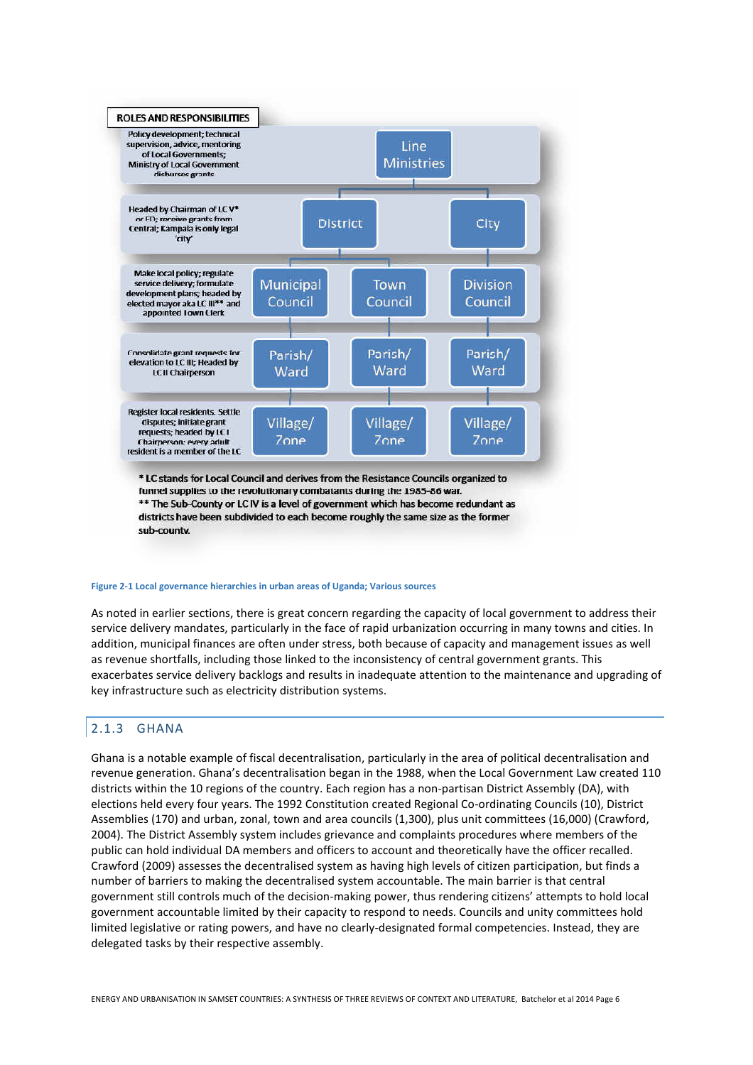**ROLES AND RESPONSIBILITIES**

| Roles and responsibilities | | | |
|---|---|---|---|
| Policy development; technical supervision, advice, mentoring of Local Governments; Ministry of Local Government disburses grants | Line Ministries | | |
| Headed by Chairman of LC V* or ED; receive grants from Central; Kampala is only legal 'city' | District | | City |
| Make local policy; regulate service delivery; formulate development plans; headed by elected mayor aka LC III** and appointed Town Clerk | Municipal Council | Town Council | Division Council |
| Consolidate grant requests for elevation to LC III; Headed by LC II Chairperson | Parish/ Ward | Parish/ Ward | Parish/ Ward |
| Register local residents. Settle disputes; initiate grant requests; headed by LC I Chairperson; every adult resident is a member of the LC | Village/ Zone | Village/ Zone | Village/ Zone |

* LC stands for Local Council and derives from the Resistance Councils organized to funnel supplies to the revolutionary combatants during the 1985-86 war.
** The Sub-County or LC IV is a level of government which has become redundant as districts have been subdivided to each become roughly the same size as the former sub-county.

Figure 2-1 Local governance hierarchies in urban areas of Uganda; Various sources

As noted in earlier sections, there is great concern regarding the capacity of local government to address their service delivery mandates, particularly in the face of rapid urbanization occurring in many towns and cities. In addition, municipal finances are often under stress, both because of capacity and management issues as well as revenue shortfalls, including those linked to the inconsistency of central government grants. This exacerbates service delivery backlogs and results in inadequate attention to the maintenance and upgrading of key infrastructure such as electricity distribution systems.

### 2.1.3 GHANA

Ghana is a notable example of fiscal decentralisation, particularly in the area of political decentralisation and revenue generation. Ghana's decentralisation began in the 1988, when the Local Government Law created 110 districts within the 10 regions of the country. Each region has a non-partisan District Assembly (DA), with elections held every four years. The 1992 Constitution created Regional Co-ordinating Councils (10), District Assemblies (170) and urban, zonal, town and area councils (1,300), plus unit committees (16,000) (Crawford, 2004). The District Assembly system includes grievance and complaints procedures where members of the public can hold individual DA members and officers to account and theoretically have the officer recalled. Crawford (2009) assesses the decentralised system as having high levels of citizen participation, but finds a number of barriers to making the decentralised system accountable. The main barrier is that central government still controls much of the decision-making power, thus rendering citizens' attempts to hold local government accountable limited by their capacity to respond to needs. Councils and unity committees hold limited legislative or rating powers, and have no clearly-designated formal competencies. Instead, they are delegated tasks by their respective assembly.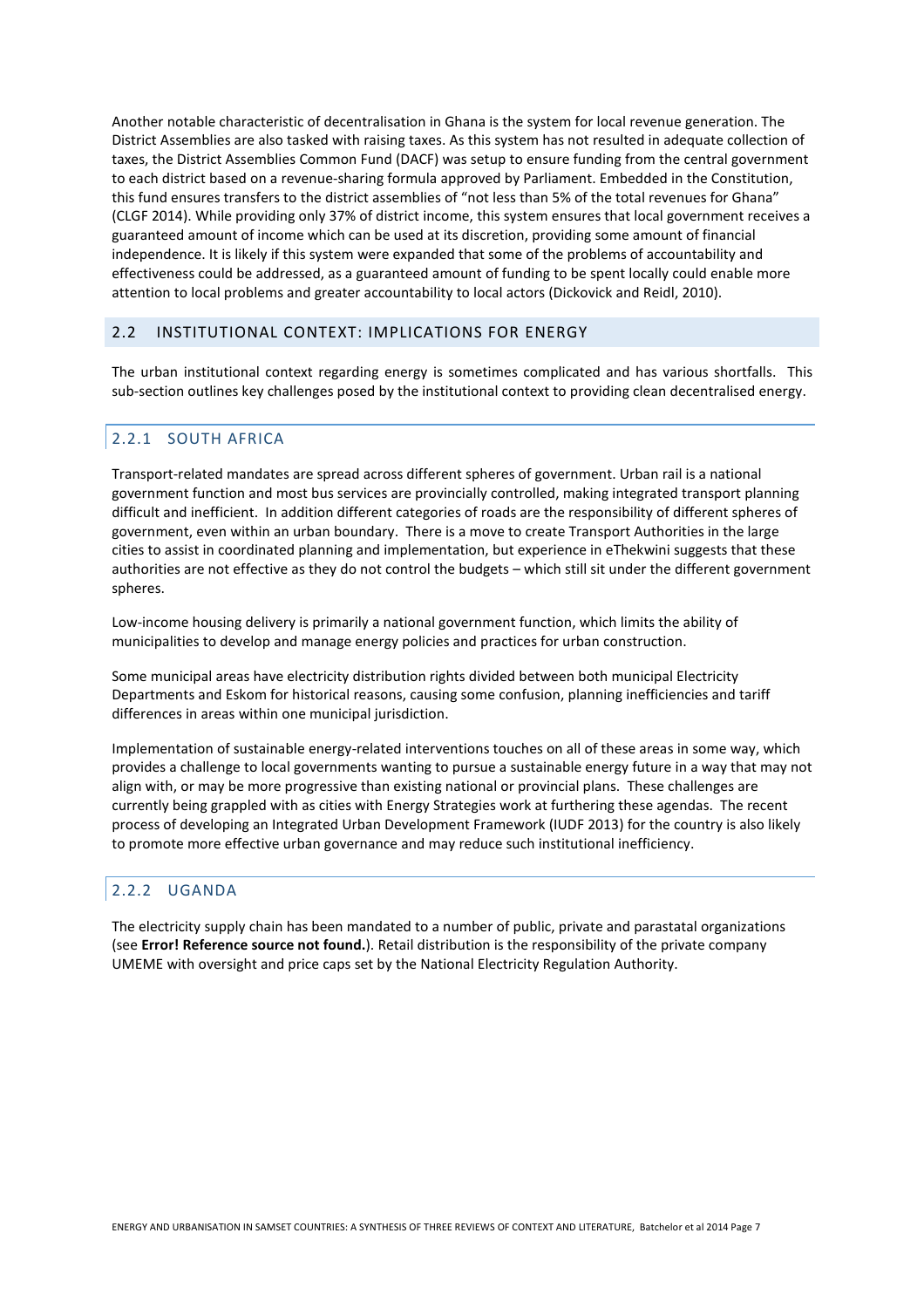Another notable characteristic of decentralisation in Ghana is the system for local revenue generation. The District Assemblies are also tasked with raising taxes. As this system has not resulted in adequate collection of taxes, the District Assemblies Common Fund (DACF) was setup to ensure funding from the central government to each district based on a revenue-sharing formula approved by Parliament. Embedded in the Constitution, this fund ensures transfers to the district assemblies of "not less than 5% of the total revenues for Ghana" (CLGF 2014). While providing only 37% of district income, this system ensures that local government receives a guaranteed amount of income which can be used at its discretion, providing some amount of financial independence. It is likely if this system were expanded that some of the problems of accountability and effectiveness could be addressed, as a guaranteed amount of funding to be spent locally could enable more attention to local problems and greater accountability to local actors (Dickovick and Reidl, 2010).

## 2.2 INSTITUTIONAL CONTEXT: IMPLICATIONS FOR ENERGY

The urban institutional context regarding energy is sometimes complicated and has various shortfalls. This sub-section outlines key challenges posed by the institutional context to providing clean decentralised energy.

### 2.2.1 SOUTH AFRICA

Transport-related mandates are spread across different spheres of government. Urban rail is a national government function and most bus services are provincially controlled, making integrated transport planning difficult and inefficient. In addition different categories of roads are the responsibility of different spheres of government, even within an urban boundary. There is a move to create Transport Authorities in the large cities to assist in coordinated planning and implementation, but experience in eThekwini suggests that these authorities are not effective as they do not control the budgets – which still sit under the different government spheres.

Low-income housing delivery is primarily a national government function, which limits the ability of municipalities to develop and manage energy policies and practices for urban construction.

Some municipal areas have electricity distribution rights divided between both municipal Electricity Departments and Eskom for historical reasons, causing some confusion, planning inefficiencies and tariff differences in areas within one municipal jurisdiction.

Implementation of sustainable energy-related interventions touches on all of these areas in some way, which provides a challenge to local governments wanting to pursue a sustainable energy future in a way that may not align with, or may be more progressive than existing national or provincial plans. These challenges are currently being grappled with as cities with Energy Strategies work at furthering these agendas. The recent process of developing an Integrated Urban Development Framework (IUDF 2013) for the country is also likely to promote more effective urban governance and may reduce such institutional inefficiency.

### 2.2.2 UGANDA

The electricity supply chain has been mandated to a number of public, private and parastatal organizations (see **Error! Reference source not found.**). Retail distribution is the responsibility of the private company UMEME with oversight and price caps set by the National Electricity Regulation Authority.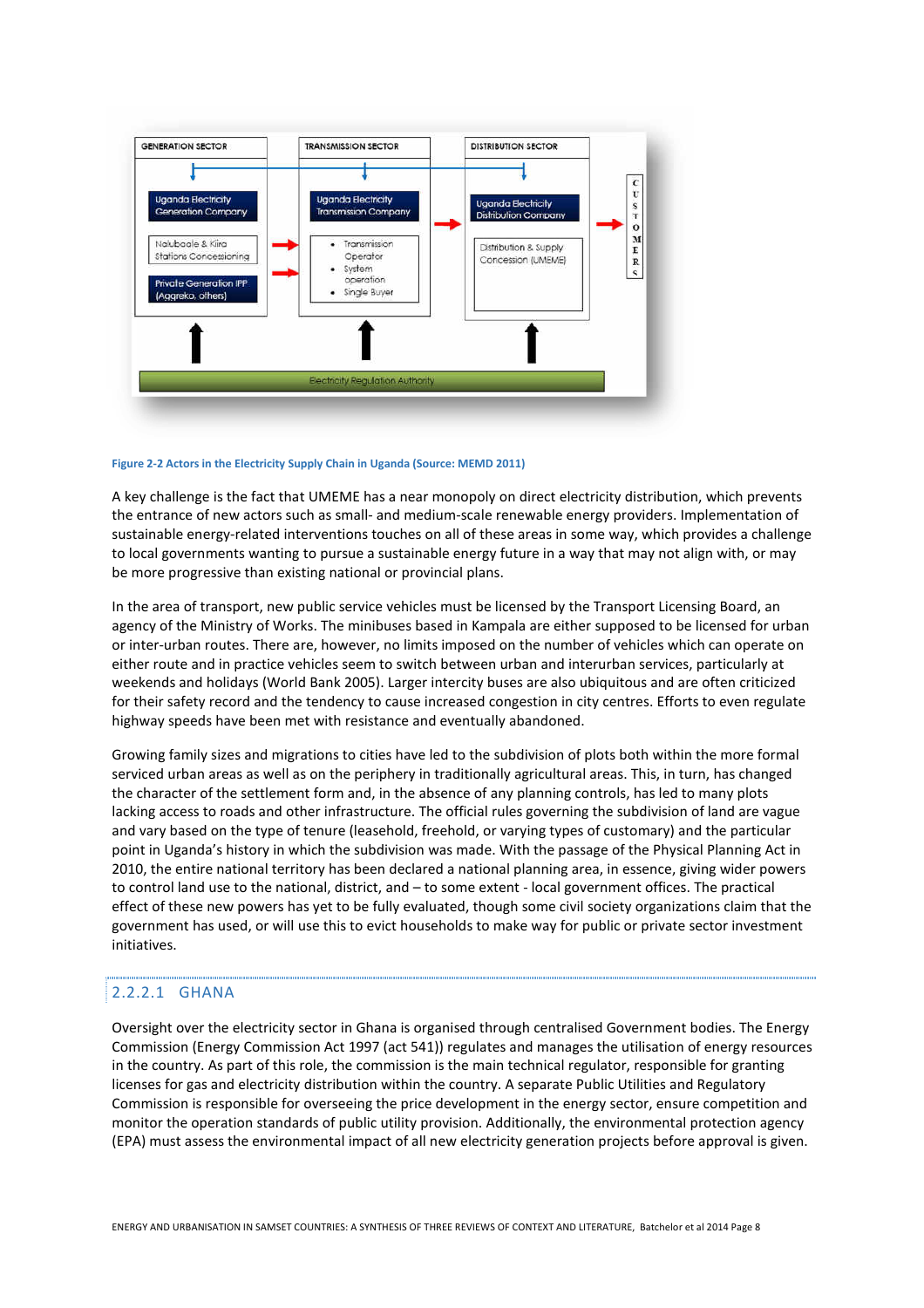| GENERATION SECTOR | TRANSMISSION SECTOR | DISTRIBUTION SECTOR | |
|---|---|---|---|
| Uganda Electricity Generation Company | Uganda Electricity Transmission Company | Uganda Electricity Distribution Company | CUSTOMERS |
| Nalubaale & Kiira Stations Concessioning | • Transmission Operator<br>• System operation<br>• Single Buyer | Distribution & Supply Concession (UMEME) | |
| Private Generation IPP (Aggreko, others) | | | |
| Electricity Regulation Authority | | | |

Figure 2-2 Actors in the Electricity Supply Chain in Uganda (Source: MEMD 2011)

A key challenge is the fact that UMEME has a near monopoly on direct electricity distribution, which prevents the entrance of new actors such as small- and medium-scale renewable energy providers. Implementation of sustainable energy-related interventions touches on all of these areas in some way, which provides a challenge to local governments wanting to pursue a sustainable energy future in a way that may not align with, or may be more progressive than existing national or provincial plans.

In the area of transport, new public service vehicles must be licensed by the Transport Licensing Board, an agency of the Ministry of Works. The minibuses based in Kampala are either supposed to be licensed for urban or inter-urban routes. There are, however, no limits imposed on the number of vehicles which can operate on either route and in practice vehicles seem to switch between urban and interurban services, particularly at weekends and holidays (World Bank 2005). Larger intercity buses are also ubiquitous and are often criticized for their safety record and the tendency to cause increased congestion in city centres. Efforts to even regulate highway speeds have been met with resistance and eventually abandoned.

Growing family sizes and migrations to cities have led to the subdivision of plots both within the more formal serviced urban areas as well as on the periphery in traditionally agricultural areas. This, in turn, has changed the character of the settlement form and, in the absence of any planning controls, has led to many plots lacking access to roads and other infrastructure. The official rules governing the subdivision of land are vague and vary based on the type of tenure (leasehold, freehold, or varying types of customary) and the particular point in Uganda's history in which the subdivision was made. With the passage of the Physical Planning Act in 2010, the entire national territory has been declared a national planning area, in essence, giving wider powers to control land use to the national, district, and – to some extent - local government offices. The practical effect of these new powers has yet to be fully evaluated, though some civil society organizations claim that the government has used, or will use this to evict households to make way for public or private sector investment initiatives.

### 2.2.2.1 GHANA

Oversight over the electricity sector in Ghana is organised through centralised Government bodies. The Energy Commission (Energy Commission Act 1997 (act 541)) regulates and manages the utilisation of energy resources in the country. As part of this role, the commission is the main technical regulator, responsible for granting licenses for gas and electricity distribution within the country. A separate Public Utilities and Regulatory Commission is responsible for overseeing the price development in the energy sector, ensure competition and monitor the operation standards of public utility provision. Additionally, the environmental protection agency (EPA) must assess the environmental impact of all new electricity generation projects before approval is given.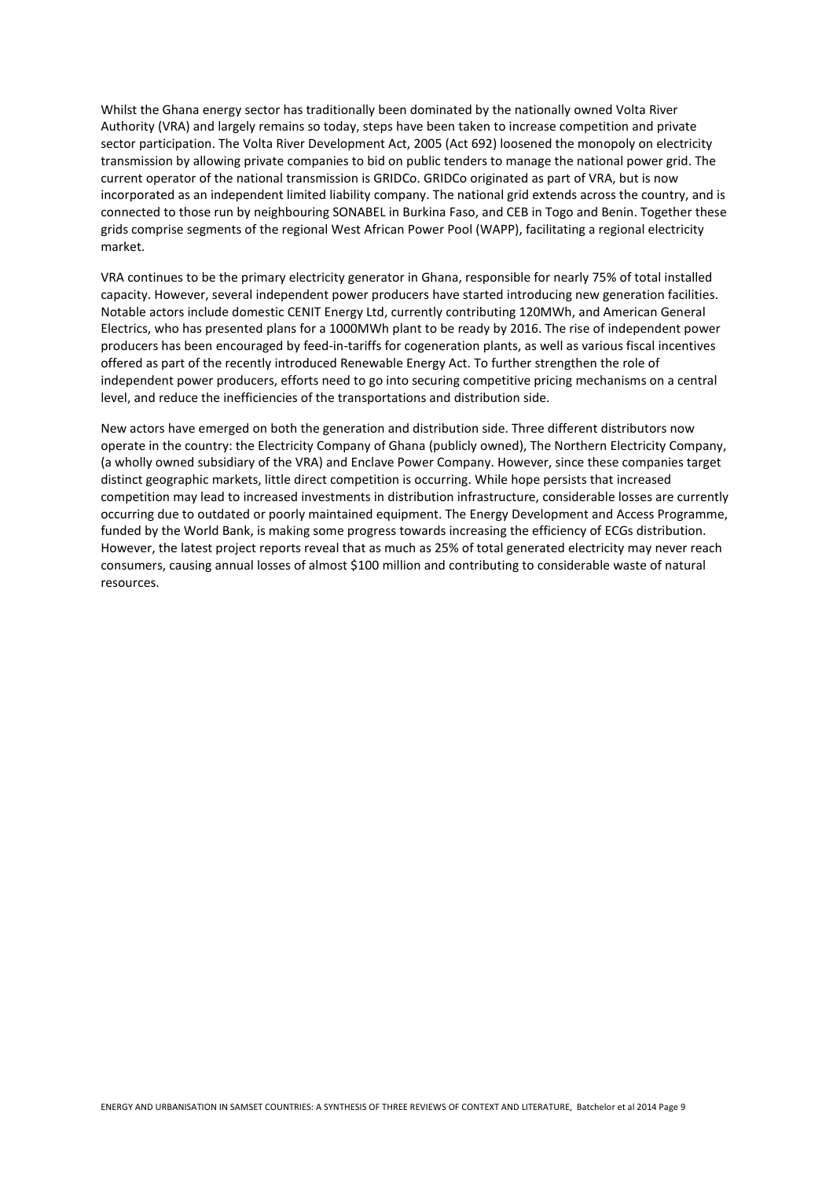Whilst the Ghana energy sector has traditionally been dominated by the nationally owned Volta River Authority (VRA) and largely remains so today, steps have been taken to increase competition and private sector participation. The Volta River Development Act, 2005 (Act 692) loosened the monopoly on electricity transmission by allowing private companies to bid on public tenders to manage the national power grid. The current operator of the national transmission is GRIDCo. GRIDCo originated as part of VRA, but is now incorporated as an independent limited liability company. The national grid extends across the country, and is connected to those run by neighbouring SONABEL in Burkina Faso, and CEB in Togo and Benin. Together these grids comprise segments of the regional West African Power Pool (WAPP), facilitating a regional electricity market.

VRA continues to be the primary electricity generator in Ghana, responsible for nearly 75% of total installed capacity. However, several independent power producers have started introducing new generation facilities. Notable actors include domestic CENIT Energy Ltd, currently contributing 120MWh, and American General Electrics, who has presented plans for a 1000MWh plant to be ready by 2016. The rise of independent power producers has been encouraged by feed-in-tariffs for cogeneration plants, as well as various fiscal incentives offered as part of the recently introduced Renewable Energy Act. To further strengthen the role of independent power producers, efforts need to go into securing competitive pricing mechanisms on a central level, and reduce the inefficiencies of the transportations and distribution side.

New actors have emerged on both the generation and distribution side. Three different distributors now operate in the country: the Electricity Company of Ghana (publicly owned), The Northern Electricity Company, (a wholly owned subsidiary of the VRA) and Enclave Power Company. However, since these companies target distinct geographic markets, little direct competition is occurring. While hope persists that increased competition may lead to increased investments in distribution infrastructure, considerable losses are currently occurring due to outdated or poorly maintained equipment. The Energy Development and Access Programme, funded by the World Bank, is making some progress towards increasing the efficiency of ECGs distribution. However, the latest project reports reveal that as much as 25% of total generated electricity may never reach consumers, causing annual losses of almost $100 million and contributing to considerable waste of natural resources.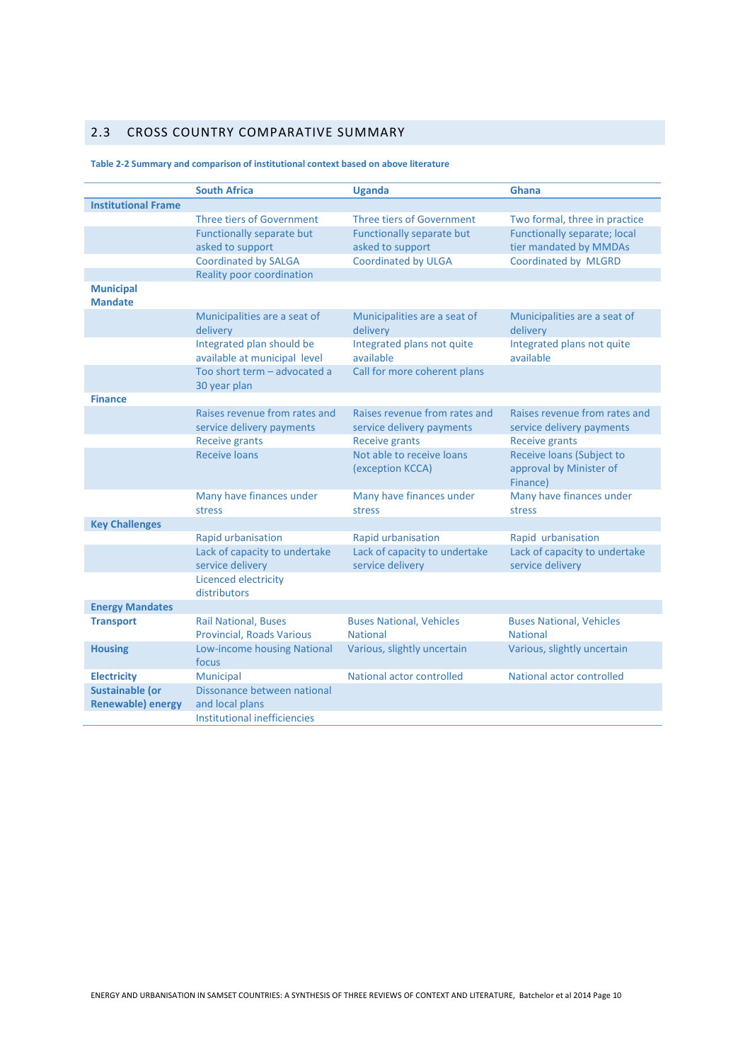## 2.3 CROSS COUNTRY COMPARATIVE SUMMARY

**Table 2-2 Summary and comparison of institutional context based on above literature**

| | South Africa | Uganda | Ghana |
|---|---|---|---|
| **Institutional Frame** | | | |
| | Three tiers of Government | Three tiers of Government | Two formal, three in practice |
| | Functionally separate but asked to support | Functionally separate but asked to support | Functionally separate; local tier mandated by MMDAs |
| | Coordinated by SALGA | Coordinated by ULGA | Coordinated by MLGRD |
| | Reality poor coordination | | |
| **Municipal Mandate** | | | |
| | Municipalities are a seat of delivery | Municipalities are a seat of delivery | Municipalities are a seat of delivery |
| | Integrated plan should be available at municipal level | Integrated plans not quite available | Integrated plans not quite available |
| | Too short term – advocated a 30 year plan | Call for more coherent plans | |
| **Finance** | | | |
| | Raises revenue from rates and service delivery payments | Raises revenue from rates and service delivery payments | Raises revenue from rates and service delivery payments |
| | Receive grants | Receive grants | Receive grants |
| | Receive loans | Not able to receive loans (exception KCCA) | Receive loans (Subject to approval by Minister of Finance) |
| | Many have finances under stress | Many have finances under stress | Many have finances under stress |
| **Key Challenges** | | | |
| | Rapid urbanisation | Rapid urbanisation | Rapid urbanisation |
| | Lack of capacity to undertake service delivery | Lack of capacity to undertake service delivery | Lack of capacity to undertake service delivery |
| | Licenced electricity distributors | | |
| **Energy Mandates** | | | |
| **Transport** | Rail National, Buses Provincial, Roads Various | Buses National, Vehicles National | Buses National, Vehicles National |
| **Housing** | Low-income housing National focus | Various, slightly uncertain | Various, slightly uncertain |
| **Electricity** | Municipal | National actor controlled | National actor controlled |
| **Sustainable (or Renewable) energy** | Dissonance between national and local plans | | |
| | Institutional inefficiencies | | |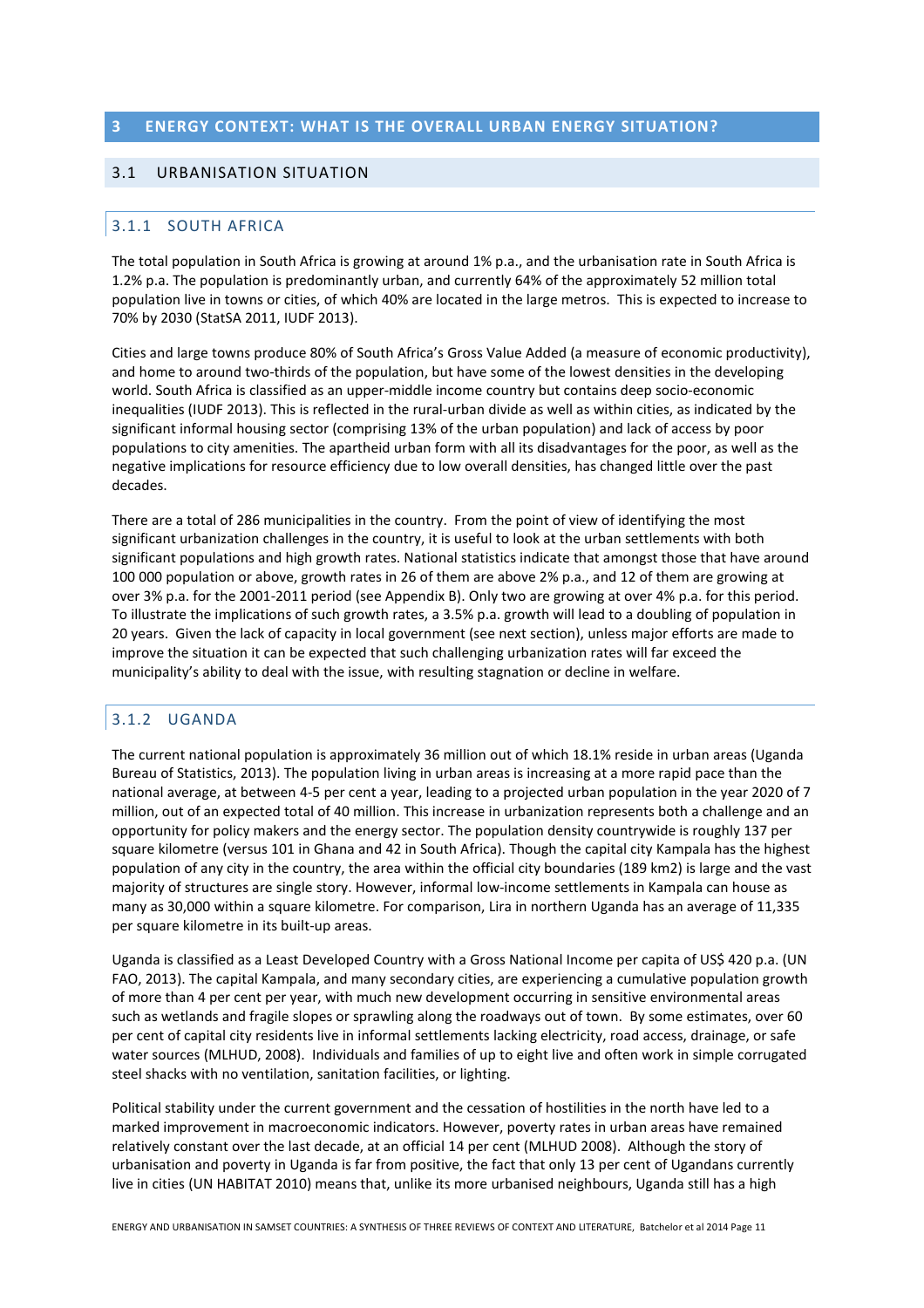# 3 ENERGY CONTEXT: WHAT IS THE OVERALL URBAN ENERGY SITUATION?

## 3.1 URBANISATION SITUATION

### 3.1.1 SOUTH AFRICA

The total population in South Africa is growing at around 1% p.a., and the urbanisation rate in South Africa is 1.2% p.a. The population is predominantly urban, and currently 64% of the approximately 52 million total population live in towns or cities, of which 40% are located in the large metros. This is expected to increase to 70% by 2030 (StatSA 2011, IUDF 2013).

Cities and large towns produce 80% of South Africa's Gross Value Added (a measure of economic productivity), and home to around two-thirds of the population, but have some of the lowest densities in the developing world. South Africa is classified as an upper-middle income country but contains deep socio-economic inequalities (IUDF 2013). This is reflected in the rural-urban divide as well as within cities, as indicated by the significant informal housing sector (comprising 13% of the urban population) and lack of access by poor populations to city amenities. The apartheid urban form with all its disadvantages for the poor, as well as the negative implications for resource efficiency due to low overall densities, has changed little over the past decades.

There are a total of 286 municipalities in the country. From the point of view of identifying the most significant urbanization challenges in the country, it is useful to look at the urban settlements with both significant populations and high growth rates. National statistics indicate that amongst those that have around 100 000 population or above, growth rates in 26 of them are above 2% p.a., and 12 of them are growing at over 3% p.a. for the 2001-2011 period (see Appendix B). Only two are growing at over 4% p.a. for this period. To illustrate the implications of such growth rates, a 3.5% p.a. growth will lead to a doubling of population in 20 years. Given the lack of capacity in local government (see next section), unless major efforts are made to improve the situation it can be expected that such challenging urbanization rates will far exceed the municipality's ability to deal with the issue, with resulting stagnation or decline in welfare.

### 3.1.2 UGANDA

The current national population is approximately 36 million out of which 18.1% reside in urban areas (Uganda Bureau of Statistics, 2013). The population living in urban areas is increasing at a more rapid pace than the national average, at between 4-5 per cent a year, leading to a projected urban population in the year 2020 of 7 million, out of an expected total of 40 million. This increase in urbanization represents both a challenge and an opportunity for policy makers and the energy sector. The population density countrywide is roughly 137 per square kilometre (versus 101 in Ghana and 42 in South Africa). Though the capital city Kampala has the highest population of any city in the country, the area within the official city boundaries (189 km2) is large and the vast majority of structures are single story. However, informal low-income settlements in Kampala can house as many as 30,000 within a square kilometre. For comparison, Lira in northern Uganda has an average of 11,335 per square kilometre in its built-up areas.

Uganda is classified as a Least Developed Country with a Gross National Income per capita of US$ 420 p.a. (UN FAO, 2013). The capital Kampala, and many secondary cities, are experiencing a cumulative population growth of more than 4 per cent per year, with much new development occurring in sensitive environmental areas such as wetlands and fragile slopes or sprawling along the roadways out of town. By some estimates, over 60 per cent of capital city residents live in informal settlements lacking electricity, road access, drainage, or safe water sources (MLHUD, 2008). Individuals and families of up to eight live and often work in simple corrugated steel shacks with no ventilation, sanitation facilities, or lighting.

Political stability under the current government and the cessation of hostilities in the north have led to a marked improvement in macroeconomic indicators. However, poverty rates in urban areas have remained relatively constant over the last decade, at an official 14 per cent (MLHUD 2008). Although the story of urbanisation and poverty in Uganda is far from positive, the fact that only 13 per cent of Ugandans currently live in cities (UN HABITAT 2010) means that, unlike its more urbanised neighbours, Uganda still has a high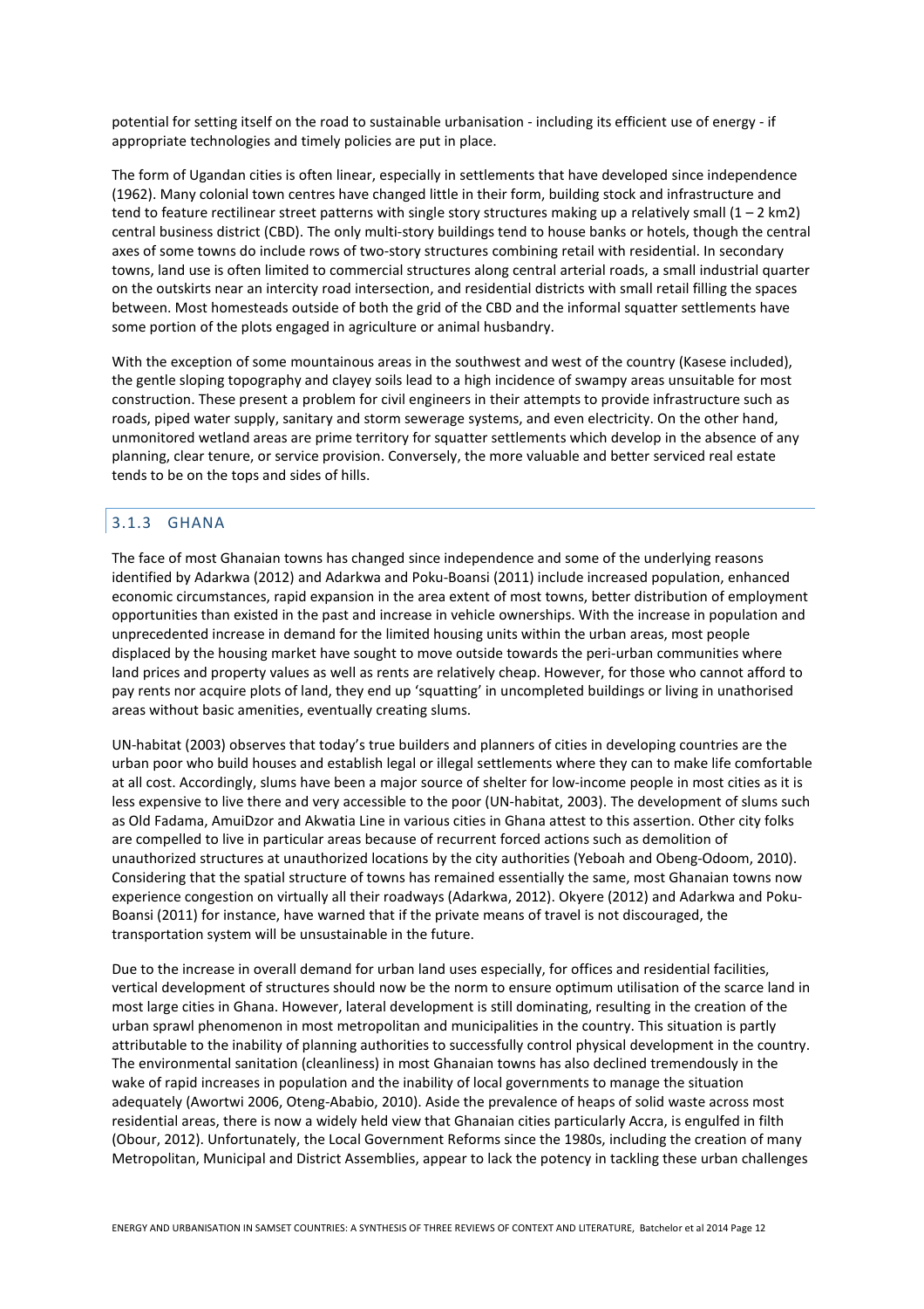potential for setting itself on the road to sustainable urbanisation - including its efficient use of energy - if appropriate technologies and timely policies are put in place.

The form of Ugandan cities is often linear, especially in settlements that have developed since independence (1962). Many colonial town centres have changed little in their form, building stock and infrastructure and tend to feature rectilinear street patterns with single story structures making up a relatively small (1 – 2 km2) central business district (CBD). The only multi-story buildings tend to house banks or hotels, though the central axes of some towns do include rows of two-story structures combining retail with residential. In secondary towns, land use is often limited to commercial structures along central arterial roads, a small industrial quarter on the outskirts near an intercity road intersection, and residential districts with small retail filling the spaces between. Most homesteads outside of both the grid of the CBD and the informal squatter settlements have some portion of the plots engaged in agriculture or animal husbandry.

With the exception of some mountainous areas in the southwest and west of the country (Kasese included), the gentle sloping topography and clayey soils lead to a high incidence of swampy areas unsuitable for most construction. These present a problem for civil engineers in their attempts to provide infrastructure such as roads, piped water supply, sanitary and storm sewerage systems, and even electricity. On the other hand, unmonitored wetland areas are prime territory for squatter settlements which develop in the absence of any planning, clear tenure, or service provision. Conversely, the more valuable and better serviced real estate tends to be on the tops and sides of hills.

### 3.1.3 GHANA

The face of most Ghanaian towns has changed since independence and some of the underlying reasons identified by Adarkwa (2012) and Adarkwa and Poku-Boansi (2011) include increased population, enhanced economic circumstances, rapid expansion in the area extent of most towns, better distribution of employment opportunities than existed in the past and increase in vehicle ownerships. With the increase in population and unprecedented increase in demand for the limited housing units within the urban areas, most people displaced by the housing market have sought to move outside towards the peri-urban communities where land prices and property values as well as rents are relatively cheap. However, for those who cannot afford to pay rents nor acquire plots of land, they end up 'squatting' in uncompleted buildings or living in unathorised areas without basic amenities, eventually creating slums.

UN-habitat (2003) observes that today's true builders and planners of cities in developing countries are the urban poor who build houses and establish legal or illegal settlements where they can to make life comfortable at all cost. Accordingly, slums have been a major source of shelter for low-income people in most cities as it is less expensive to live there and very accessible to the poor (UN-habitat, 2003). The development of slums such as Old Fadama, AmuiDzor and Akwatia Line in various cities in Ghana attest to this assertion. Other city folks are compelled to live in particular areas because of recurrent forced actions such as demolition of unauthorized structures at unauthorized locations by the city authorities (Yeboah and Obeng-Odoom, 2010). Considering that the spatial structure of towns has remained essentially the same, most Ghanaian towns now experience congestion on virtually all their roadways (Adarkwa, 2012). Okyere (2012) and Adarkwa and Poku-Boansi (2011) for instance, have warned that if the private means of travel is not discouraged, the transportation system will be unsustainable in the future.

Due to the increase in overall demand for urban land uses especially, for offices and residential facilities, vertical development of structures should now be the norm to ensure optimum utilisation of the scarce land in most large cities in Ghana. However, lateral development is still dominating, resulting in the creation of the urban sprawl phenomenon in most metropolitan and municipalities in the country. This situation is partly attributable to the inability of planning authorities to successfully control physical development in the country. The environmental sanitation (cleanliness) in most Ghanaian towns has also declined tremendously in the wake of rapid increases in population and the inability of local governments to manage the situation adequately (Awortwi 2006, Oteng-Ababio, 2010). Aside the prevalence of heaps of solid waste across most residential areas, there is now a widely held view that Ghanaian cities particularly Accra, is engulfed in filth (Obour, 2012). Unfortunately, the Local Government Reforms since the 1980s, including the creation of many Metropolitan, Municipal and District Assemblies, appear to lack the potency in tackling these urban challenges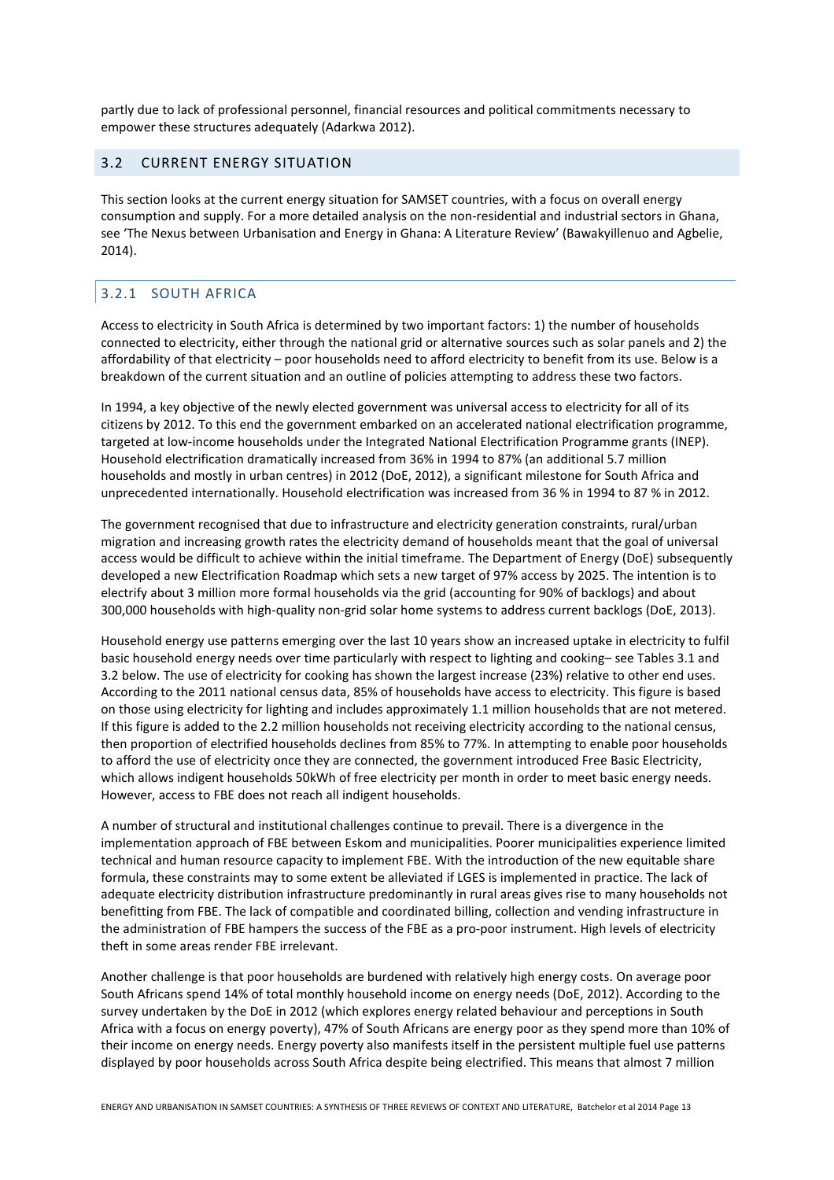partly due to lack of professional personnel, financial resources and political commitments necessary to empower these structures adequately (Adarkwa 2012).

## 3.2 CURRENT ENERGY SITUATION

This section looks at the current energy situation for SAMSET countries, with a focus on overall energy consumption and supply. For a more detailed analysis on the non-residential and industrial sectors in Ghana, see 'The Nexus between Urbanisation and Energy in Ghana: A Literature Review' (Bawakyillenuo and Agbelie, 2014).

### 3.2.1 SOUTH AFRICA

Access to electricity in South Africa is determined by two important factors: 1) the number of households connected to electricity, either through the national grid or alternative sources such as solar panels and 2) the affordability of that electricity – poor households need to afford electricity to benefit from its use. Below is a breakdown of the current situation and an outline of policies attempting to address these two factors.

In 1994, a key objective of the newly elected government was universal access to electricity for all of its citizens by 2012. To this end the government embarked on an accelerated national electrification programme, targeted at low-income households under the Integrated National Electrification Programme grants (INEP). Household electrification dramatically increased from 36% in 1994 to 87% (an additional 5.7 million households and mostly in urban centres) in 2012 (DoE, 2012), a significant milestone for South Africa and unprecedented internationally. Household electrification was increased from 36 % in 1994 to 87 % in 2012.

The government recognised that due to infrastructure and electricity generation constraints, rural/urban migration and increasing growth rates the electricity demand of households meant that the goal of universal access would be difficult to achieve within the initial timeframe. The Department of Energy (DoE) subsequently developed a new Electrification Roadmap which sets a new target of 97% access by 2025. The intention is to electrify about 3 million more formal households via the grid (accounting for 90% of backlogs) and about 300,000 households with high-quality non-grid solar home systems to address current backlogs (DoE, 2013).

Household energy use patterns emerging over the last 10 years show an increased uptake in electricity to fulfil basic household energy needs over time particularly with respect to lighting and cooking– see Tables 3.1 and 3.2 below. The use of electricity for cooking has shown the largest increase (23%) relative to other end uses. According to the 2011 national census data, 85% of households have access to electricity. This figure is based on those using electricity for lighting and includes approximately 1.1 million households that are not metered. If this figure is added to the 2.2 million households not receiving electricity according to the national census, then proportion of electrified households declines from 85% to 77%. In attempting to enable poor households to afford the use of electricity once they are connected, the government introduced Free Basic Electricity, which allows indigent households 50kWh of free electricity per month in order to meet basic energy needs. However, access to FBE does not reach all indigent households.

A number of structural and institutional challenges continue to prevail. There is a divergence in the implementation approach of FBE between Eskom and municipalities. Poorer municipalities experience limited technical and human resource capacity to implement FBE. With the introduction of the new equitable share formula, these constraints may to some extent be alleviated if LGES is implemented in practice. The lack of adequate electricity distribution infrastructure predominantly in rural areas gives rise to many households not benefitting from FBE. The lack of compatible and coordinated billing, collection and vending infrastructure in the administration of FBE hampers the success of the FBE as a pro-poor instrument. High levels of electricity theft in some areas render FBE irrelevant.

Another challenge is that poor households are burdened with relatively high energy costs. On average poor South Africans spend 14% of total monthly household income on energy needs (DoE, 2012). According to the survey undertaken by the DoE in 2012 (which explores energy related behaviour and perceptions in South Africa with a focus on energy poverty), 47% of South Africans are energy poor as they spend more than 10% of their income on energy needs. Energy poverty also manifests itself in the persistent multiple fuel use patterns displayed by poor households across South Africa despite being electrified. This means that almost 7 million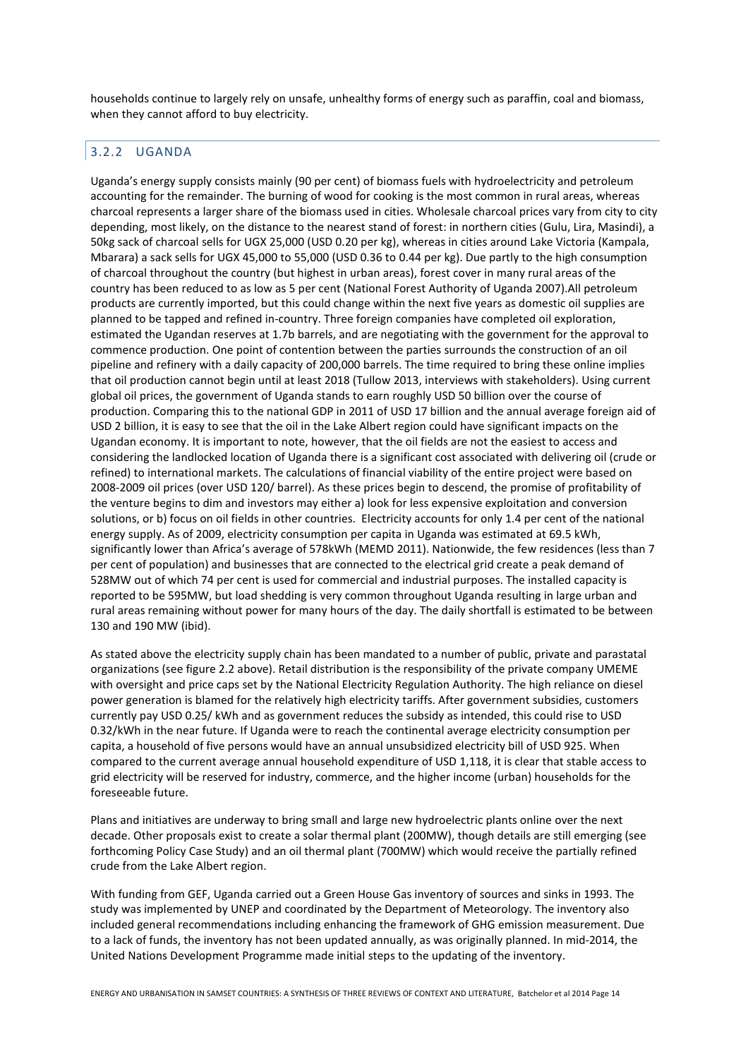households continue to largely rely on unsafe, unhealthy forms of energy such as paraffin, coal and biomass, when they cannot afford to buy electricity.

### 3.2.2 UGANDA

Uganda's energy supply consists mainly (90 per cent) of biomass fuels with hydroelectricity and petroleum accounting for the remainder. The burning of wood for cooking is the most common in rural areas, whereas charcoal represents a larger share of the biomass used in cities. Wholesale charcoal prices vary from city to city depending, most likely, on the distance to the nearest stand of forest: in northern cities (Gulu, Lira, Masindi), a 50kg sack of charcoal sells for UGX 25,000 (USD 0.20 per kg), whereas in cities around Lake Victoria (Kampala, Mbarara) a sack sells for UGX 45,000 to 55,000 (USD 0.36 to 0.44 per kg). Due partly to the high consumption of charcoal throughout the country (but highest in urban areas), forest cover in many rural areas of the country has been reduced to as low as 5 per cent (National Forest Authority of Uganda 2007).All petroleum products are currently imported, but this could change within the next five years as domestic oil supplies are planned to be tapped and refined in-country. Three foreign companies have completed oil exploration, estimated the Ugandan reserves at 1.7b barrels, and are negotiating with the government for the approval to commence production. One point of contention between the parties surrounds the construction of an oil pipeline and refinery with a daily capacity of 200,000 barrels. The time required to bring these online implies that oil production cannot begin until at least 2018 (Tullow 2013, interviews with stakeholders). Using current global oil prices, the government of Uganda stands to earn roughly USD 50 billion over the course of production. Comparing this to the national GDP in 2011 of USD 17 billion and the annual average foreign aid of USD 2 billion, it is easy to see that the oil in the Lake Albert region could have significant impacts on the Ugandan economy. It is important to note, however, that the oil fields are not the easiest to access and considering the landlocked location of Uganda there is a significant cost associated with delivering oil (crude or refined) to international markets. The calculations of financial viability of the entire project were based on 2008-2009 oil prices (over USD 120/ barrel). As these prices begin to descend, the promise of profitability of the venture begins to dim and investors may either a) look for less expensive exploitation and conversion solutions, or b) focus on oil fields in other countries. Electricity accounts for only 1.4 per cent of the national energy supply. As of 2009, electricity consumption per capita in Uganda was estimated at 69.5 kWh, significantly lower than Africa's average of 578kWh (MEMD 2011). Nationwide, the few residences (less than 7 per cent of population) and businesses that are connected to the electrical grid create a peak demand of 528MW out of which 74 per cent is used for commercial and industrial purposes. The installed capacity is reported to be 595MW, but load shedding is very common throughout Uganda resulting in large urban and rural areas remaining without power for many hours of the day. The daily shortfall is estimated to be between 130 and 190 MW (ibid).

As stated above the electricity supply chain has been mandated to a number of public, private and parastatal organizations (see figure 2.2 above). Retail distribution is the responsibility of the private company UMEME with oversight and price caps set by the National Electricity Regulation Authority. The high reliance on diesel power generation is blamed for the relatively high electricity tariffs. After government subsidies, customers currently pay USD 0.25/ kWh and as government reduces the subsidy as intended, this could rise to USD 0.32/kWh in the near future. If Uganda were to reach the continental average electricity consumption per capita, a household of five persons would have an annual unsubsidized electricity bill of USD 925. When compared to the current average annual household expenditure of USD 1,118, it is clear that stable access to grid electricity will be reserved for industry, commerce, and the higher income (urban) households for the foreseeable future.

Plans and initiatives are underway to bring small and large new hydroelectric plants online over the next decade. Other proposals exist to create a solar thermal plant (200MW), though details are still emerging (see forthcoming Policy Case Study) and an oil thermal plant (700MW) which would receive the partially refined crude from the Lake Albert region.

With funding from GEF, Uganda carried out a Green House Gas inventory of sources and sinks in 1993. The study was implemented by UNEP and coordinated by the Department of Meteorology. The inventory also included general recommendations including enhancing the framework of GHG emission measurement. Due to a lack of funds, the inventory has not been updated annually, as was originally planned. In mid-2014, the United Nations Development Programme made initial steps to the updating of the inventory.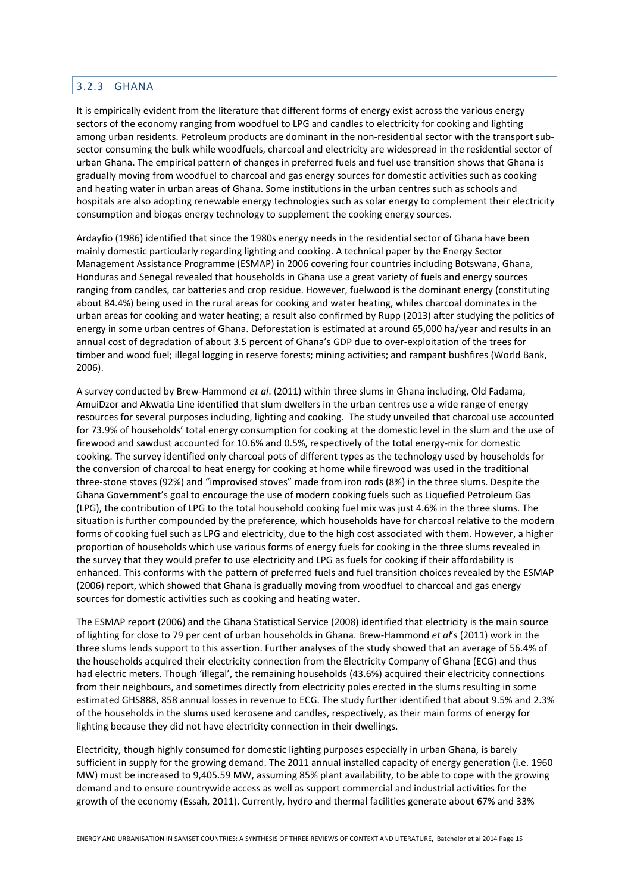### 3.2.3 GHANA

It is empirically evident from the literature that different forms of energy exist across the various energy sectors of the economy ranging from woodfuel to LPG and candles to electricity for cooking and lighting among urban residents. Petroleum products are dominant in the non-residential sector with the transport sub-sector consuming the bulk while woodfuels, charcoal and electricity are widespread in the residential sector of urban Ghana. The empirical pattern of changes in preferred fuels and fuel use transition shows that Ghana is gradually moving from woodfuel to charcoal and gas energy sources for domestic activities such as cooking and heating water in urban areas of Ghana. Some institutions in the urban centres such as schools and hospitals are also adopting renewable energy technologies such as solar energy to complement their electricity consumption and biogas energy technology to supplement the cooking energy sources.

Ardayfio (1986) identified that since the 1980s energy needs in the residential sector of Ghana have been mainly domestic particularly regarding lighting and cooking. A technical paper by the Energy Sector Management Assistance Programme (ESMAP) in 2006 covering four countries including Botswana, Ghana, Honduras and Senegal revealed that households in Ghana use a great variety of fuels and energy sources ranging from candles, car batteries and crop residue. However, fuelwood is the dominant energy (constituting about 84.4%) being used in the rural areas for cooking and water heating, whiles charcoal dominates in the urban areas for cooking and water heating; a result also confirmed by Rupp (2013) after studying the politics of energy in some urban centres of Ghana. Deforestation is estimated at around 65,000 ha/year and results in an annual cost of degradation of about 3.5 percent of Ghana's GDP due to over-exploitation of the trees for timber and wood fuel; illegal logging in reserve forests; mining activities; and rampant bushfires (World Bank, 2006).

A survey conducted by Brew-Hammond *et al*. (2011) within three slums in Ghana including, Old Fadama, AmuiDzor and Akwatia Line identified that slum dwellers in the urban centres use a wide range of energy resources for several purposes including, lighting and cooking. The study unveiled that charcoal use accounted for 73.9% of households' total energy consumption for cooking at the domestic level in the slum and the use of firewood and sawdust accounted for 10.6% and 0.5%, respectively of the total energy-mix for domestic cooking. The survey identified only charcoal pots of different types as the technology used by households for the conversion of charcoal to heat energy for cooking at home while firewood was used in the traditional three-stone stoves (92%) and "improvised stoves" made from iron rods (8%) in the three slums. Despite the Ghana Government's goal to encourage the use of modern cooking fuels such as Liquefied Petroleum Gas (LPG), the contribution of LPG to the total household cooking fuel mix was just 4.6% in the three slums. The situation is further compounded by the preference, which households have for charcoal relative to the modern forms of cooking fuel such as LPG and electricity, due to the high cost associated with them. However, a higher proportion of households which use various forms of energy fuels for cooking in the three slums revealed in the survey that they would prefer to use electricity and LPG as fuels for cooking if their affordability is enhanced. This conforms with the pattern of preferred fuels and fuel transition choices revealed by the ESMAP (2006) report, which showed that Ghana is gradually moving from woodfuel to charcoal and gas energy sources for domestic activities such as cooking and heating water.

The ESMAP report (2006) and the Ghana Statistical Service (2008) identified that electricity is the main source of lighting for close to 79 per cent of urban households in Ghana. Brew-Hammond *et al*'s (2011) work in the three slums lends support to this assertion. Further analyses of the study showed that an average of 56.4% of the households acquired their electricity connection from the Electricity Company of Ghana (ECG) and thus had electric meters. Though 'illegal', the remaining households (43.6%) acquired their electricity connections from their neighbours, and sometimes directly from electricity poles erected in the slums resulting in some estimated GHS888, 858 annual losses in revenue to ECG. The study further identified that about 9.5% and 2.3% of the households in the slums used kerosene and candles, respectively, as their main forms of energy for lighting because they did not have electricity connection in their dwellings.

Electricity, though highly consumed for domestic lighting purposes especially in urban Ghana, is barely sufficient in supply for the growing demand. The 2011 annual installed capacity of energy generation (i.e. 1960 MW) must be increased to 9,405.59 MW, assuming 85% plant availability, to be able to cope with the growing demand and to ensure countrywide access as well as support commercial and industrial activities for the growth of the economy (Essah, 2011). Currently, hydro and thermal facilities generate about 67% and 33%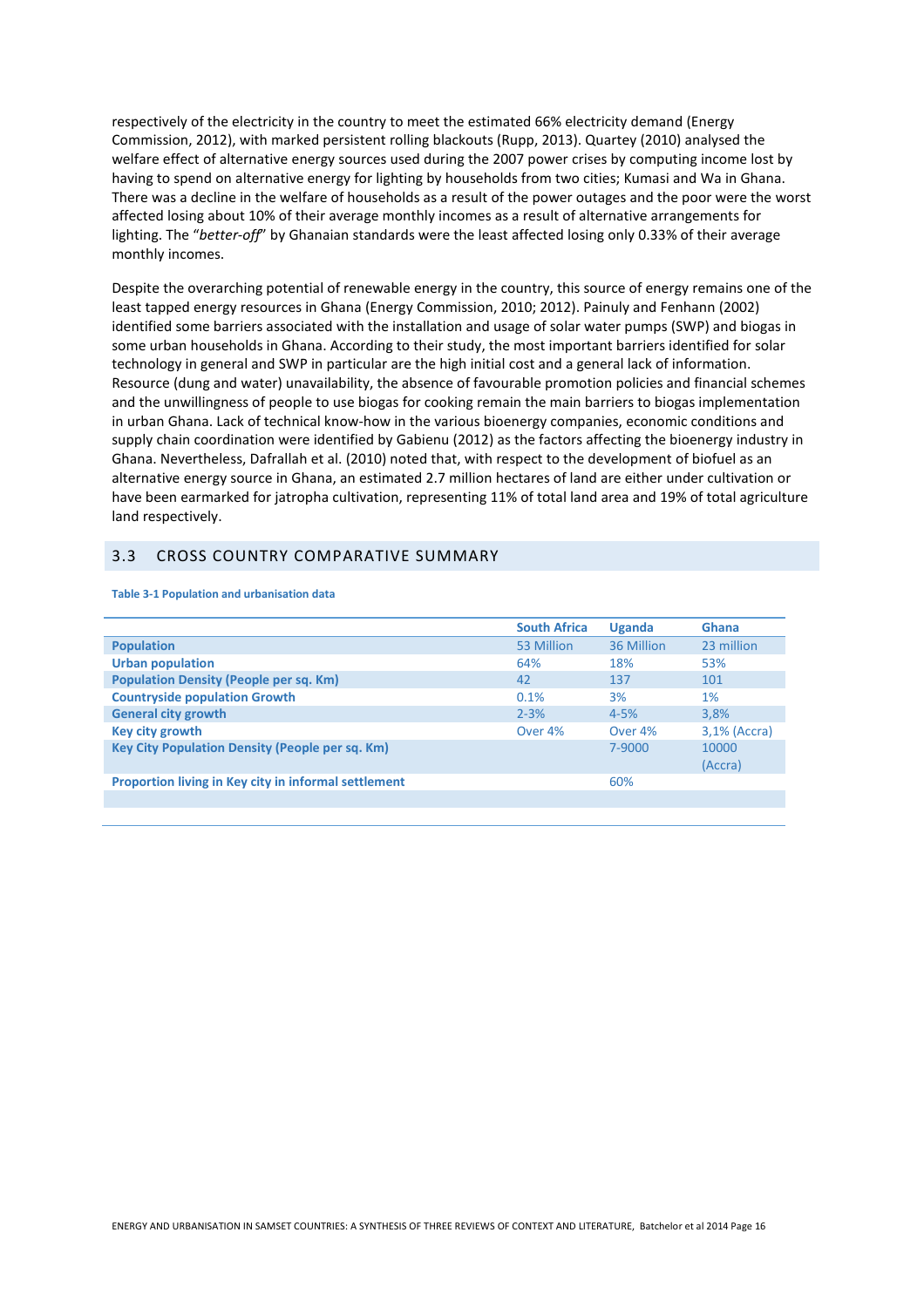respectively of the electricity in the country to meet the estimated 66% electricity demand (Energy Commission, 2012), with marked persistent rolling blackouts (Rupp, 2013). Quartey (2010) analysed the welfare effect of alternative energy sources used during the 2007 power crises by computing income lost by having to spend on alternative energy for lighting by households from two cities; Kumasi and Wa in Ghana. There was a decline in the welfare of households as a result of the power outages and the poor were the worst affected losing about 10% of their average monthly incomes as a result of alternative arrangements for lighting. The "*better-off*" by Ghanaian standards were the least affected losing only 0.33% of their average monthly incomes.

Despite the overarching potential of renewable energy in the country, this source of energy remains one of the least tapped energy resources in Ghana (Energy Commission, 2010; 2012). Painuly and Fenhann (2002) identified some barriers associated with the installation and usage of solar water pumps (SWP) and biogas in some urban households in Ghana. According to their study, the most important barriers identified for solar technology in general and SWP in particular are the high initial cost and a general lack of information. Resource (dung and water) unavailability, the absence of favourable promotion policies and financial schemes and the unwillingness of people to use biogas for cooking remain the main barriers to biogas implementation in urban Ghana. Lack of technical know-how in the various bioenergy companies, economic conditions and supply chain coordination were identified by Gabienu (2012) as the factors affecting the bioenergy industry in Ghana. Nevertheless, Dafrallah et al. (2010) noted that, with respect to the development of biofuel as an alternative energy source in Ghana, an estimated 2.7 million hectares of land are either under cultivation or have been earmarked for jatropha cultivation, representing 11% of total land area and 19% of total agriculture land respectively.

## 3.3 CROSS COUNTRY COMPARATIVE SUMMARY

**Table 3-1 Population and urbanisation data**

| | South Africa | Uganda | Ghana |
|---|---|---|---|
| **Population** | 53 Million | 36 Million | 23 million |
| **Urban population** | 64% | 18% | 53% |
| **Population Density (People per sq. Km)** | 42 | 137 | 101 |
| **Countryside population Growth** | 0.1% | 3% | 1% |
| **General city growth** | 2-3% | 4-5% | 3,8% |
| **Key city growth** | Over 4% | Over 4% | 3,1% (Accra) |
| **Key City Population Density (People per sq. Km)** | | 7-9000 | 10000 (Accra) |
| **Proportion living in Key city in informal settlement** | | 60% | |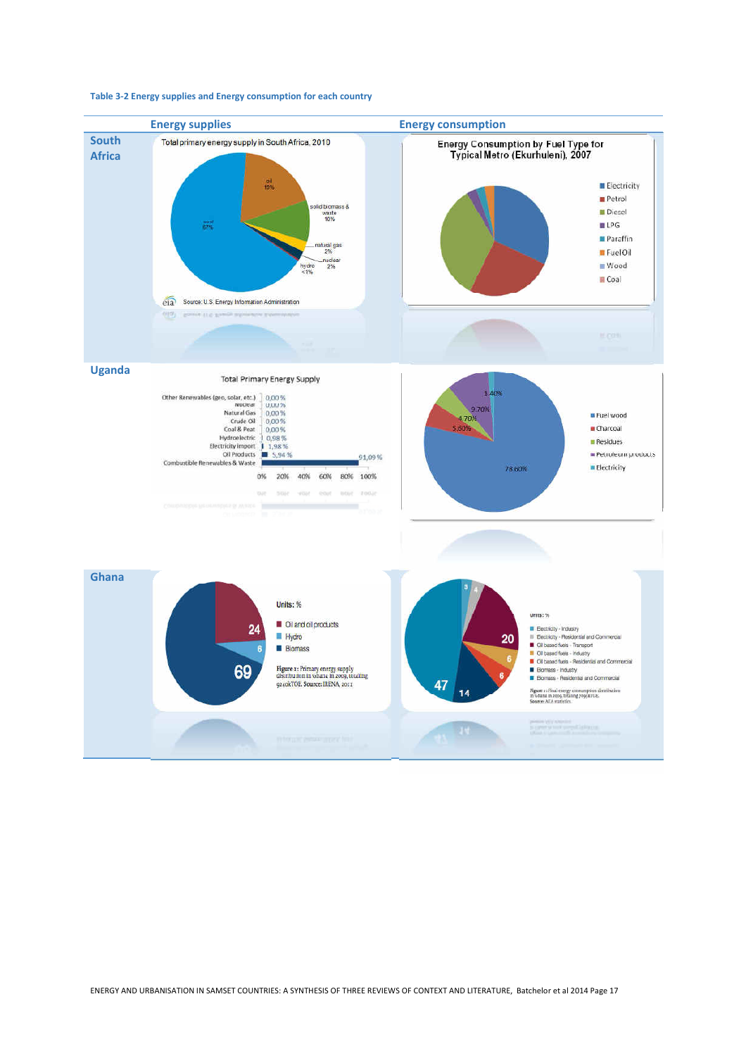**Table 3-2 Energy supplies and Energy consumption for each country**

| | Energy supplies | Energy consumption |
|---|---|---|
| **South Africa** | Total primary energy supply in South Africa, 2010: coal 67%, oil 19%, solid biomass & waste 10%, natural gas 2%, nuclear 2%, hydro <1%. Source: U.S. Energy Information Administration | Energy Consumption by Fuel Type for Typical Metro (Ekurhuleni), 2007: Electricity, Petrol, Diesel, LPG, Paraffin, Fuel Oil, Wood, Coal |
| **Uganda** | Total Primary Energy Supply: Other Renewables (geo, solar, etc.) 0,00 %; Nuclear 0,00 %; Natural Gas 0,00 %; Crude Oil 0,00 %; Coal & Peat 0,00 %; Hydroelectric 0,98 %; Electricity import 1,98 %; Oil Products 5,94 %; Combustible Renewables & Waste 91,09 % | Fuel wood 78.60%; Charcoal 5.60%; Residues 4.70%; Petroleum products 9.70%; Electricity 1.40% |
| **Ghana** | Units: %. Oil and oil products 24; Hydro 6; Biomass 69. Figure 1: Primary energy supply distribution in Ghana in 2009, totalling 9240kTOE. Source: IRENA, 2011 | Units: %. Electicity - Industry 3; Electicity - Residential and Commercial 4; Oil based fuels - Transport 20; Oil based fuels - Industry 6; Oil based fuels - Residential and Commercial 6; Biomass - Industry 14; Biomass - Residential and Commercial 47. Figure: Final energy consumption distribution in Ghana in 2009, totaling 5955ktoe. Source: AEA statistics. |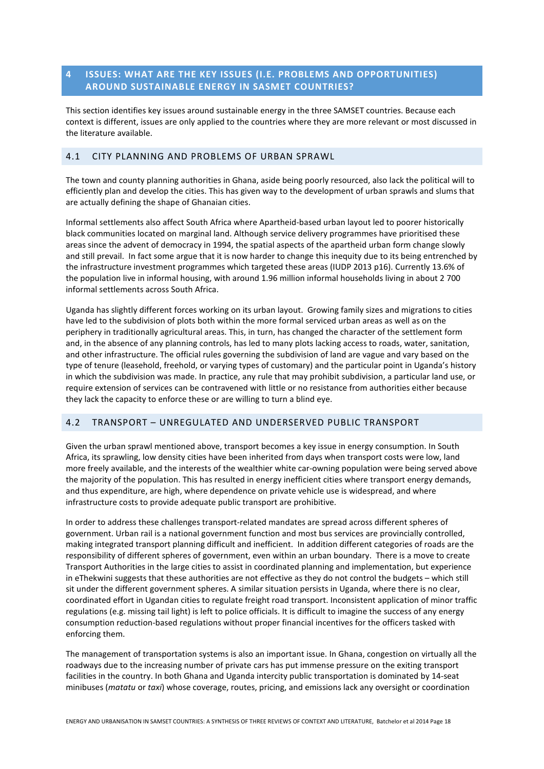# 4 ISSUES: WHAT ARE THE KEY ISSUES (I.E. PROBLEMS AND OPPORTUNITIES) AROUND SUSTAINABLE ENERGY IN SASMET COUNTRIES?

This section identifies key issues around sustainable energy in the three SAMSET countries. Because each context is different, issues are only applied to the countries where they are more relevant or most discussed in the literature available.

## 4.1 CITY PLANNING AND PROBLEMS OF URBAN SPRAWL

The town and county planning authorities in Ghana, aside being poorly resourced, also lack the political will to efficiently plan and develop the cities. This has given way to the development of urban sprawls and slums that are actually defining the shape of Ghanaian cities.

Informal settlements also affect South Africa where Apartheid-based urban layout led to poorer historically black communities located on marginal land. Although service delivery programmes have prioritised these areas since the advent of democracy in 1994, the spatial aspects of the apartheid urban form change slowly and still prevail. In fact some argue that it is now harder to change this inequity due to its being entrenched by the infrastructure investment programmes which targeted these areas (IUDP 2013 p16). Currently 13.6% of the population live in informal housing, with around 1.96 million informal households living in about 2 700 informal settlements across South Africa.

Uganda has slightly different forces working on its urban layout. Growing family sizes and migrations to cities have led to the subdivision of plots both within the more formal serviced urban areas as well as on the periphery in traditionally agricultural areas. This, in turn, has changed the character of the settlement form and, in the absence of any planning controls, has led to many plots lacking access to roads, water, sanitation, and other infrastructure. The official rules governing the subdivision of land are vague and vary based on the type of tenure (leasehold, freehold, or varying types of customary) and the particular point in Uganda's history in which the subdivision was made. In practice, any rule that may prohibit subdivision, a particular land use, or require extension of services can be contravened with little or no resistance from authorities either because they lack the capacity to enforce these or are willing to turn a blind eye.

## 4.2 TRANSPORT – UNREGULATED AND UNDERSERVED PUBLIC TRANSPORT

Given the urban sprawl mentioned above, transport becomes a key issue in energy consumption. In South Africa, its sprawling, low density cities have been inherited from days when transport costs were low, land more freely available, and the interests of the wealthier white car-owning population were being served above the majority of the population. This has resulted in energy inefficient cities where transport energy demands, and thus expenditure, are high, where dependence on private vehicle use is widespread, and where infrastructure costs to provide adequate public transport are prohibitive.

In order to address these challenges transport-related mandates are spread across different spheres of government. Urban rail is a national government function and most bus services are provincially controlled, making integrated transport planning difficult and inefficient. In addition different categories of roads are the responsibility of different spheres of government, even within an urban boundary. There is a move to create Transport Authorities in the large cities to assist in coordinated planning and implementation, but experience in eThekwini suggests that these authorities are not effective as they do not control the budgets – which still sit under the different government spheres. A similar situation persists in Uganda, where there is no clear, coordinated effort in Ugandan cities to regulate freight road transport. Inconsistent application of minor traffic regulations (e.g. missing tail light) is left to police officials. It is difficult to imagine the success of any energy consumption reduction-based regulations without proper financial incentives for the officers tasked with enforcing them.

The management of transportation systems is also an important issue. In Ghana, congestion on virtually all the roadways due to the increasing number of private cars has put immense pressure on the exiting transport facilities in the country. In both Ghana and Uganda intercity public transportation is dominated by 14-seat minibuses (*matatu* or *taxi*) whose coverage, routes, pricing, and emissions lack any oversight or coordination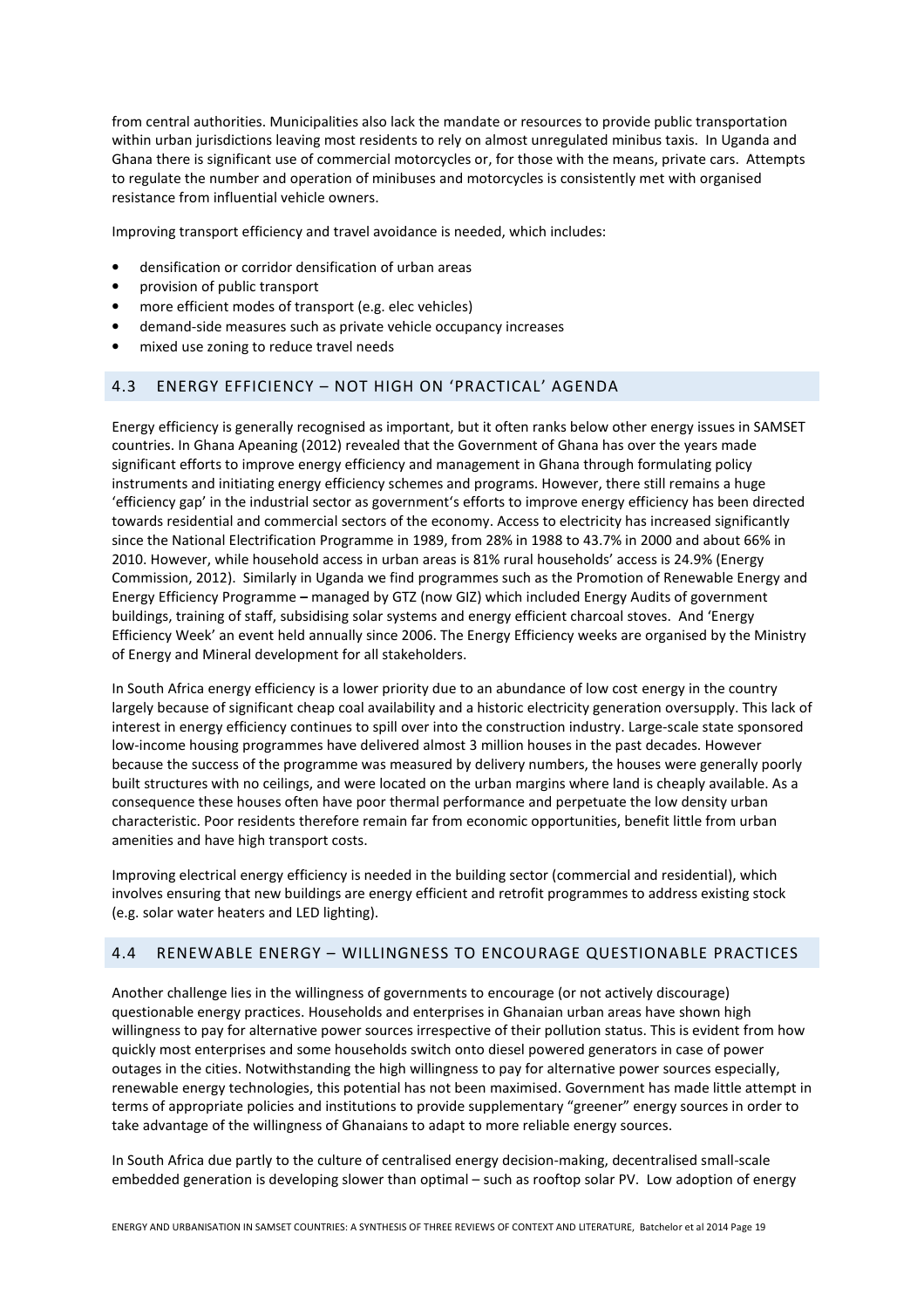from central authorities. Municipalities also lack the mandate or resources to provide public transportation within urban jurisdictions leaving most residents to rely on almost unregulated minibus taxis. In Uganda and Ghana there is significant use of commercial motorcycles or, for those with the means, private cars. Attempts to regulate the number and operation of minibuses and motorcycles is consistently met with organised resistance from influential vehicle owners.

Improving transport efficiency and travel avoidance is needed, which includes:

- densification or corridor densification of urban areas
- provision of public transport
- more efficient modes of transport (e.g. elec vehicles)
- demand-side measures such as private vehicle occupancy increases
- mixed use zoning to reduce travel needs

## 4.3 ENERGY EFFICIENCY – NOT HIGH ON 'PRACTICAL' AGENDA

Energy efficiency is generally recognised as important, but it often ranks below other energy issues in SAMSET countries. In Ghana Apeaning (2012) revealed that the Government of Ghana has over the years made significant efforts to improve energy efficiency and management in Ghana through formulating policy instruments and initiating energy efficiency schemes and programs. However, there still remains a huge 'efficiency gap' in the industrial sector as government's efforts to improve energy efficiency has been directed towards residential and commercial sectors of the economy. Access to electricity has increased significantly since the National Electrification Programme in 1989, from 28% in 1988 to 43.7% in 2000 and about 66% in 2010. However, while household access in urban areas is 81% rural households' access is 24.9% (Energy Commission, 2012). Similarly in Uganda we find programmes such as the Promotion of Renewable Energy and Energy Efficiency Programme **–** managed by GTZ (now GIZ) which included Energy Audits of government buildings, training of staff, subsidising solar systems and energy efficient charcoal stoves. And 'Energy Efficiency Week' an event held annually since 2006. The Energy Efficiency weeks are organised by the Ministry of Energy and Mineral development for all stakeholders.

In South Africa energy efficiency is a lower priority due to an abundance of low cost energy in the country largely because of significant cheap coal availability and a historic electricity generation oversupply. This lack of interest in energy efficiency continues to spill over into the construction industry. Large-scale state sponsored low-income housing programmes have delivered almost 3 million houses in the past decades. However because the success of the programme was measured by delivery numbers, the houses were generally poorly built structures with no ceilings, and were located on the urban margins where land is cheaply available. As a consequence these houses often have poor thermal performance and perpetuate the low density urban characteristic. Poor residents therefore remain far from economic opportunities, benefit little from urban amenities and have high transport costs.

Improving electrical energy efficiency is needed in the building sector (commercial and residential), which involves ensuring that new buildings are energy efficient and retrofit programmes to address existing stock (e.g. solar water heaters and LED lighting).

## 4.4 RENEWABLE ENERGY – WILLINGNESS TO ENCOURAGE QUESTIONABLE PRACTICES

Another challenge lies in the willingness of governments to encourage (or not actively discourage) questionable energy practices. Households and enterprises in Ghanaian urban areas have shown high willingness to pay for alternative power sources irrespective of their pollution status. This is evident from how quickly most enterprises and some households switch onto diesel powered generators in case of power outages in the cities. Notwithstanding the high willingness to pay for alternative power sources especially, renewable energy technologies, this potential has not been maximised. Government has made little attempt in terms of appropriate policies and institutions to provide supplementary "greener" energy sources in order to take advantage of the willingness of Ghanaians to adapt to more reliable energy sources.

In South Africa due partly to the culture of centralised energy decision-making, decentralised small-scale embedded generation is developing slower than optimal – such as rooftop solar PV. Low adoption of energy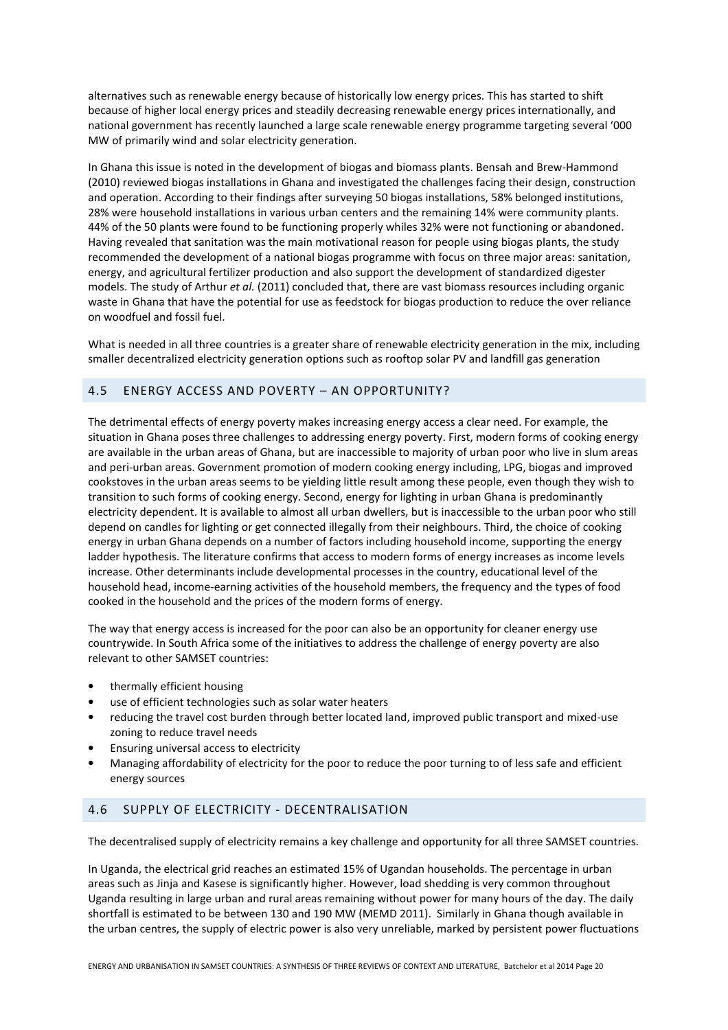alternatives such as renewable energy because of historically low energy prices. This has started to shift because of higher local energy prices and steadily decreasing renewable energy prices internationally, and national government has recently launched a large scale renewable energy programme targeting several '000 MW of primarily wind and solar electricity generation.

In Ghana this issue is noted in the development of biogas and biomass plants. Bensah and Brew-Hammond (2010) reviewed biogas installations in Ghana and investigated the challenges facing their design, construction and operation. According to their findings after surveying 50 biogas installations, 58% belonged institutions, 28% were household installations in various urban centers and the remaining 14% were community plants. 44% of the 50 plants were found to be functioning properly whiles 32% were not functioning or abandoned. Having revealed that sanitation was the main motivational reason for people using biogas plants, the study recommended the development of a national biogas programme with focus on three major areas: sanitation, energy, and agricultural fertilizer production and also support the development of standardized digester models. The study of Arthur *et al.* (2011) concluded that, there are vast biomass resources including organic waste in Ghana that have the potential for use as feedstock for biogas production to reduce the over reliance on woodfuel and fossil fuel.

What is needed in all three countries is a greater share of renewable electricity generation in the mix, including smaller decentralized electricity generation options such as rooftop solar PV and landfill gas generation

## 4.5 ENERGY ACCESS AND POVERTY – AN OPPORTUNITY?

The detrimental effects of energy poverty makes increasing energy access a clear need. For example, the situation in Ghana poses three challenges to addressing energy poverty. First, modern forms of cooking energy are available in the urban areas of Ghana, but are inaccessible to majority of urban poor who live in slum areas and peri-urban areas. Government promotion of modern cooking energy including, LPG, biogas and improved cookstoves in the urban areas seems to be yielding little result among these people, even though they wish to transition to such forms of cooking energy. Second, energy for lighting in urban Ghana is predominantly electricity dependent. It is available to almost all urban dwellers, but is inaccessible to the urban poor who still depend on candles for lighting or get connected illegally from their neighbours. Third, the choice of cooking energy in urban Ghana depends on a number of factors including household income, supporting the energy ladder hypothesis. The literature confirms that access to modern forms of energy increases as income levels increase. Other determinants include developmental processes in the country, educational level of the household head, income-earning activities of the household members, the frequency and the types of food cooked in the household and the prices of the modern forms of energy.

The way that energy access is increased for the poor can also be an opportunity for cleaner energy use countrywide. In South Africa some of the initiatives to address the challenge of energy poverty are also relevant to other SAMSET countries:

- thermally efficient housing
- use of efficient technologies such as solar water heaters
- reducing the travel cost burden through better located land, improved public transport and mixed-use zoning to reduce travel needs
- Ensuring universal access to electricity
- Managing affordability of electricity for the poor to reduce the poor turning to of less safe and efficient energy sources

## 4.6 SUPPLY OF ELECTRICITY - DECENTRALISATION

The decentralised supply of electricity remains a key challenge and opportunity for all three SAMSET countries.

In Uganda, the electrical grid reaches an estimated 15% of Ugandan households. The percentage in urban areas such as Jinja and Kasese is significantly higher. However, load shedding is very common throughout Uganda resulting in large urban and rural areas remaining without power for many hours of the day. The daily shortfall is estimated to be between 130 and 190 MW (MEMD 2011). Similarly in Ghana though available in the urban centres, the supply of electric power is also very unreliable, marked by persistent power fluctuations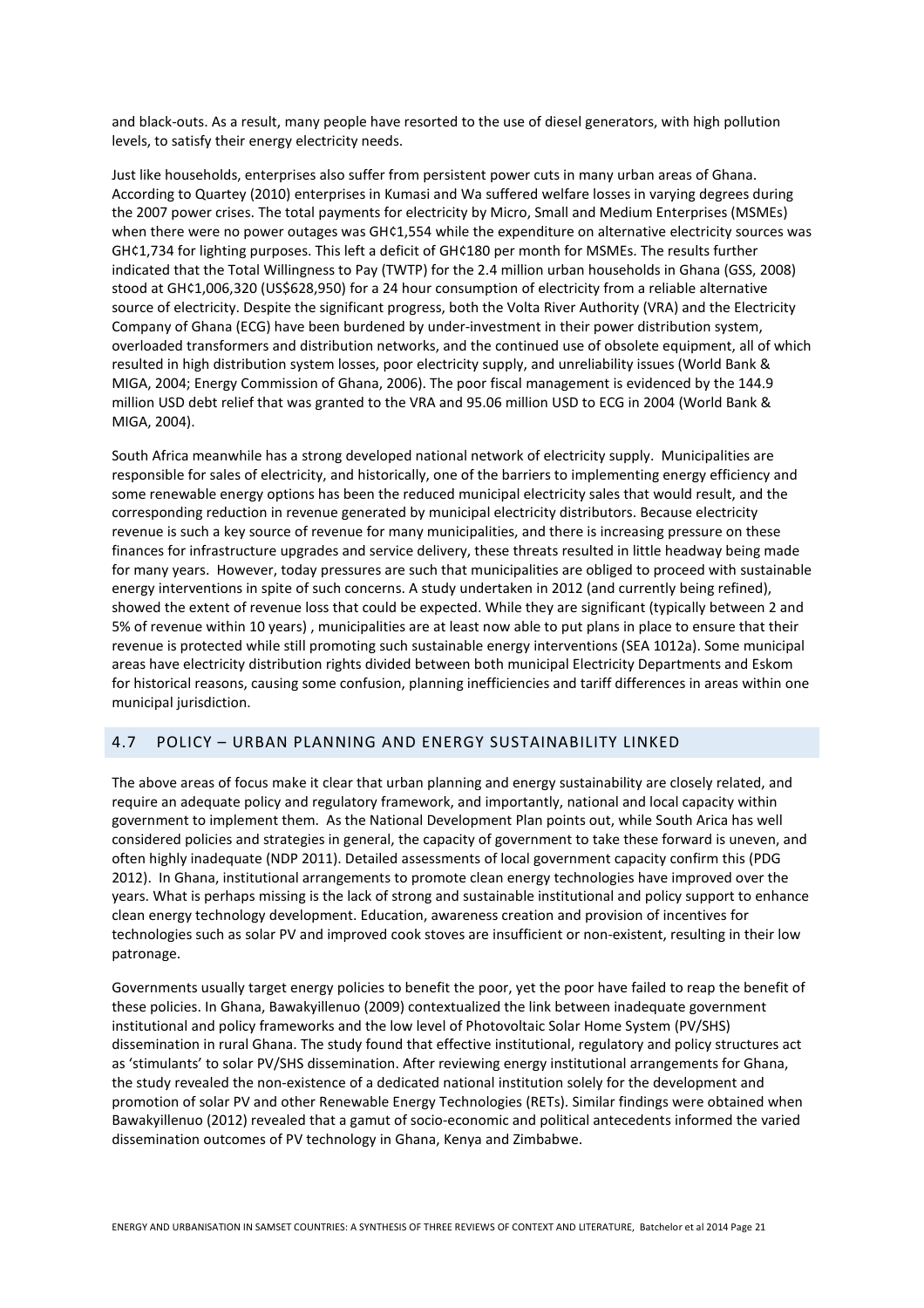and black-outs. As a result, many people have resorted to the use of diesel generators, with high pollution levels, to satisfy their energy electricity needs.

Just like households, enterprises also suffer from persistent power cuts in many urban areas of Ghana. According to Quartey (2010) enterprises in Kumasi and Wa suffered welfare losses in varying degrees during the 2007 power crises. The total payments for electricity by Micro, Small and Medium Enterprises (MSMEs) when there were no power outages was GH¢1,554 while the expenditure on alternative electricity sources was GH¢1,734 for lighting purposes. This left a deficit of GH¢180 per month for MSMEs. The results further indicated that the Total Willingness to Pay (TWTP) for the 2.4 million urban households in Ghana (GSS, 2008) stood at GH¢1,006,320 (US$628,950) for a 24 hour consumption of electricity from a reliable alternative source of electricity. Despite the significant progress, both the Volta River Authority (VRA) and the Electricity Company of Ghana (ECG) have been burdened by under-investment in their power distribution system, overloaded transformers and distribution networks, and the continued use of obsolete equipment, all of which resulted in high distribution system losses, poor electricity supply, and unreliability issues (World Bank & MIGA, 2004; Energy Commission of Ghana, 2006). The poor fiscal management is evidenced by the 144.9 million USD debt relief that was granted to the VRA and 95.06 million USD to ECG in 2004 (World Bank & MIGA, 2004).

South Africa meanwhile has a strong developed national network of electricity supply. Municipalities are responsible for sales of electricity, and historically, one of the barriers to implementing energy efficiency and some renewable energy options has been the reduced municipal electricity sales that would result, and the corresponding reduction in revenue generated by municipal electricity distributors. Because electricity revenue is such a key source of revenue for many municipalities, and there is increasing pressure on these finances for infrastructure upgrades and service delivery, these threats resulted in little headway being made for many years. However, today pressures are such that municipalities are obliged to proceed with sustainable energy interventions in spite of such concerns. A study undertaken in 2012 (and currently being refined), showed the extent of revenue loss that could be expected. While they are significant (typically between 2 and 5% of revenue within 10 years) , municipalities are at least now able to put plans in place to ensure that their revenue is protected while still promoting such sustainable energy interventions (SEA 1012a). Some municipal areas have electricity distribution rights divided between both municipal Electricity Departments and Eskom for historical reasons, causing some confusion, planning inefficiencies and tariff differences in areas within one municipal jurisdiction.

## 4.7 POLICY – URBAN PLANNING AND ENERGY SUSTAINABILITY LINKED

The above areas of focus make it clear that urban planning and energy sustainability are closely related, and require an adequate policy and regulatory framework, and importantly, national and local capacity within government to implement them. As the National Development Plan points out, while South Arica has well considered policies and strategies in general, the capacity of government to take these forward is uneven, and often highly inadequate (NDP 2011). Detailed assessments of local government capacity confirm this (PDG 2012). In Ghana, institutional arrangements to promote clean energy technologies have improved over the years. What is perhaps missing is the lack of strong and sustainable institutional and policy support to enhance clean energy technology development. Education, awareness creation and provision of incentives for technologies such as solar PV and improved cook stoves are insufficient or non-existent, resulting in their low patronage.

Governments usually target energy policies to benefit the poor, yet the poor have failed to reap the benefit of these policies. In Ghana, Bawakyillenuo (2009) contextualized the link between inadequate government institutional and policy frameworks and the low level of Photovoltaic Solar Home System (PV/SHS) dissemination in rural Ghana. The study found that effective institutional, regulatory and policy structures act as 'stimulants' to solar PV/SHS dissemination. After reviewing energy institutional arrangements for Ghana, the study revealed the non-existence of a dedicated national institution solely for the development and promotion of solar PV and other Renewable Energy Technologies (RETs). Similar findings were obtained when Bawakyillenuo (2012) revealed that a gamut of socio-economic and political antecedents informed the varied dissemination outcomes of PV technology in Ghana, Kenya and Zimbabwe.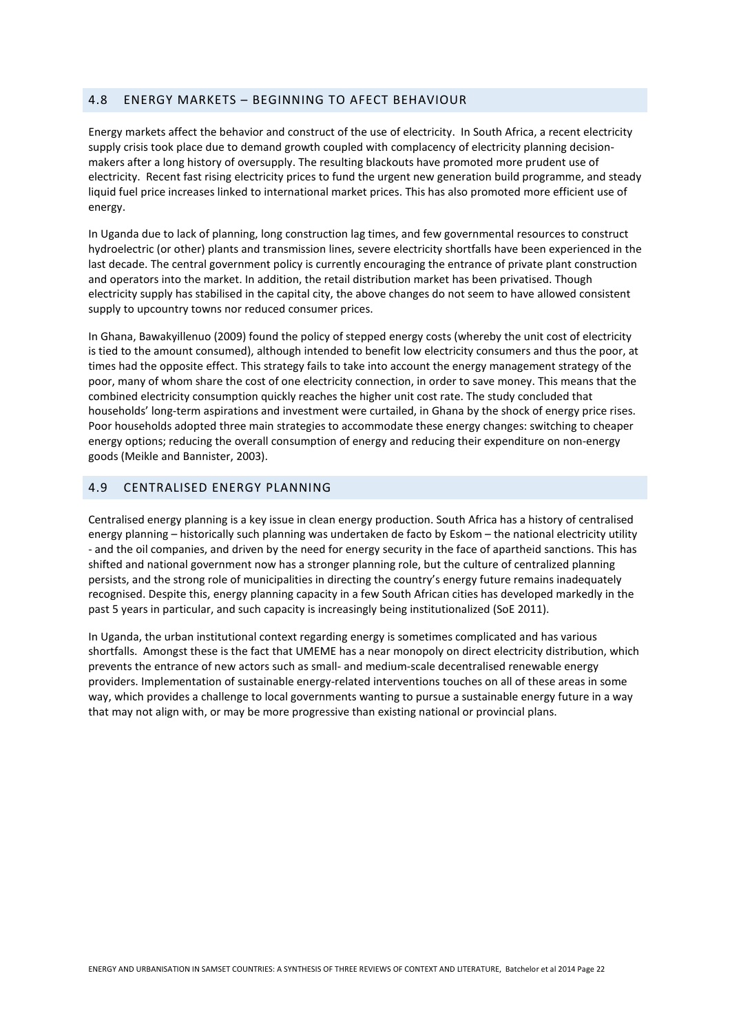## 4.8 ENERGY MARKETS – BEGINNING TO AFECT BEHAVIOUR

Energy markets affect the behavior and construct of the use of electricity. In South Africa, a recent electricity supply crisis took place due to demand growth coupled with complacency of electricity planning decision-makers after a long history of oversupply. The resulting blackouts have promoted more prudent use of electricity. Recent fast rising electricity prices to fund the urgent new generation build programme, and steady liquid fuel price increases linked to international market prices. This has also promoted more efficient use of energy.

In Uganda due to lack of planning, long construction lag times, and few governmental resources to construct hydroelectric (or other) plants and transmission lines, severe electricity shortfalls have been experienced in the last decade. The central government policy is currently encouraging the entrance of private plant construction and operators into the market. In addition, the retail distribution market has been privatised. Though electricity supply has stabilised in the capital city, the above changes do not seem to have allowed consistent supply to upcountry towns nor reduced consumer prices.

In Ghana, Bawakyillenuo (2009) found the policy of stepped energy costs (whereby the unit cost of electricity is tied to the amount consumed), although intended to benefit low electricity consumers and thus the poor, at times had the opposite effect. This strategy fails to take into account the energy management strategy of the poor, many of whom share the cost of one electricity connection, in order to save money. This means that the combined electricity consumption quickly reaches the higher unit cost rate. The study concluded that households' long-term aspirations and investment were curtailed, in Ghana by the shock of energy price rises. Poor households adopted three main strategies to accommodate these energy changes: switching to cheaper energy options; reducing the overall consumption of energy and reducing their expenditure on non-energy goods (Meikle and Bannister, 2003).

## 4.9 CENTRALISED ENERGY PLANNING

Centralised energy planning is a key issue in clean energy production. South Africa has a history of centralised energy planning – historically such planning was undertaken de facto by Eskom – the national electricity utility - and the oil companies, and driven by the need for energy security in the face of apartheid sanctions. This has shifted and national government now has a stronger planning role, but the culture of centralized planning persists, and the strong role of municipalities in directing the country's energy future remains inadequately recognised. Despite this, energy planning capacity in a few South African cities has developed markedly in the past 5 years in particular, and such capacity is increasingly being institutionalized (SoE 2011).

In Uganda, the urban institutional context regarding energy is sometimes complicated and has various shortfalls. Amongst these is the fact that UMEME has a near monopoly on direct electricity distribution, which prevents the entrance of new actors such as small- and medium-scale decentralised renewable energy providers. Implementation of sustainable energy-related interventions touches on all of these areas in some way, which provides a challenge to local governments wanting to pursue a sustainable energy future in a way that may not align with, or may be more progressive than existing national or provincial plans.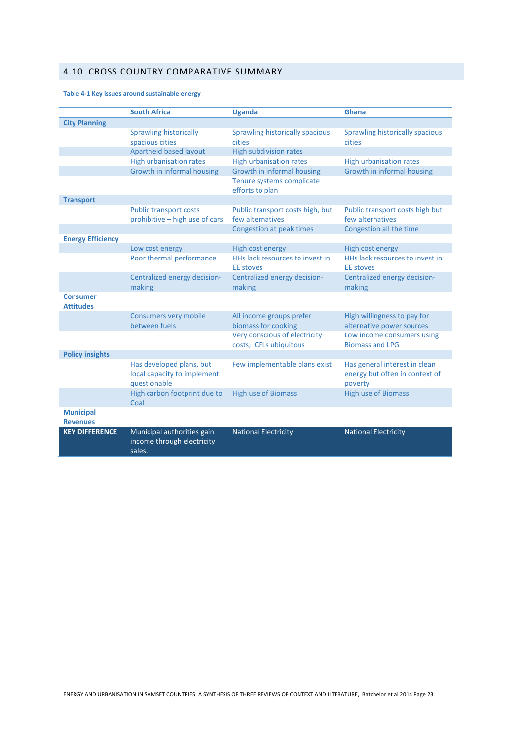## 4.10 CROSS COUNTRY COMPARATIVE SUMMARY

**Table 4-1 Key issues around sustainable energy**

| | South Africa | Uganda | Ghana |
|---|---|---|---|
| **City Planning** | | | |
| | Sprawling historically spacious cities | Sprawling historically spacious cities | Sprawling historically spacious cities |
| | Apartheid based layout | High subdivision rates | |
| | High urbanisation rates | High urbanisation rates | High urbanisation rates |
| | Growth in informal housing | Growth in informal housing | Growth in informal housing |
| | | Tenure systems complicate efforts to plan | |
| **Transport** | | | |
| | Public transport costs prohibitive – high use of cars | Public transport costs high, but few alternatives | Public transport costs high but few alternatives |
| | | Congestion at peak times | Congestion all the time |
| **Energy Efficiency** | | | |
| | Low cost energy | High cost energy | High cost energy |
| | Poor thermal performance | HHs lack resources to invest in EE stoves | HHs lack resources to invest in EE stoves |
| | Centralized energy decision-making | Centralized energy decision-making | Centralized energy decision-making |
| **Consumer Attitudes** | | | |
| | Consumers very mobile between fuels | All income groups prefer biomass for cooking | High willingness to pay for alternative power sources |
| | | Very conscious of electricity costs; CFLs ubiquitous | Low income consumers using Biomass and LPG |
| **Policy insights** | | | |
| | Has developed plans, but local capacity to implement questionable | Few implementable plans exist | Has general interest in clean energy but often in context of poverty |
| | High carbon footprint due to Coal | High use of Biomass | High use of Biomass |
| **Municipal Revenues** | | | |
| **KEY DIFFERENCE** | Municipal authorities gain income through electricity sales. | National Electricity | National Electricity |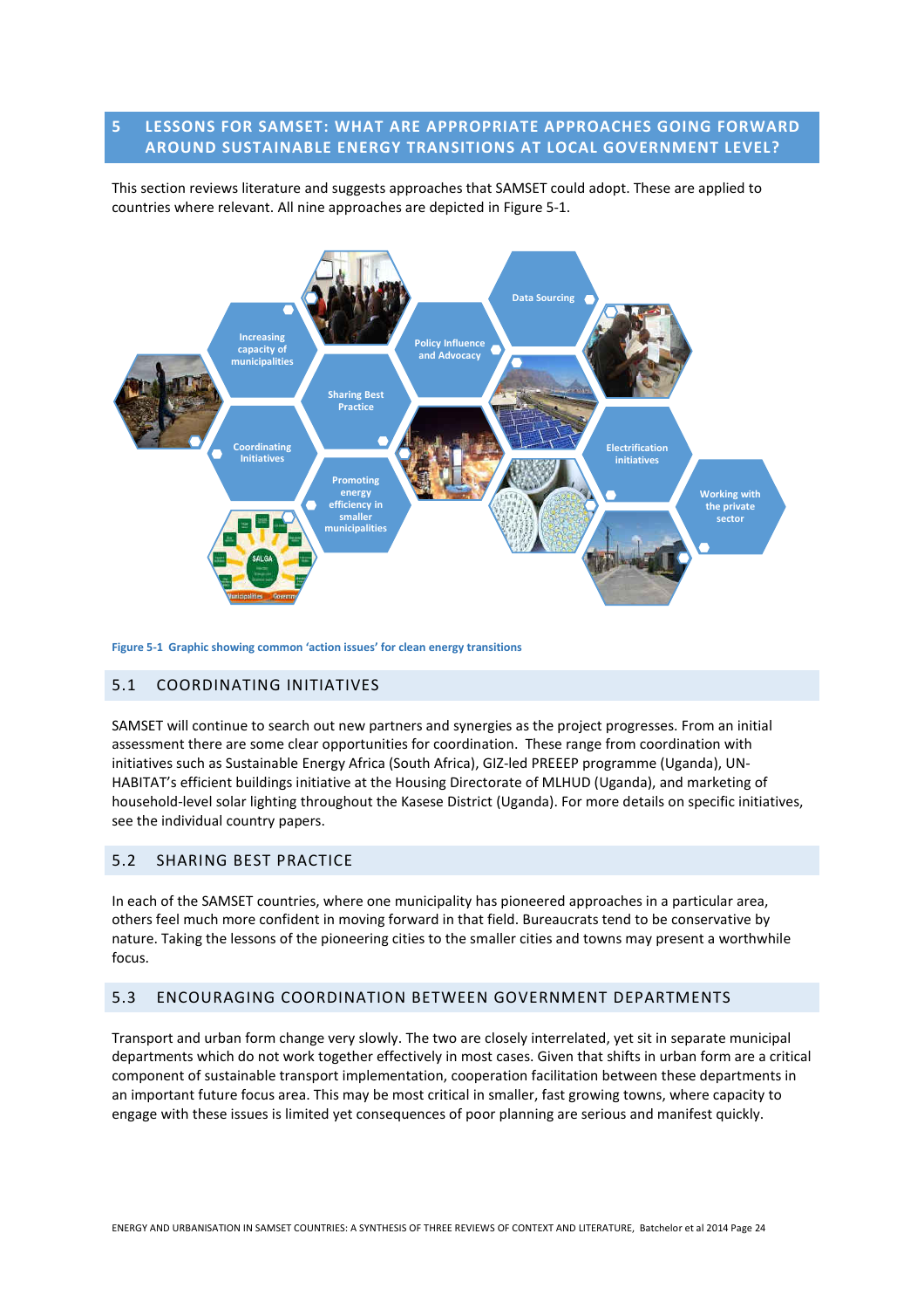# 5 LESSONS FOR SAMSET: WHAT ARE APPROPRIATE APPROACHES GOING FORWARD AROUND SUSTAINABLE ENERGY TRANSITIONS AT LOCAL GOVERNMENT LEVEL?

This section reviews literature and suggests approaches that SAMSET could adopt. These are applied to countries where relevant. All nine approaches are depicted in Figure 5-1.

Increasing capacity of municipalities

Coordinating Initiatives

Sharing Best Practice

Promoting energy efficiency in smaller municipalities

Policy Influence and Advocacy

Data Sourcing

Electrification initiatives

Working with the private sector

**Figure 5-1 Graphic showing common 'action issues' for clean energy transitions**

## 5.1 COORDINATING INITIATIVES

SAMSET will continue to search out new partners and synergies as the project progresses. From an initial assessment there are some clear opportunities for coordination. These range from coordination with initiatives such as Sustainable Energy Africa (South Africa), GIZ-led PREEEP programme (Uganda), UN-HABITAT's efficient buildings initiative at the Housing Directorate of MLHUD (Uganda), and marketing of household-level solar lighting throughout the Kasese District (Uganda). For more details on specific initiatives, see the individual country papers.

## 5.2 SHARING BEST PRACTICE

In each of the SAMSET countries, where one municipality has pioneered approaches in a particular area, others feel much more confident in moving forward in that field. Bureaucrats tend to be conservative by nature. Taking the lessons of the pioneering cities to the smaller cities and towns may present a worthwhile focus.

## 5.3 ENCOURAGING COORDINATION BETWEEN GOVERNMENT DEPARTMENTS

Transport and urban form change very slowly. The two are closely interrelated, yet sit in separate municipal departments which do not work together effectively in most cases. Given that shifts in urban form are a critical component of sustainable transport implementation, cooperation facilitation between these departments in an important future focus area. This may be most critical in smaller, fast growing towns, where capacity to engage with these issues is limited yet consequences of poor planning are serious and manifest quickly.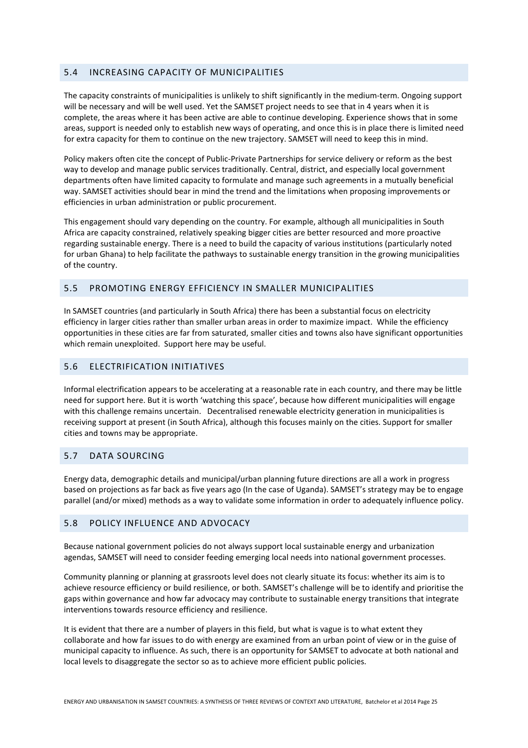## 5.4 INCREASING CAPACITY OF MUNICIPALITIES

The capacity constraints of municipalities is unlikely to shift significantly in the medium-term. Ongoing support will be necessary and will be well used. Yet the SAMSET project needs to see that in 4 years when it is complete, the areas where it has been active are able to continue developing. Experience shows that in some areas, support is needed only to establish new ways of operating, and once this is in place there is limited need for extra capacity for them to continue on the new trajectory. SAMSET will need to keep this in mind.

Policy makers often cite the concept of Public-Private Partnerships for service delivery or reform as the best way to develop and manage public services traditionally. Central, district, and especially local government departments often have limited capacity to formulate and manage such agreements in a mutually beneficial way. SAMSET activities should bear in mind the trend and the limitations when proposing improvements or efficiencies in urban administration or public procurement.

This engagement should vary depending on the country. For example, although all municipalities in South Africa are capacity constrained, relatively speaking bigger cities are better resourced and more proactive regarding sustainable energy. There is a need to build the capacity of various institutions (particularly noted for urban Ghana) to help facilitate the pathways to sustainable energy transition in the growing municipalities of the country.

## 5.5 PROMOTING ENERGY EFFICIENCY IN SMALLER MUNICIPALITIES

In SAMSET countries (and particularly in South Africa) there has been a substantial focus on electricity efficiency in larger cities rather than smaller urban areas in order to maximize impact. While the efficiency opportunities in these cities are far from saturated, smaller cities and towns also have significant opportunities which remain unexploited. Support here may be useful.

## 5.6 ELECTRIFICATION INITIATIVES

Informal electrification appears to be accelerating at a reasonable rate in each country, and there may be little need for support here. But it is worth 'watching this space', because how different municipalities will engage with this challenge remains uncertain. Decentralised renewable electricity generation in municipalities is receiving support at present (in South Africa), although this focuses mainly on the cities. Support for smaller cities and towns may be appropriate.

## 5.7 DATA SOURCING

Energy data, demographic details and municipal/urban planning future directions are all a work in progress based on projections as far back as five years ago (In the case of Uganda). SAMSET's strategy may be to engage parallel (and/or mixed) methods as a way to validate some information in order to adequately influence policy.

## 5.8 POLICY INFLUENCE AND ADVOCACY

Because national government policies do not always support local sustainable energy and urbanization agendas, SAMSET will need to consider feeding emerging local needs into national government processes.

Community planning or planning at grassroots level does not clearly situate its focus: whether its aim is to achieve resource efficiency or build resilience, or both. SAMSET's challenge will be to identify and prioritise the gaps within governance and how far advocacy may contribute to sustainable energy transitions that integrate interventions towards resource efficiency and resilience.

It is evident that there are a number of players in this field, but what is vague is to what extent they collaborate and how far issues to do with energy are examined from an urban point of view or in the guise of municipal capacity to influence. As such, there is an opportunity for SAMSET to advocate at both national and local levels to disaggregate the sector so as to achieve more efficient public policies.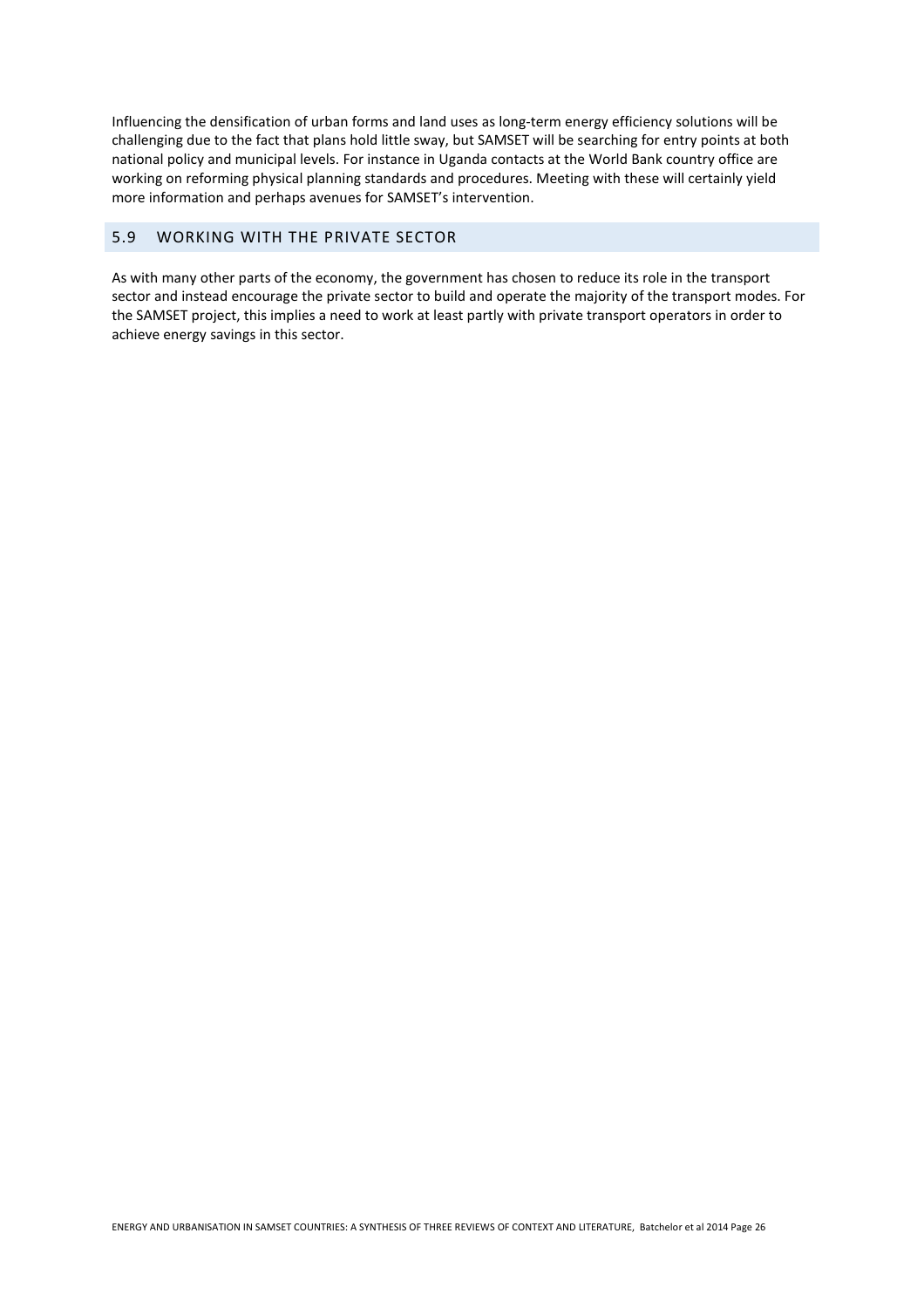Influencing the densification of urban forms and land uses as long-term energy efficiency solutions will be challenging due to the fact that plans hold little sway, but SAMSET will be searching for entry points at both national policy and municipal levels. For instance in Uganda contacts at the World Bank country office are working on reforming physical planning standards and procedures. Meeting with these will certainly yield more information and perhaps avenues for SAMSET's intervention.

## 5.9 WORKING WITH THE PRIVATE SECTOR

As with many other parts of the economy, the government has chosen to reduce its role in the transport sector and instead encourage the private sector to build and operate the majority of the transport modes. For the SAMSET project, this implies a need to work at least partly with private transport operators in order to achieve energy savings in this sector.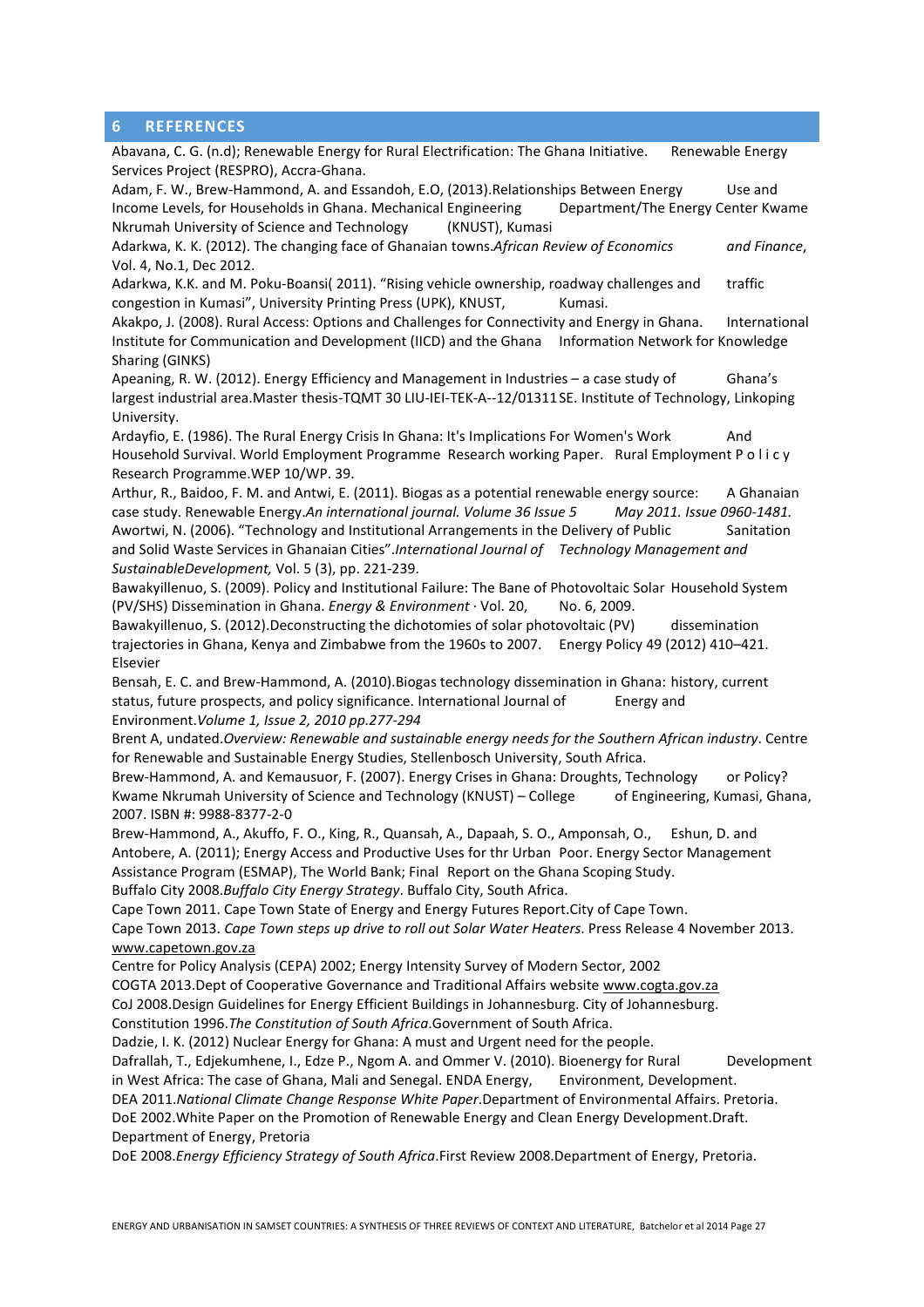## 6 REFERENCES

Abavana, C. G. (n.d); Renewable Energy for Rural Electrification: The Ghana Initiative. Renewable Energy Services Project (RESPRO), Accra-Ghana.

Adam, F. W., Brew-Hammond, A. and Essandoh, E.O, (2013).Relationships Between Energy Use and Income Levels, for Households in Ghana. Mechanical Engineering Department/The Energy Center Kwame Nkrumah University of Science and Technology (KNUST), Kumasi

Adarkwa, K. K. (2012). The changing face of Ghanaian towns.*African Review of Economics and Finance*, Vol. 4, No.1, Dec 2012.

Adarkwa, K.K. and M. Poku-Boansi( 2011). "Rising vehicle ownership, roadway challenges and traffic congestion in Kumasi", University Printing Press (UPK), KNUST, Kumasi.

Akakpo, J. (2008). Rural Access: Options and Challenges for Connectivity and Energy in Ghana. International Institute for Communication and Development (IICD) and the Ghana Information Network for Knowledge Sharing (GINKS)

Apeaning, R. W. (2012). Energy Efficiency and Management in Industries – a case study of Ghana's largest industrial area.Master thesis-TQMT 30 LIU-IEI-TEK-A--12/01311SE. Institute of Technology, Linkoping University.

Ardayfio, E. (1986). The Rural Energy Crisis In Ghana: It's Implications For Women's Work And Household Survival. World Employment Programme Research working Paper. Rural Employment P o l i c y Research Programme.WEP 10/WP. 39.

Arthur, R., Baidoo, F. M. and Antwi, E. (2011). Biogas as a potential renewable energy source: A Ghanaian case study. Renewable Energy.*An international journal. Volume 36 Issue 5 May 2011. Issue 0960-1481.*

Awortwi, N. (2006). "Technology and Institutional Arrangements in the Delivery of Public Sanitation and Solid Waste Services in Ghanaian Cities".*International Journal of Technology Management and SustainableDevelopment,* Vol. 5 (3), pp. 221-239.

Bawakyillenuo, S. (2009). Policy and Institutional Failure: The Bane of Photovoltaic Solar Household System (PV/SHS) Dissemination in Ghana. *Energy & Environment* · Vol. 20, No. 6, 2009.

Bawakyillenuo, S. (2012).Deconstructing the dichotomies of solar photovoltaic (PV) dissemination trajectories in Ghana, Kenya and Zimbabwe from the 1960s to 2007. Energy Policy 49 (2012) 410–421. Elsevier

Bensah, E. C. and Brew-Hammond, A. (2010).Biogas technology dissemination in Ghana: history, current status, future prospects, and policy significance. International Journal of Energy and Environment.*Volume 1, Issue 2, 2010 pp.277-294*

Brent A, undated.*Overview: Renewable and sustainable energy needs for the Southern African industry*. Centre for Renewable and Sustainable Energy Studies, Stellenbosch University, South Africa.

Brew-Hammond, A. and Kemausuor, F. (2007). Energy Crises in Ghana: Droughts, Technology or Policy? Kwame Nkrumah University of Science and Technology (KNUST) – College of Engineering, Kumasi, Ghana, 2007. ISBN #: 9988-8377-2-0

Brew-Hammond, A., Akuffo, F. O., King, R., Quansah, A., Dapaah, S. O., Amponsah, O., Eshun, D. and Antobere, A. (2011); Energy Access and Productive Uses for thr Urban Poor. Energy Sector Management Assistance Program (ESMAP), The World Bank; Final Report on the Ghana Scoping Study.

Buffalo City 2008.*Buffalo City Energy Strategy*. Buffalo City, South Africa.

Cape Town 2011. Cape Town State of Energy and Energy Futures Report.City of Cape Town.

Cape Town 2013. *Cape Town steps up drive to roll out Solar Water Heaters*. Press Release 4 November 2013. www.capetown.gov.za

Centre for Policy Analysis (CEPA) 2002; Energy Intensity Survey of Modern Sector, 2002

COGTA 2013.Dept of Cooperative Governance and Traditional Affairs website www.cogta.gov.za

CoJ 2008.Design Guidelines for Energy Efficient Buildings in Johannesburg. City of Johannesburg.

Constitution 1996.*The Constitution of South Africa*.Government of South Africa.

Dadzie, I. K. (2012) Nuclear Energy for Ghana: A must and Urgent need for the people.

Dafrallah, T., Edjekumhene, I., Edze P., Ngom A. and Ommer V. (2010). Bioenergy for Rural Development in West Africa: The case of Ghana, Mali and Senegal. ENDA Energy, Environment, Development.

DEA 2011.*National Climate Change Response White Paper*.Department of Environmental Affairs. Pretoria.

DoE 2002.White Paper on the Promotion of Renewable Energy and Clean Energy Development.Draft. Department of Energy, Pretoria

DoE 2008.*Energy Efficiency Strategy of South Africa*.First Review 2008.Department of Energy, Pretoria.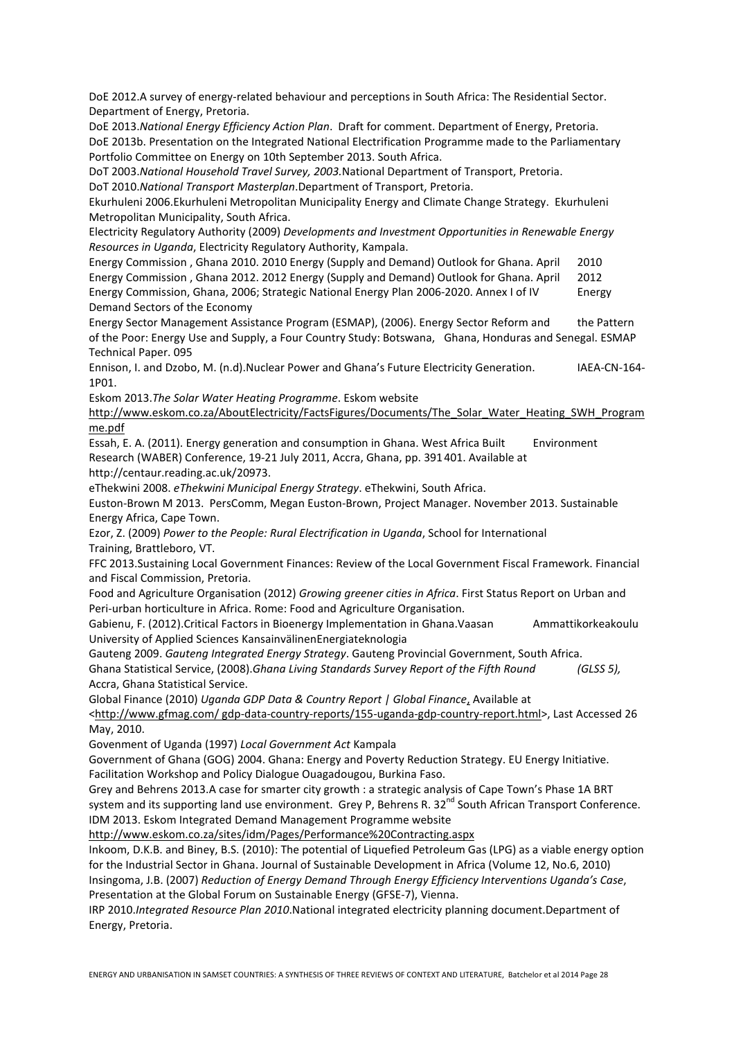DoE 2012.A survey of energy-related behaviour and perceptions in South Africa: The Residential Sector. Department of Energy, Pretoria.

DoE 2013.*National Energy Efficiency Action Plan*. Draft for comment. Department of Energy, Pretoria.

DoE 2013b. Presentation on the Integrated National Electrification Programme made to the Parliamentary Portfolio Committee on Energy on 10th September 2013. South Africa.

DoT 2003.*National Household Travel Survey, 2003.*National Department of Transport, Pretoria.

DoT 2010.*National Transport Masterplan*.Department of Transport, Pretoria.

Ekurhuleni 2006.Ekurhuleni Metropolitan Municipality Energy and Climate Change Strategy. Ekurhuleni Metropolitan Municipality, South Africa.

Electricity Regulatory Authority (2009) *Developments and Investment Opportunities in Renewable Energy Resources in Uganda*, Electricity Regulatory Authority, Kampala.

Energy Commission , Ghana 2010. 2010 Energy (Supply and Demand) Outlook for Ghana. April 2010

Energy Commission , Ghana 2012. 2012 Energy (Supply and Demand) Outlook for Ghana. April 2012

Energy Commission, Ghana, 2006; Strategic National Energy Plan 2006-2020. Annex I of IV Energy Demand Sectors of the Economy

Energy Sector Management Assistance Program (ESMAP), (2006). Energy Sector Reform and the Pattern of the Poor: Energy Use and Supply, a Four Country Study: Botswana, Ghana, Honduras and Senegal. ESMAP Technical Paper. 095

Ennison, I. and Dzobo, M. (n.d).Nuclear Power and Ghana's Future Electricity Generation. IAEA-CN-164-1P01.

Eskom 2013.*The Solar Water Heating Programme*. Eskom website http://www.eskom.co.za/AboutElectricity/FactsFigures/Documents/The_Solar_Water_Heating_SWH_Programme.pdf

Essah, E. A. (2011). Energy generation and consumption in Ghana. West Africa Built Environment Research (WABER) Conference, 19-21 July 2011, Accra, Ghana, pp. 391 401. Available at http://centaur.reading.ac.uk/20973.

eThekwini 2008. *eThekwini Municipal Energy Strategy*. eThekwini, South Africa.

Euston-Brown M 2013. PersComm, Megan Euston-Brown, Project Manager. November 2013. Sustainable Energy Africa, Cape Town.

Ezor, Z. (2009) *Power to the People: Rural Electrification in Uganda*, School for International Training, Brattleboro, VT.

FFC 2013.Sustaining Local Government Finances: Review of the Local Government Fiscal Framework. Financial and Fiscal Commission, Pretoria.

Food and Agriculture Organisation (2012) *Growing greener cities in Africa*. First Status Report on Urban and Peri-urban horticulture in Africa. Rome: Food and Agriculture Organisation.

Gabienu, F. (2012).Critical Factors in Bioenergy Implementation in Ghana.Vaasan Ammattikorkeakoulu University of Applied Sciences KansainvälinenEnergiateknologia

Gauteng 2009. *Gauteng Integrated Energy Strategy*. Gauteng Provincial Government, South Africa.

Ghana Statistical Service, (2008).*Ghana Living Standards Survey Report of the Fifth Round (GLSS 5),* Accra, Ghana Statistical Service.

Global Finance (2010) *Uganda GDP Data & Country Report | Global Finance*, Available at <http://www.gfmag.com/ gdp-data-country-reports/155-uganda-gdp-country-report.html>, Last Accessed 26 May, 2010.

Govenment of Uganda (1997) *Local Government Act* Kampala

Government of Ghana (GOG) 2004. Ghana: Energy and Poverty Reduction Strategy. EU Energy Initiative. Facilitation Workshop and Policy Dialogue Ouagadougou, Burkina Faso.

Grey and Behrens 2013.A case for smarter city growth : a strategic analysis of Cape Town's Phase 1A BRT system and its supporting land use environment. Grey P, Behrens R. 32nd South African Transport Conference.

IDM 2013. Eskom Integrated Demand Management Programme website http://www.eskom.co.za/sites/idm/Pages/Performance%20Contracting.aspx

Inkoom, D.K.B. and Biney, B.S. (2010): The potential of Liquefied Petroleum Gas (LPG) as a viable energy option for the Industrial Sector in Ghana. Journal of Sustainable Development in Africa (Volume 12, No.6, 2010)

Insingoma, J.B. (2007) *Reduction of Energy Demand Through Energy Efficiency Interventions Uganda's Case*, Presentation at the Global Forum on Sustainable Energy (GFSE-7), Vienna.

IRP 2010.*Integrated Resource Plan 2010*.National integrated electricity planning document.Department of Energy, Pretoria.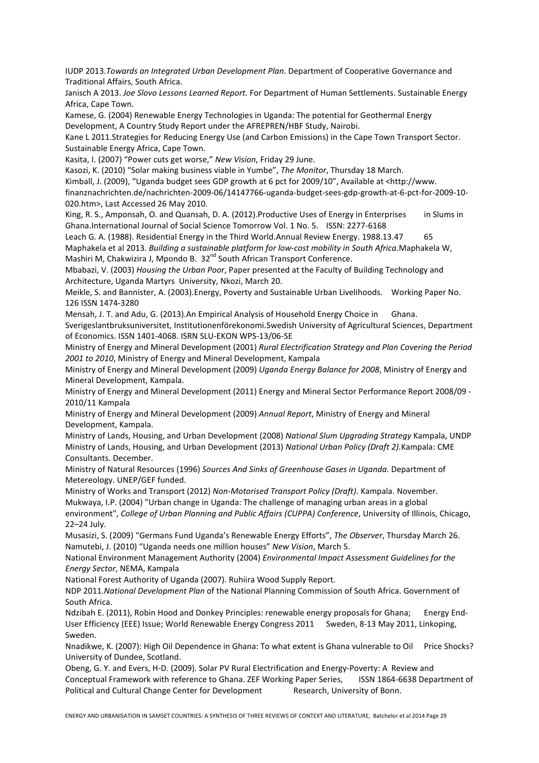IUDP 2013.*Towards an Integrated Urban Development Plan*. Department of Cooperative Governance and Traditional Affairs, South Africa.

Janisch A 2013. *Joe Slovo Lessons Learned Report*. For Department of Human Settlements. Sustainable Energy Africa, Cape Town.

Kamese, G. (2004) Renewable Energy Technologies in Uganda: The potential for Geothermal Energy Development, A Country Study Report under the AFREPREN/HBF Study, Nairobi.

Kane L 2011.Strategies for Reducing Energy Use (and Carbon Emissions) in the Cape Town Transport Sector. Sustainable Energy Africa, Cape Town.

Kasita, I. (2007) "Power cuts get worse," *New Vision*, Friday 29 June.

Kasozi, K. (2010) "Solar making business viable in Yumbe", *The Monitor*, Thursday 18 March.

Kimball, J. (2009), "Uganda budget sees GDP growth at 6 pct for 2009/10", Available at <http://www.finanznachrichten.de/nachrichten-2009-06/14147766-uganda-budget-sees-gdp-growth-at-6-pct-for-2009-10-020.htm>, Last Accessed 26 May 2010.

King, R. S., Amponsah, O. and Quansah, D. A. (2012).Productive Uses of Energy in Enterprises in Slums in Ghana.International Journal of Social Science Tomorrow Vol. 1 No. 5. ISSN: 2277-6168

Leach G. A. (1988). Residential Energy in the Third World.Annual Review Energy. 1988.13.47 65

Maphakela et al 2013. *Building a sustainable platform for low-cost mobility in South Africa.*Maphakela W, Mashiri M, Chakwizira J, Mpondo B. 32nd South African Transport Conference.

Mbabazi, V. (2003) *Housing the Urban Poor*, Paper presented at the Faculty of Building Technology and Architecture, Uganda Martyrs University, Nkozi, March 20.

Meikle, S. and Bannister, A. (2003).Energy, Poverty and Sustainable Urban Livelihoods. Working Paper No. 126 ISSN 1474-3280

Mensah, J. T. and Adu, G. (2013).An Empirical Analysis of Household Energy Choice in Ghana. Sverigeslantbruksuniversitet, Institutionenförekonomi.Swedish University of Agricultural Sciences, Department of Economics. ISSN 1401-4068. ISRN SLU-EKON WPS-13/06-SE

Ministry of Energy and Mineral Development (2001) *Rural Electrification Strategy and Plan Covering the Period 2001 to 2010*, Ministry of Energy and Mineral Development, Kampala

Ministry of Energy and Mineral Development (2009) *Uganda Energy Balance for 2008*, Ministry of Energy and Mineral Development, Kampala.

Ministry of Energy and Mineral Development (2011) Energy and Mineral Sector Performance Report 2008/09 - 2010/11 Kampala

Ministry of Energy and Mineral Development (2009) *Annual Report*, Ministry of Energy and Mineral Development, Kampala.

Ministry of Lands, Housing, and Urban Development (2008) *National Slum Upgrading Strategy* Kampala, UNDP

Ministry of Lands, Housing, and Urban Development (2013) *National Urban Policy (Draft 2).*Kampala: CME Consultants. December.

Ministry of Natural Resources (1996) *Sources And Sinks of Greenhouse Gases in Uganda.* Department of Metereology. UNEP/GEF funded.

Ministry of Works and Transport (2012) *Non-Motorised Transport Policy (Draft).* Kampala. November.

Mukwaya, I.P. (2004) "Urban change in Uganda: The challenge of managing urban areas in a global environment", *College of Urban Planning and Public Affairs (CUPPA) Conference*, University of Illinois, Chicago, 22–24 July.

Musasizi, S. (2009) "Germans Fund Uganda's Renewable Energy Efforts", *The Observer*, Thursday March 26.

Namutebi, J. (2010) "Uganda needs one million houses" *New Vision*, March 5.

National Environment Management Authority (2004) *Environmental Impact Assessment Guidelines for the Energy Sector*, NEMA, Kampala

National Forest Authority of Uganda (2007). Ruhiira Wood Supply Report.

NDP 2011.*National Development Plan* of the National Planning Commission of South Africa. Government of South Africa.

Ndzibah E. (2011), Robin Hood and Donkey Principles: renewable energy proposals for Ghana; Energy End-User Efficiency (EEE) Issue; World Renewable Energy Congress 2011 Sweden, 8-13 May 2011, Linkoping, Sweden.

Nnadikwe, K. (2007): High Oil Dependence in Ghana: To what extent is Ghana vulnerable to Oil Price Shocks? University of Dundee, Scotland.

Obeng, G. Y. and Evers, H-D. (2009). Solar PV Rural Electrification and Energy-Poverty: A Review and Conceptual Framework with reference to Ghana. ZEF Working Paper Series, ISSN 1864-6638 Department of Political and Cultural Change Center for Development Research, University of Bonn.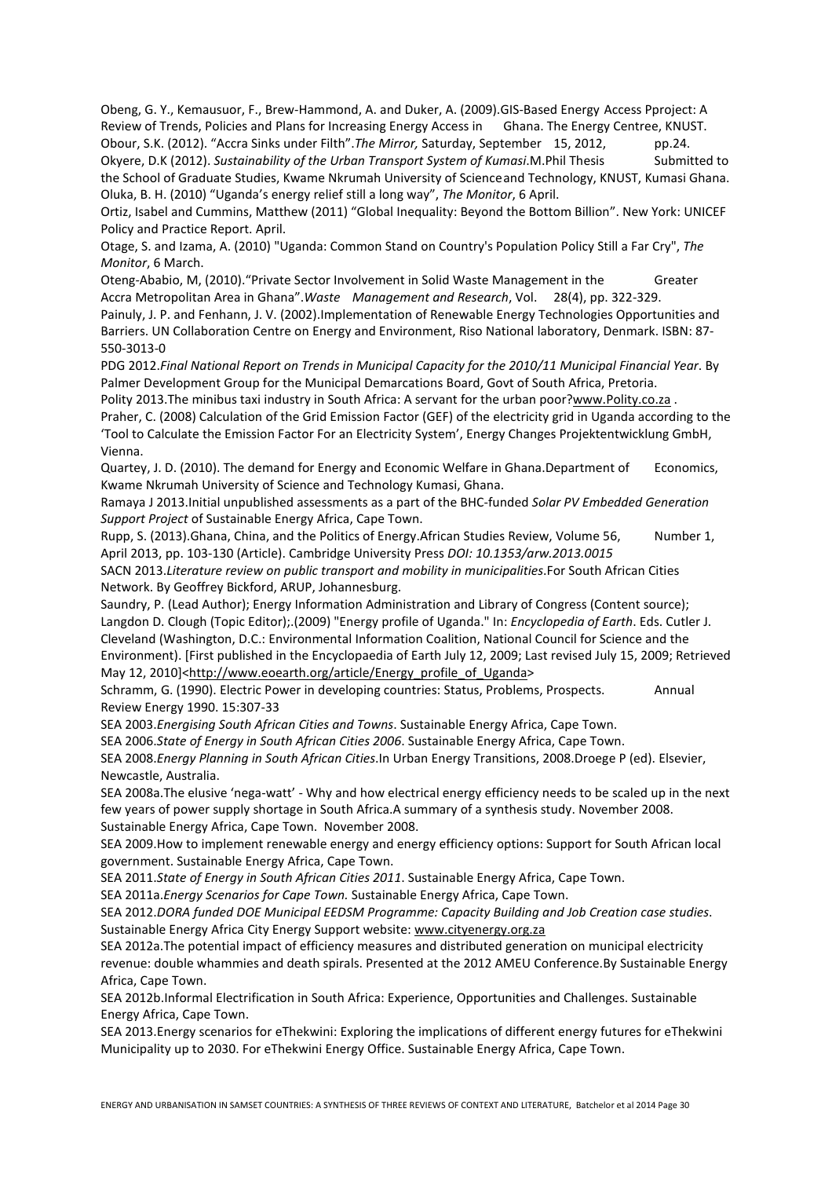Obeng, G. Y., Kemausuor, F., Brew-Hammond, A. and Duker, A. (2009).GIS-Based Energy Access Pproject: A Review of Trends, Policies and Plans for Increasing Energy Access in Ghana. The Energy Centree, KNUST.

Obour, S.K. (2012). "Accra Sinks under Filth".*The Mirror,* Saturday, September 15, 2012, pp.24.

Okyere, D.K (2012). *Sustainability of the Urban Transport System of Kumasi*.M.Phil Thesis Submitted to the School of Graduate Studies, Kwame Nkrumah University of Science and Technology, KNUST, Kumasi Ghana.

Oluka, B. H. (2010) "Uganda's energy relief still a long way", *The Monitor*, 6 April.

Ortiz, Isabel and Cummins, Matthew (2011) "Global Inequality: Beyond the Bottom Billion". New York: UNICEF Policy and Practice Report. April.

Otage, S. and Izama, A. (2010) "Uganda: Common Stand on Country's Population Policy Still a Far Cry", *The Monitor*, 6 March.

Oteng-Ababio, M, (2010)."Private Sector Involvement in Solid Waste Management in the Greater Accra Metropolitan Area in Ghana".*Waste Management and Research*, Vol. 28(4), pp. 322-329.

Painuly, J. P. and Fenhann, J. V. (2002).Implementation of Renewable Energy Technologies Opportunities and Barriers. UN Collaboration Centre on Energy and Environment, Riso National laboratory, Denmark. ISBN: 87-550-3013-0

PDG 2012.*Final National Report on Trends in Municipal Capacity for the 2010/11 Municipal Financial Year*. By Palmer Development Group for the Municipal Demarcations Board, Govt of South Africa, Pretoria.

Polity 2013.The minibus taxi industry in South Africa: A servant for the urban poor?www.Polity.co.za .

Praher, C. (2008) Calculation of the Grid Emission Factor (GEF) of the electricity grid in Uganda according to the 'Tool to Calculate the Emission Factor For an Electricity System', Energy Changes Projektentwicklung GmbH, Vienna.

Quartey, J. D. (2010). The demand for Energy and Economic Welfare in Ghana.Department of Economics, Kwame Nkrumah University of Science and Technology Kumasi, Ghana.

Ramaya J 2013.Initial unpublished assessments as a part of the BHC-funded *Solar PV Embedded Generation Support Project* of Sustainable Energy Africa, Cape Town.

Rupp, S. (2013).Ghana, China, and the Politics of Energy.African Studies Review, Volume 56, Number 1, April 2013, pp. 103-130 (Article). Cambridge University Press *DOI: 10.1353/arw.2013.0015*

SACN 2013.*Literature review on public transport and mobility in municipalities*.For South African Cities Network. By Geoffrey Bickford, ARUP, Johannesburg.

Saundry, P. (Lead Author); Energy Information Administration and Library of Congress (Content source); Langdon D. Clough (Topic Editor);.(2009) "Energy profile of Uganda." In: *Encyclopedia of Earth*. Eds. Cutler J. Cleveland (Washington, D.C.: Environmental Information Coalition, National Council for Science and the Environment). [First published in the Encyclopaedia of Earth July 12, 2009; Last revised July 15, 2009; Retrieved May 12, 2010]<http://www.eoearth.org/article/Energy_profile_of_Uganda>

Schramm, G. (1990). Electric Power in developing countries: Status, Problems, Prospects. Annual Review Energy 1990. 15:307-33

SEA 2003.*Energising South African Cities and Towns*. Sustainable Energy Africa, Cape Town.

SEA 2006.*State of Energy in South African Cities 2006*. Sustainable Energy Africa, Cape Town.

SEA 2008.*Energy Planning in South African Cities*.In Urban Energy Transitions, 2008.Droege P (ed). Elsevier, Newcastle, Australia.

SEA 2008a.The elusive 'nega-watt' - Why and how electrical energy efficiency needs to be scaled up in the next few years of power supply shortage in South Africa.A summary of a synthesis study. November 2008. Sustainable Energy Africa, Cape Town. November 2008.

SEA 2009.How to implement renewable energy and energy efficiency options: Support for South African local government. Sustainable Energy Africa, Cape Town.

SEA 2011.*State of Energy in South African Cities 2011*. Sustainable Energy Africa, Cape Town.

SEA 2011a.*Energy Scenarios for Cape Town.* Sustainable Energy Africa, Cape Town.

SEA 2012.*DORA funded DOE Municipal EEDSM Programme: Capacity Building and Job Creation case studies*. Sustainable Energy Africa City Energy Support website: www.cityenergy.org.za

SEA 2012a.The potential impact of efficiency measures and distributed generation on municipal electricity revenue: double whammies and death spirals. Presented at the 2012 AMEU Conference.By Sustainable Energy Africa, Cape Town.

SEA 2012b.Informal Electrification in South Africa: Experience, Opportunities and Challenges. Sustainable Energy Africa, Cape Town.

SEA 2013.Energy scenarios for eThekwini: Exploring the implications of different energy futures for eThekwini Municipality up to 2030. For eThekwini Energy Office. Sustainable Energy Africa, Cape Town.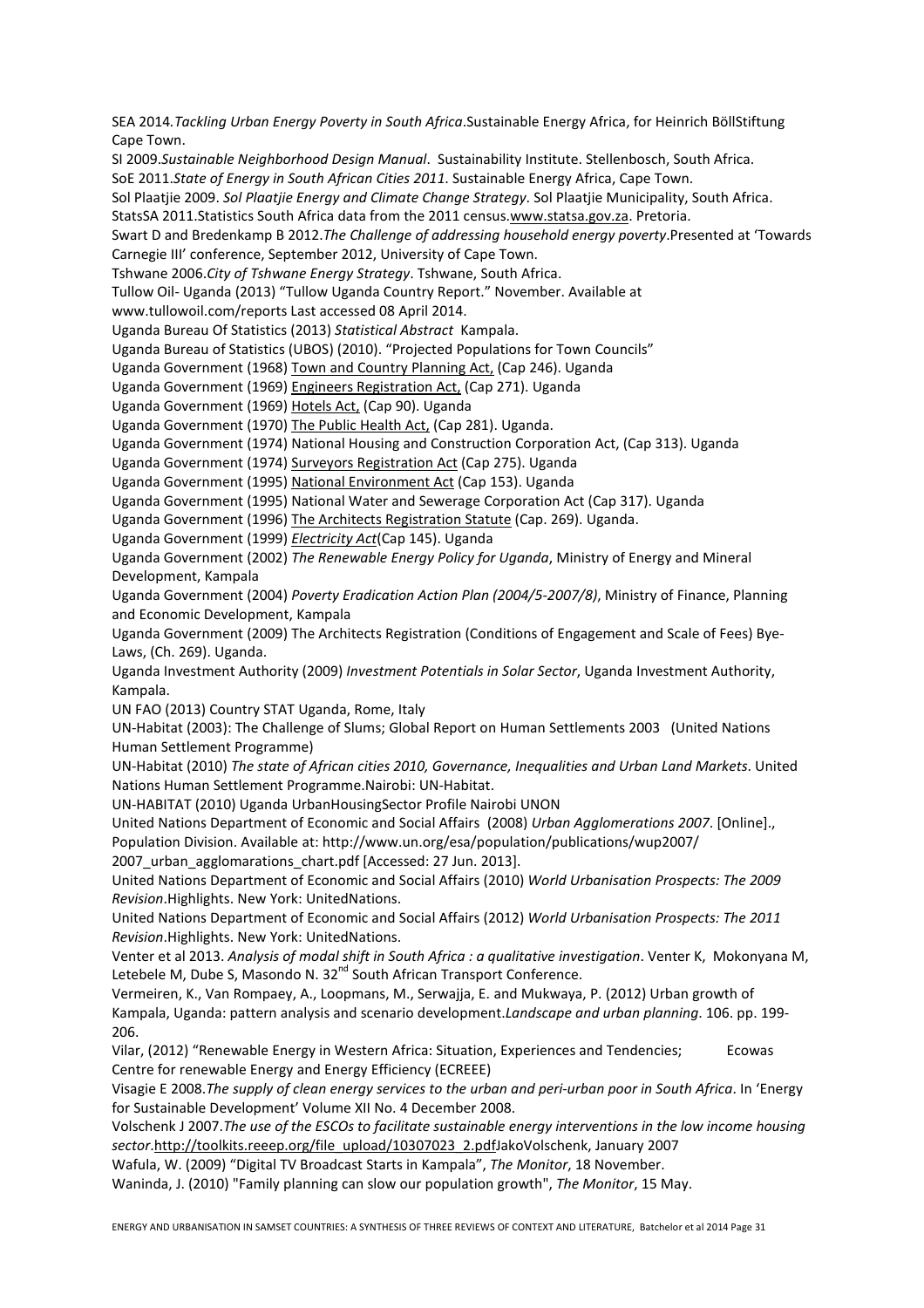SEA 2014.*Tackling Urban Energy Poverty in South Africa*.Sustainable Energy Africa, for Heinrich BöllStiftung Cape Town.

SI 2009.*Sustainable Neighborhood Design Manual*. Sustainability Institute. Stellenbosch, South Africa.

SoE 2011.*State of Energy in South African Cities 2011*. Sustainable Energy Africa, Cape Town.

Sol Plaatjie 2009. *Sol Plaatjie Energy and Climate Change Strategy*. Sol Plaatjie Municipality, South Africa.

StatsSA 2011.Statistics South Africa data from the 2011 census.www.statsa.gov.za. Pretoria.

Swart D and Bredenkamp B 2012.*The Challenge of addressing household energy poverty*.Presented at 'Towards Carnegie III' conference, September 2012, University of Cape Town.

Tshwane 2006.*City of Tshwane Energy Strategy*. Tshwane, South Africa.

Tullow Oil- Uganda (2013) "Tullow Uganda Country Report." November. Available at www.tullowoil.com/reports Last accessed 08 April 2014.

Uganda Bureau Of Statistics (2013) *Statistical Abstract* Kampala.

Uganda Bureau of Statistics (UBOS) (2010). "Projected Populations for Town Councils"

Uganda Government (1968) Town and Country Planning Act, (Cap 246). Uganda

Uganda Government (1969) Engineers Registration Act, (Cap 271). Uganda

Uganda Government (1969) Hotels Act, (Cap 90). Uganda

Uganda Government (1970) The Public Health Act, (Cap 281). Uganda.

Uganda Government (1974) National Housing and Construction Corporation Act, (Cap 313). Uganda

Uganda Government (1974) Surveyors Registration Act (Cap 275). Uganda

Uganda Government (1995) National Environment Act (Cap 153). Uganda

Uganda Government (1995) National Water and Sewerage Corporation Act (Cap 317). Uganda

Uganda Government (1996) The Architects Registration Statute (Cap. 269). Uganda.

Uganda Government (1999) *Electricity Act*(Cap 145). Uganda

Uganda Government (2002) *The Renewable Energy Policy for Uganda*, Ministry of Energy and Mineral Development, Kampala

Uganda Government (2004) *Poverty Eradication Action Plan (2004/5-2007/8)*, Ministry of Finance, Planning and Economic Development, Kampala

Uganda Government (2009) The Architects Registration (Conditions of Engagement and Scale of Fees) Bye-Laws, (Ch. 269). Uganda.

Uganda Investment Authority (2009) *Investment Potentials in Solar Sector*, Uganda Investment Authority, Kampala.

UN FAO (2013) Country STAT Uganda, Rome, Italy

UN-Habitat (2003): The Challenge of Slums; Global Report on Human Settlements 2003 (United Nations Human Settlement Programme)

UN-Habitat (2010) *The state of African cities 2010, Governance, Inequalities and Urban Land Markets*. United Nations Human Settlement Programme.Nairobi: UN-Habitat.

UN-HABITAT (2010) Uganda UrbanHousingSector Profile Nairobi UNON

United Nations Department of Economic and Social Affairs (2008) *Urban Agglomerations 2007*. [Online]., Population Division. Available at: http://www.un.org/esa/population/publications/wup2007/2007_urban_agglomarations_chart.pdf [Accessed: 27 Jun. 2013].

United Nations Department of Economic and Social Affairs (2010) *World Urbanisation Prospects: The 2009 Revision*.Highlights. New York: UnitedNations.

United Nations Department of Economic and Social Affairs (2012) *World Urbanisation Prospects: The 2011 Revision*.Highlights. New York: UnitedNations.

Venter et al 2013. *Analysis of modal shift in South Africa : a qualitative investigation*. Venter K, Mokonyana M, Letebele M, Dube S, Masondo N. 32nd South African Transport Conference.

Vermeiren, K., Van Rompaey, A., Loopmans, M., Serwajja, E. and Mukwaya, P. (2012) Urban growth of Kampala, Uganda: pattern analysis and scenario development.*Landscape and urban planning*. 106. pp. 199-206.

Vilar, (2012) "Renewable Energy in Western Africa: Situation, Experiences and Tendencies; Ecowas Centre for renewable Energy and Energy Efficiency (ECREEE)

Visagie E 2008.*The supply of clean energy services to the urban and peri-urban poor in South Africa*. In 'Energy for Sustainable Development' Volume XII No. 4 December 2008.

Volschenk J 2007.*The use of the ESCOs to facilitate sustainable energy interventions in the low income housing sector*.http://toolkits.reeep.org/file_upload/10307023_2.pdfJakoVolschenk, January 2007

Wafula, W. (2009) "Digital TV Broadcast Starts in Kampala", *The Monitor*, 18 November.

Waninda, J. (2010) "Family planning can slow our population growth", *The Monitor*, 15 May.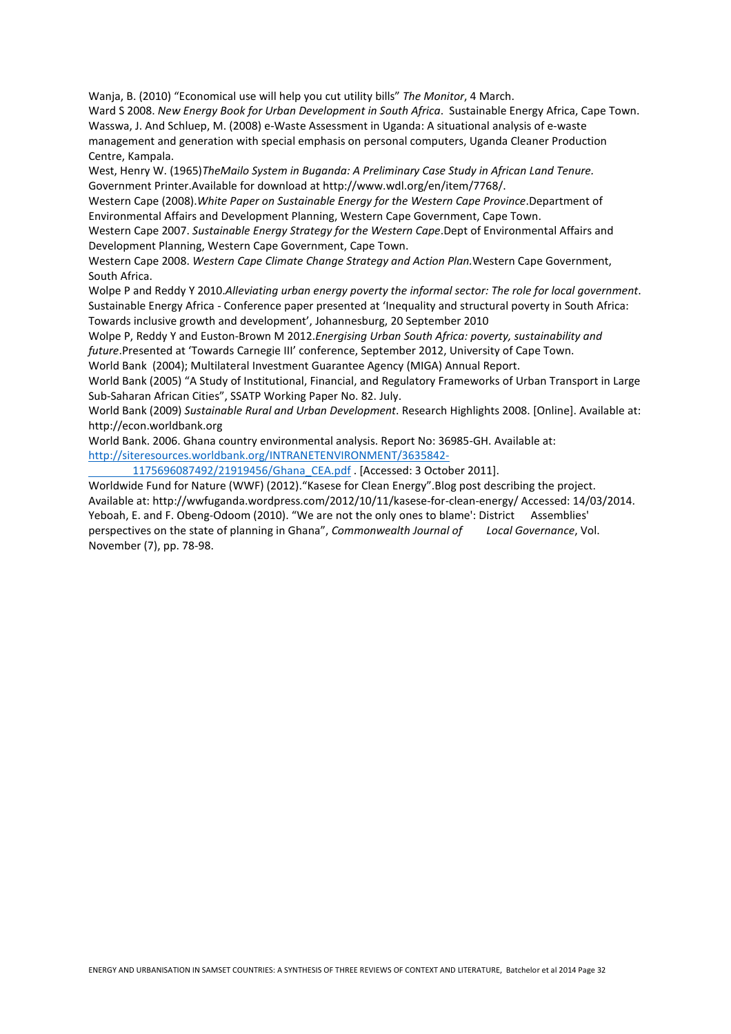Wanja, B. (2010) "Economical use will help you cut utility bills" *The Monitor*, 4 March.

Ward S 2008. *New Energy Book for Urban Development in South Africa*. Sustainable Energy Africa, Cape Town.

Wasswa, J. And Schluep, M. (2008) e-Waste Assessment in Uganda: A situational analysis of e-waste management and generation with special emphasis on personal computers, Uganda Cleaner Production Centre, Kampala.

West, Henry W. (1965)*TheMailo System in Buganda: A Preliminary Case Study in African Land Tenure.* Government Printer.Available for download at http://www.wdl.org/en/item/7768/.

Western Cape (2008).*White Paper on Sustainable Energy for the Western Cape Province*.Department of Environmental Affairs and Development Planning, Western Cape Government, Cape Town.

Western Cape 2007. *Sustainable Energy Strategy for the Western Cape*.Dept of Environmental Affairs and Development Planning, Western Cape Government, Cape Town.

Western Cape 2008. *Western Cape Climate Change Strategy and Action Plan.*Western Cape Government, South Africa.

Wolpe P and Reddy Y 2010.*Alleviating urban energy poverty the informal sector: The role for local government*. Sustainable Energy Africa - Conference paper presented at 'Inequality and structural poverty in South Africa: Towards inclusive growth and development', Johannesburg, 20 September 2010

Wolpe P, Reddy Y and Euston-Brown M 2012.*Energising Urban South Africa: poverty, sustainability and future*.Presented at 'Towards Carnegie III' conference, September 2012, University of Cape Town.

World Bank (2004); Multilateral Investment Guarantee Agency (MIGA) Annual Report.

World Bank (2005) "A Study of Institutional, Financial, and Regulatory Frameworks of Urban Transport in Large Sub-Saharan African Cities", SSATP Working Paper No. 82. July.

World Bank (2009) *Sustainable Rural and Urban Development*. Research Highlights 2008. [Online]. Available at: http://econ.worldbank.org

World Bank. 2006. Ghana country environmental analysis. Report No: 36985-GH. Available at: http://siteresources.worldbank.org/INTRANETENVIRONMENT/3635842-1175696087492/21919456/Ghana_CEA.pdf . [Accessed: 3 October 2011].

Worldwide Fund for Nature (WWF) (2012)."Kasese for Clean Energy".Blog post describing the project. Available at: http://wwfuganda.wordpress.com/2012/10/11/kasese-for-clean-energy/ Accessed: 14/03/2014.

Yeboah, E. and F. Obeng-Odoom (2010). "We are not the only ones to blame': District Assemblies' perspectives on the state of planning in Ghana", *Commonwealth Journal of Local Governance*, Vol. November (7), pp. 78-98.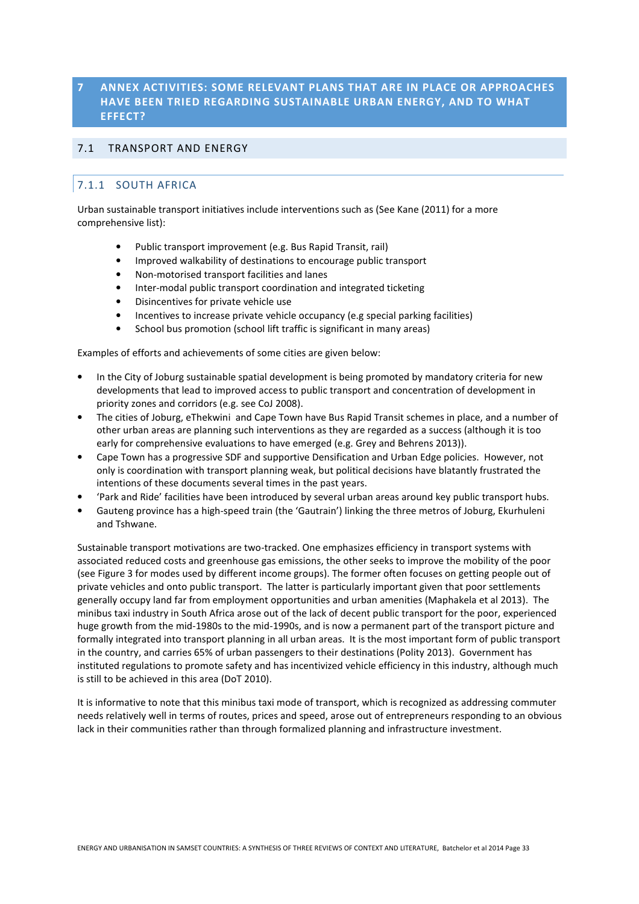# 7 ANNEX ACTIVITIES: SOME RELEVANT PLANS THAT ARE IN PLACE OR APPROACHES HAVE BEEN TRIED REGARDING SUSTAINABLE URBAN ENERGY, AND TO WHAT EFFECT?

## 7.1 TRANSPORT AND ENERGY

### 7.1.1 SOUTH AFRICA

Urban sustainable transport initiatives include interventions such as (See Kane (2011) for a more comprehensive list):

- Public transport improvement (e.g. Bus Rapid Transit, rail)
- Improved walkability of destinations to encourage public transport
- Non-motorised transport facilities and lanes
- Inter-modal public transport coordination and integrated ticketing
- Disincentives for private vehicle use
- Incentives to increase private vehicle occupancy (e.g special parking facilities)
- School bus promotion (school lift traffic is significant in many areas)

Examples of efforts and achievements of some cities are given below:

- In the City of Joburg sustainable spatial development is being promoted by mandatory criteria for new developments that lead to improved access to public transport and concentration of development in priority zones and corridors (e.g. see CoJ 2008).
- The cities of Joburg, eThekwini and Cape Town have Bus Rapid Transit schemes in place, and a number of other urban areas are planning such interventions as they are regarded as a success (although it is too early for comprehensive evaluations to have emerged (e.g. Grey and Behrens 2013)).
- Cape Town has a progressive SDF and supportive Densification and Urban Edge policies. However, not only is coordination with transport planning weak, but political decisions have blatantly frustrated the intentions of these documents several times in the past years.
- 'Park and Ride' facilities have been introduced by several urban areas around key public transport hubs.
- Gauteng province has a high-speed train (the 'Gautrain') linking the three metros of Joburg, Ekurhuleni and Tshwane.

Sustainable transport motivations are two-tracked. One emphasizes efficiency in transport systems with associated reduced costs and greenhouse gas emissions, the other seeks to improve the mobility of the poor (see Figure 3 for modes used by different income groups). The former often focuses on getting people out of private vehicles and onto public transport. The latter is particularly important given that poor settlements generally occupy land far from employment opportunities and urban amenities (Maphakela et al 2013). The minibus taxi industry in South Africa arose out of the lack of decent public transport for the poor, experienced huge growth from the mid-1980s to the mid-1990s, and is now a permanent part of the transport picture and formally integrated into transport planning in all urban areas. It is the most important form of public transport in the country, and carries 65% of urban passengers to their destinations (Polity 2013). Government has instituted regulations to promote safety and has incentivized vehicle efficiency in this industry, although much is still to be achieved in this area (DoT 2010).

It is informative to note that this minibus taxi mode of transport, which is recognized as addressing commuter needs relatively well in terms of routes, prices and speed, arose out of entrepreneurs responding to an obvious lack in their communities rather than through formalized planning and infrastructure investment.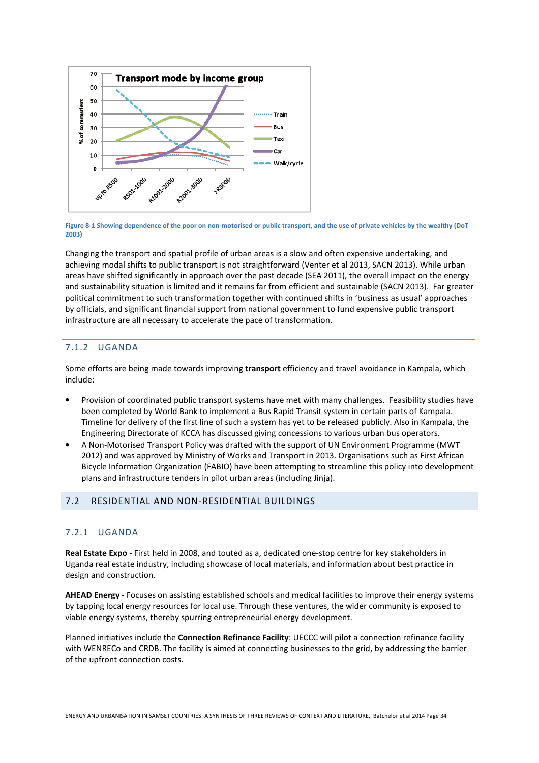Figure 8-1 Showing dependence of the poor on non-motorised or public transport, and the use of private vehicles by the wealthy (DoT 2003)

Changing the transport and spatial profile of urban areas is a slow and often expensive undertaking, and achieving modal shifts to public transport is not straightforward (Venter et al 2013, SACN 2013). While urban areas have shifted significantly in approach over the past decade (SEA 2011), the overall impact on the energy and sustainability situation is limited and it remains far from efficient and sustainable (SACN 2013). Far greater political commitment to such transformation together with continued shifts in 'business as usual' approaches by officials, and significant financial support from national government to fund expensive public transport infrastructure are all necessary to accelerate the pace of transformation.

### 7.1.2 UGANDA

Some efforts are being made towards improving **transport** efficiency and travel avoidance in Kampala, which include:

- Provision of coordinated public transport systems have met with many challenges. Feasibility studies have been completed by World Bank to implement a Bus Rapid Transit system in certain parts of Kampala. Timeline for delivery of the first line of such a system has yet to be released publicly. Also in Kampala, the Engineering Directorate of KCCA has discussed giving concessions to various urban bus operators.
- A Non-Motorised Transport Policy was drafted with the support of UN Environment Programme (MWT 2012) and was approved by Ministry of Works and Transport in 2013. Organisations such as First African Bicycle Information Organization (FABIO) have been attempting to streamline this policy into development plans and infrastructure tenders in pilot urban areas (including Jinja).

## 7.2 RESIDENTIAL AND NON-RESIDENTIAL BUILDINGS

### 7.2.1 UGANDA

**Real Estate Expo** - First held in 2008, and touted as a, dedicated one-stop centre for key stakeholders in Uganda real estate industry, including showcase of local materials, and information about best practice in design and construction.

**AHEAD Energy** - Focuses on assisting established schools and medical facilities to improve their energy systems by tapping local energy resources for local use. Through these ventures, the wider community is exposed to viable energy systems, thereby spurring entrepreneurial energy development.

Planned initiatives include the **Connection Refinance Facility**: UECCC will pilot a connection refinance facility with WENRECo and CRDB. The facility is aimed at connecting businesses to the grid, by addressing the barrier of the upfront connection costs.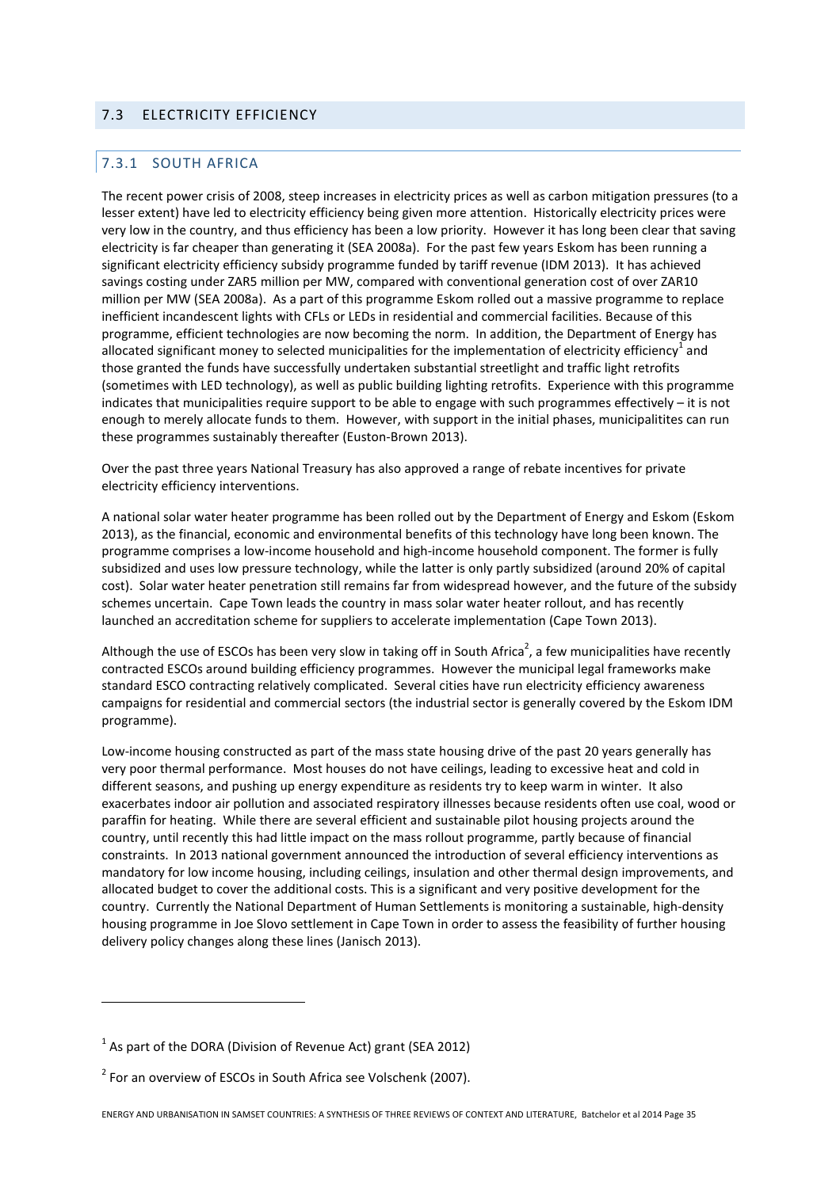## 7.3 ELECTRICITY EFFICIENCY

### 7.3.1 SOUTH AFRICA

The recent power crisis of 2008, steep increases in electricity prices as well as carbon mitigation pressures (to a lesser extent) have led to electricity efficiency being given more attention. Historically electricity prices were very low in the country, and thus efficiency has been a low priority. However it has long been clear that saving electricity is far cheaper than generating it (SEA 2008a). For the past few years Eskom has been running a significant electricity efficiency subsidy programme funded by tariff revenue (IDM 2013). It has achieved savings costing under ZAR5 million per MW, compared with conventional generation cost of over ZAR10 million per MW (SEA 2008a). As a part of this programme Eskom rolled out a massive programme to replace inefficient incandescent lights with CFLs or LEDs in residential and commercial facilities. Because of this programme, efficient technologies are now becoming the norm. In addition, the Department of Energy has allocated significant money to selected municipalities for the implementation of electricity efficiency[1] and those granted the funds have successfully undertaken substantial streetlight and traffic light retrofits (sometimes with LED technology), as well as public building lighting retrofits. Experience with this programme indicates that municipalities require support to be able to engage with such programmes effectively – it is not enough to merely allocate funds to them. However, with support in the initial phases, municipalitites can run these programmes sustainably thereafter (Euston-Brown 2013).

Over the past three years National Treasury has also approved a range of rebate incentives for private electricity efficiency interventions.

A national solar water heater programme has been rolled out by the Department of Energy and Eskom (Eskom 2013), as the financial, economic and environmental benefits of this technology have long been known. The programme comprises a low-income household and high-income household component. The former is fully subsidized and uses low pressure technology, while the latter is only partly subsidized (around 20% of capital cost). Solar water heater penetration still remains far from widespread however, and the future of the subsidy schemes uncertain. Cape Town leads the country in mass solar water heater rollout, and has recently launched an accreditation scheme for suppliers to accelerate implementation (Cape Town 2013).

Although the use of ESCOs has been very slow in taking off in South Africa[2], a few municipalities have recently contracted ESCOs around building efficiency programmes. However the municipal legal frameworks make standard ESCO contracting relatively complicated. Several cities have run electricity efficiency awareness campaigns for residential and commercial sectors (the industrial sector is generally covered by the Eskom IDM programme).

Low-income housing constructed as part of the mass state housing drive of the past 20 years generally has very poor thermal performance. Most houses do not have ceilings, leading to excessive heat and cold in different seasons, and pushing up energy expenditure as residents try to keep warm in winter. It also exacerbates indoor air pollution and associated respiratory illnesses because residents often use coal, wood or paraffin for heating. While there are several efficient and sustainable pilot housing projects around the country, until recently this had little impact on the mass rollout programme, partly because of financial constraints. In 2013 national government announced the introduction of several efficiency interventions as mandatory for low income housing, including ceilings, insulation and other thermal design improvements, and allocated budget to cover the additional costs. This is a significant and very positive development for the country. Currently the National Department of Human Settlements is monitoring a sustainable, high-density housing programme in Joe Slovo settlement in Cape Town in order to assess the feasibility of further housing delivery policy changes along these lines (Janisch 2013).

---

[1] As part of the DORA (Division of Revenue Act) grant (SEA 2012)

[2] For an overview of ESCOs in South Africa see Volschenk (2007).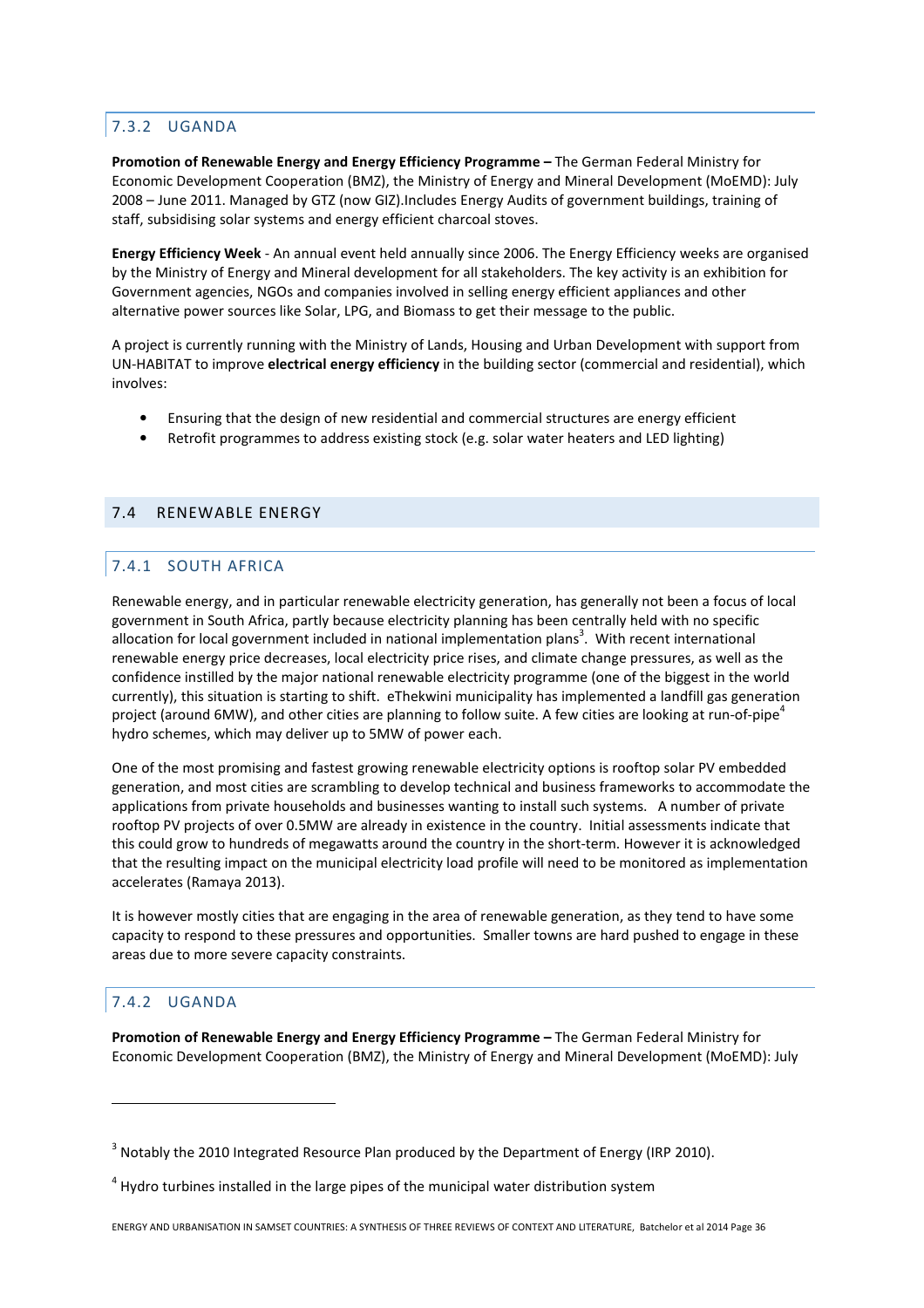### 7.3.2 UGANDA

**Promotion of Renewable Energy and Energy Efficiency Programme –** The German Federal Ministry for Economic Development Cooperation (BMZ), the Ministry of Energy and Mineral Development (MoEMD): July 2008 – June 2011. Managed by GTZ (now GIZ).Includes Energy Audits of government buildings, training of staff, subsidising solar systems and energy efficient charcoal stoves.

**Energy Efficiency Week** - An annual event held annually since 2006. The Energy Efficiency weeks are organised by the Ministry of Energy and Mineral development for all stakeholders. The key activity is an exhibition for Government agencies, NGOs and companies involved in selling energy efficient appliances and other alternative power sources like Solar, LPG, and Biomass to get their message to the public.

A project is currently running with the Ministry of Lands, Housing and Urban Development with support from UN-HABITAT to improve **electrical energy efficiency** in the building sector (commercial and residential), which involves:

- Ensuring that the design of new residential and commercial structures are energy efficient
- Retrofit programmes to address existing stock (e.g. solar water heaters and LED lighting)

## 7.4 RENEWABLE ENERGY

### 7.4.1 SOUTH AFRICA

Renewable energy, and in particular renewable electricity generation, has generally not been a focus of local government in South Africa, partly because electricity planning has been centrally held with no specific allocation for local government included in national implementation plans[3]. With recent international renewable energy price decreases, local electricity price rises, and climate change pressures, as well as the confidence instilled by the major national renewable electricity programme (one of the biggest in the world currently), this situation is starting to shift. eThekwini municipality has implemented a landfill gas generation project (around 6MW), and other cities are planning to follow suite. A few cities are looking at run-of-pipe[4] hydro schemes, which may deliver up to 5MW of power each.

One of the most promising and fastest growing renewable electricity options is rooftop solar PV embedded generation, and most cities are scrambling to develop technical and business frameworks to accommodate the applications from private households and businesses wanting to install such systems. A number of private rooftop PV projects of over 0.5MW are already in existence in the country. Initial assessments indicate that this could grow to hundreds of megawatts around the country in the short-term. However it is acknowledged that the resulting impact on the municipal electricity load profile will need to be monitored as implementation accelerates (Ramaya 2013).

It is however mostly cities that are engaging in the area of renewable generation, as they tend to have some capacity to respond to these pressures and opportunities. Smaller towns are hard pushed to engage in these areas due to more severe capacity constraints.

### 7.4.2 UGANDA

**Promotion of Renewable Energy and Energy Efficiency Programme –** The German Federal Ministry for Economic Development Cooperation (BMZ), the Ministry of Energy and Mineral Development (MoEMD): July

---

[3] Notably the 2010 Integrated Resource Plan produced by the Department of Energy (IRP 2010).

[4] Hydro turbines installed in the large pipes of the municipal water distribution system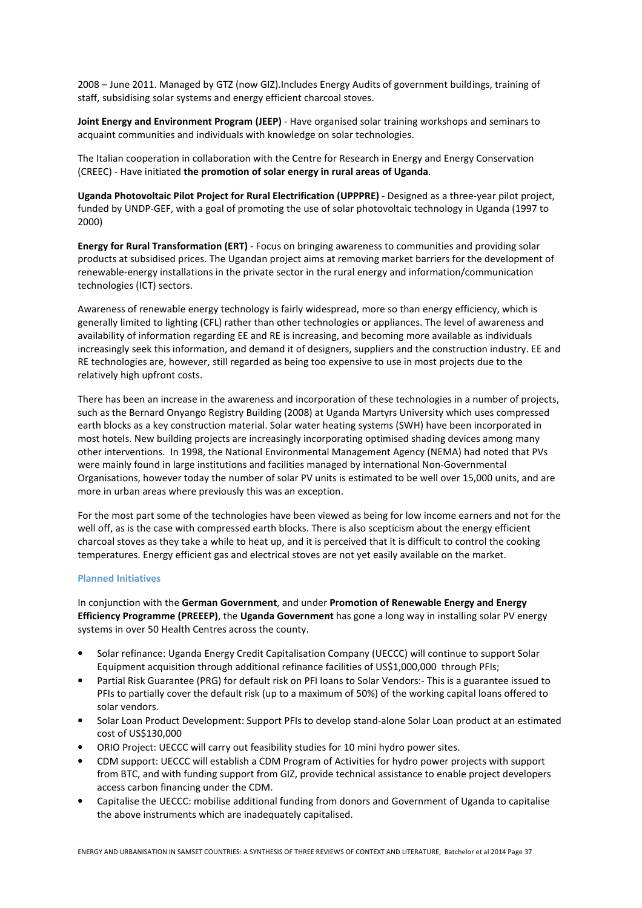2008 – June 2011. Managed by GTZ (now GIZ).Includes Energy Audits of government buildings, training of staff, subsidising solar systems and energy efficient charcoal stoves.

**Joint Energy and Environment Program (JEEP)** - Have organised solar training workshops and seminars to acquaint communities and individuals with knowledge on solar technologies.

The Italian cooperation in collaboration with the Centre for Research in Energy and Energy Conservation (CREEC) - Have initiated **the promotion of solar energy in rural areas of Uganda**.

**Uganda Photovoltaic Pilot Project for Rural Electrification (UPPPRE)** - Designed as a three-year pilot project, funded by UNDP-GEF, with a goal of promoting the use of solar photovoltaic technology in Uganda (1997 to 2000)

**Energy for Rural Transformation (ERT)** - Focus on bringing awareness to communities and providing solar products at subsidised prices. The Ugandan project aims at removing market barriers for the development of renewable-energy installations in the private sector in the rural energy and information/communication technologies (ICT) sectors.

Awareness of renewable energy technology is fairly widespread, more so than energy efficiency, which is generally limited to lighting (CFL) rather than other technologies or appliances. The level of awareness and availability of information regarding EE and RE is increasing, and becoming more available as individuals increasingly seek this information, and demand it of designers, suppliers and the construction industry. EE and RE technologies are, however, still regarded as being too expensive to use in most projects due to the relatively high upfront costs.

There has been an increase in the awareness and incorporation of these technologies in a number of projects, such as the Bernard Onyango Registry Building (2008) at Uganda Martyrs University which uses compressed earth blocks as a key construction material. Solar water heating systems (SWH) have been incorporated in most hotels. New building projects are increasingly incorporating optimised shading devices among many other interventions. In 1998, the National Environmental Management Agency (NEMA) had noted that PVs were mainly found in large institutions and facilities managed by international Non-Governmental Organisations, however today the number of solar PV units is estimated to be well over 15,000 units, and are more in urban areas where previously this was an exception.

For the most part some of the technologies have been viewed as being for low income earners and not for the well off, as is the case with compressed earth blocks. There is also scepticism about the energy efficient charcoal stoves as they take a while to heat up, and it is perceived that it is difficult to control the cooking temperatures. Energy efficient gas and electrical stoves are not yet easily available on the market.

### Planned Initiatives

In conjunction with the **German Government**, and under **Promotion of Renewable Energy and Energy Efficiency Programme (PREEEP)**, the **Uganda Government** has gone a long way in installing solar PV energy systems in over 50 Health Centres across the county.

- Solar refinance: Uganda Energy Credit Capitalisation Company (UECCC) will continue to support Solar Equipment acquisition through additional refinance facilities of US$1,000,000 through PFIs;
- Partial Risk Guarantee (PRG) for default risk on PFI loans to Solar Vendors:- This is a guarantee issued to PFIs to partially cover the default risk (up to a maximum of 50%) of the working capital loans offered to solar vendors.
- Solar Loan Product Development: Support PFIs to develop stand-alone Solar Loan product at an estimated cost of US$130,000
- ORIO Project: UECCC will carry out feasibility studies for 10 mini hydro power sites.
- CDM support: UECCC will establish a CDM Program of Activities for hydro power projects with support from BTC, and with funding support from GIZ, provide technical assistance to enable project developers access carbon financing under the CDM.
- Capitalise the UECCC: mobilise additional funding from donors and Government of Uganda to capitalise the above instruments which are inadequately capitalised.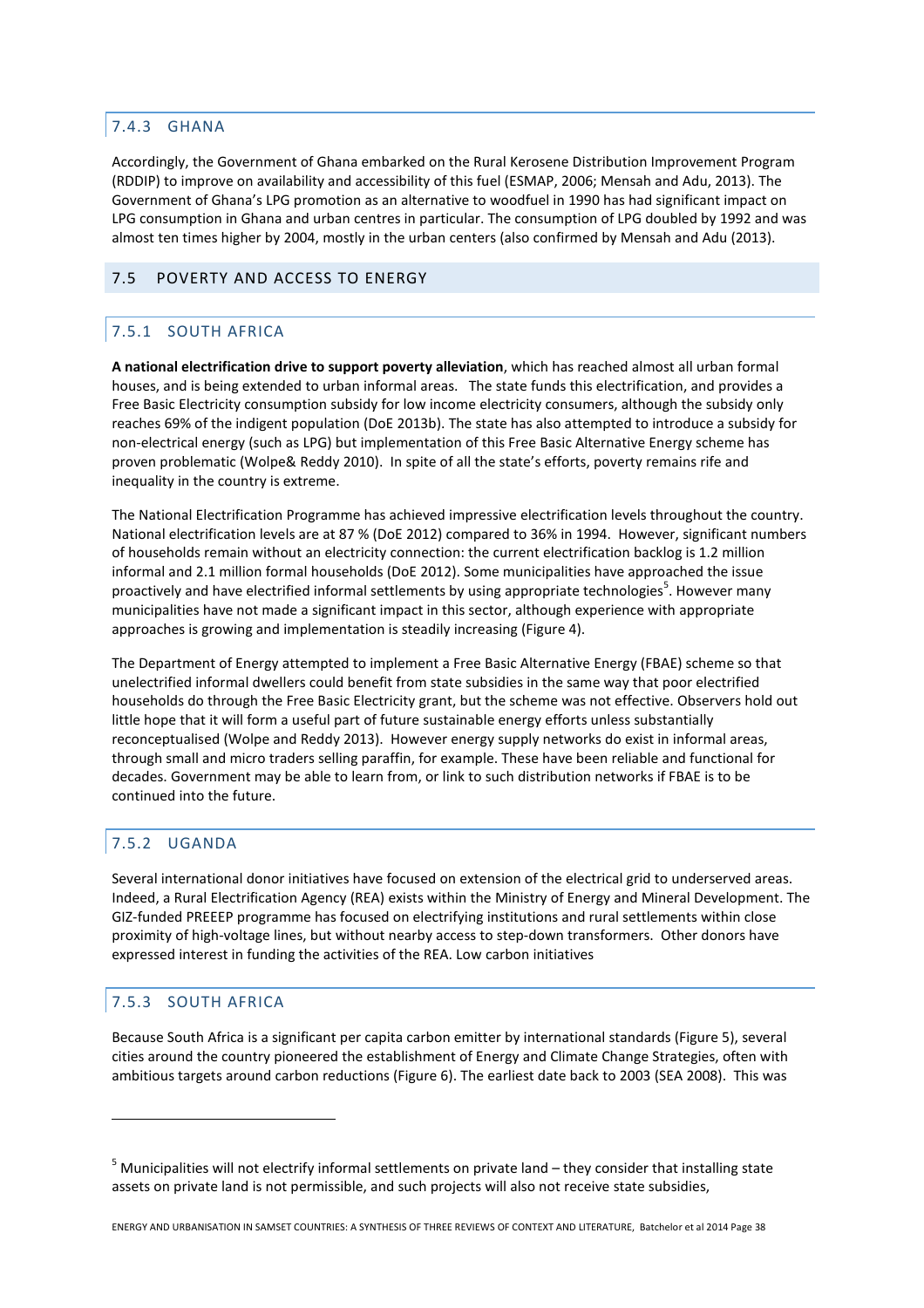### 7.4.3 GHANA

Accordingly, the Government of Ghana embarked on the Rural Kerosene Distribution Improvement Program (RDDIP) to improve on availability and accessibility of this fuel (ESMAP, 2006; Mensah and Adu, 2013). The Government of Ghana's LPG promotion as an alternative to woodfuel in 1990 has had significant impact on LPG consumption in Ghana and urban centres in particular. The consumption of LPG doubled by 1992 and was almost ten times higher by 2004, mostly in the urban centers (also confirmed by Mensah and Adu (2013).

## 7.5 POVERTY AND ACCESS TO ENERGY

### 7.5.1 SOUTH AFRICA

**A national electrification drive to support poverty alleviation**, which has reached almost all urban formal houses, and is being extended to urban informal areas. The state funds this electrification, and provides a Free Basic Electricity consumption subsidy for low income electricity consumers, although the subsidy only reaches 69% of the indigent population (DoE 2013b). The state has also attempted to introduce a subsidy for non-electrical energy (such as LPG) but implementation of this Free Basic Alternative Energy scheme has proven problematic (Wolpe& Reddy 2010). In spite of all the state's efforts, poverty remains rife and inequality in the country is extreme.

The National Electrification Programme has achieved impressive electrification levels throughout the country. National electrification levels are at 87 % (DoE 2012) compared to 36% in 1994. However, significant numbers of households remain without an electricity connection: the current electrification backlog is 1.2 million informal and 2.1 million formal households (DoE 2012). Some municipalities have approached the issue proactively and have electrified informal settlements by using appropriate technologies[5]. However many municipalities have not made a significant impact in this sector, although experience with appropriate approaches is growing and implementation is steadily increasing (Figure 4).

The Department of Energy attempted to implement a Free Basic Alternative Energy (FBAE) scheme so that unelectrified informal dwellers could benefit from state subsidies in the same way that poor electrified households do through the Free Basic Electricity grant, but the scheme was not effective. Observers hold out little hope that it will form a useful part of future sustainable energy efforts unless substantially reconceptualised (Wolpe and Reddy 2013). However energy supply networks do exist in informal areas, through small and micro traders selling paraffin, for example. These have been reliable and functional for decades. Government may be able to learn from, or link to such distribution networks if FBAE is to be continued into the future.

### 7.5.2 UGANDA

Several international donor initiatives have focused on extension of the electrical grid to underserved areas. Indeed, a Rural Electrification Agency (REA) exists within the Ministry of Energy and Mineral Development. The GIZ-funded PREEEP programme has focused on electrifying institutions and rural settlements within close proximity of high-voltage lines, but without nearby access to step-down transformers. Other donors have expressed interest in funding the activities of the REA. Low carbon initiatives

### 7.5.3 SOUTH AFRICA

Because South Africa is a significant per capita carbon emitter by international standards (Figure 5), several cities around the country pioneered the establishment of Energy and Climate Change Strategies, often with ambitious targets around carbon reductions (Figure 6). The earliest date back to 2003 (SEA 2008). This was

---

[5] Municipalities will not electrify informal settlements on private land – they consider that installing state assets on private land is not permissible, and such projects will also not receive state subsidies,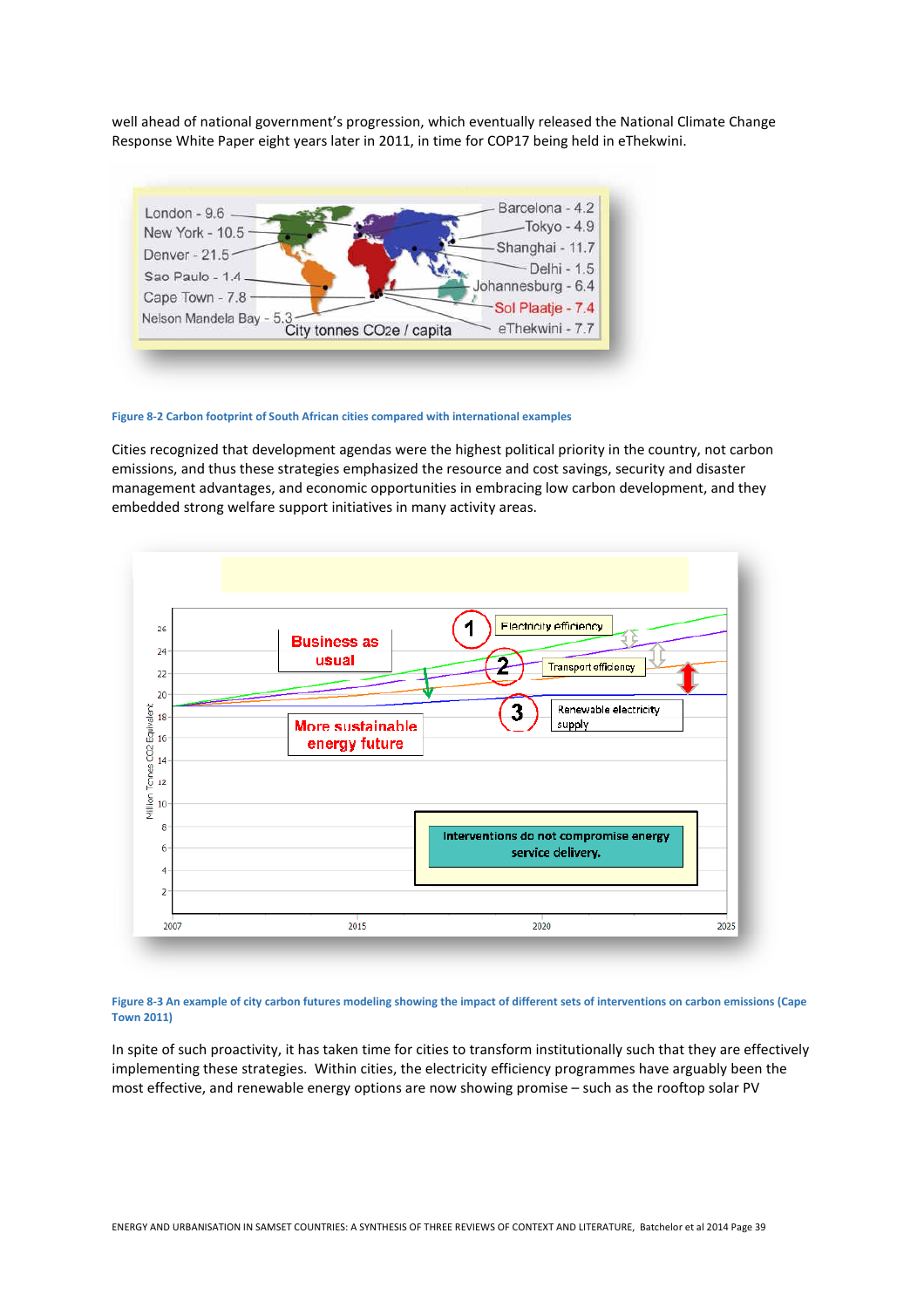well ahead of national government's progression, which eventually released the National Climate Change Response White Paper eight years later in 2011, in time for COP17 being held in eThekwini.

Figure 8-2 Carbon footprint of South African cities compared with international examples

Cities recognized that development agendas were the highest political priority in the country, not carbon emissions, and thus these strategies emphasized the resource and cost savings, security and disaster management advantages, and economic opportunities in embracing low carbon development, and they embedded strong welfare support initiatives in many activity areas.

Figure 8-3 An example of city carbon futures modeling showing the impact of different sets of interventions on carbon emissions (Cape Town 2011)

In spite of such proactivity, it has taken time for cities to transform institutionally such that they are effectively implementing these strategies. Within cities, the electricity efficiency programmes have arguably been the most effective, and renewable energy options are now showing promise – such as the rooftop solar PV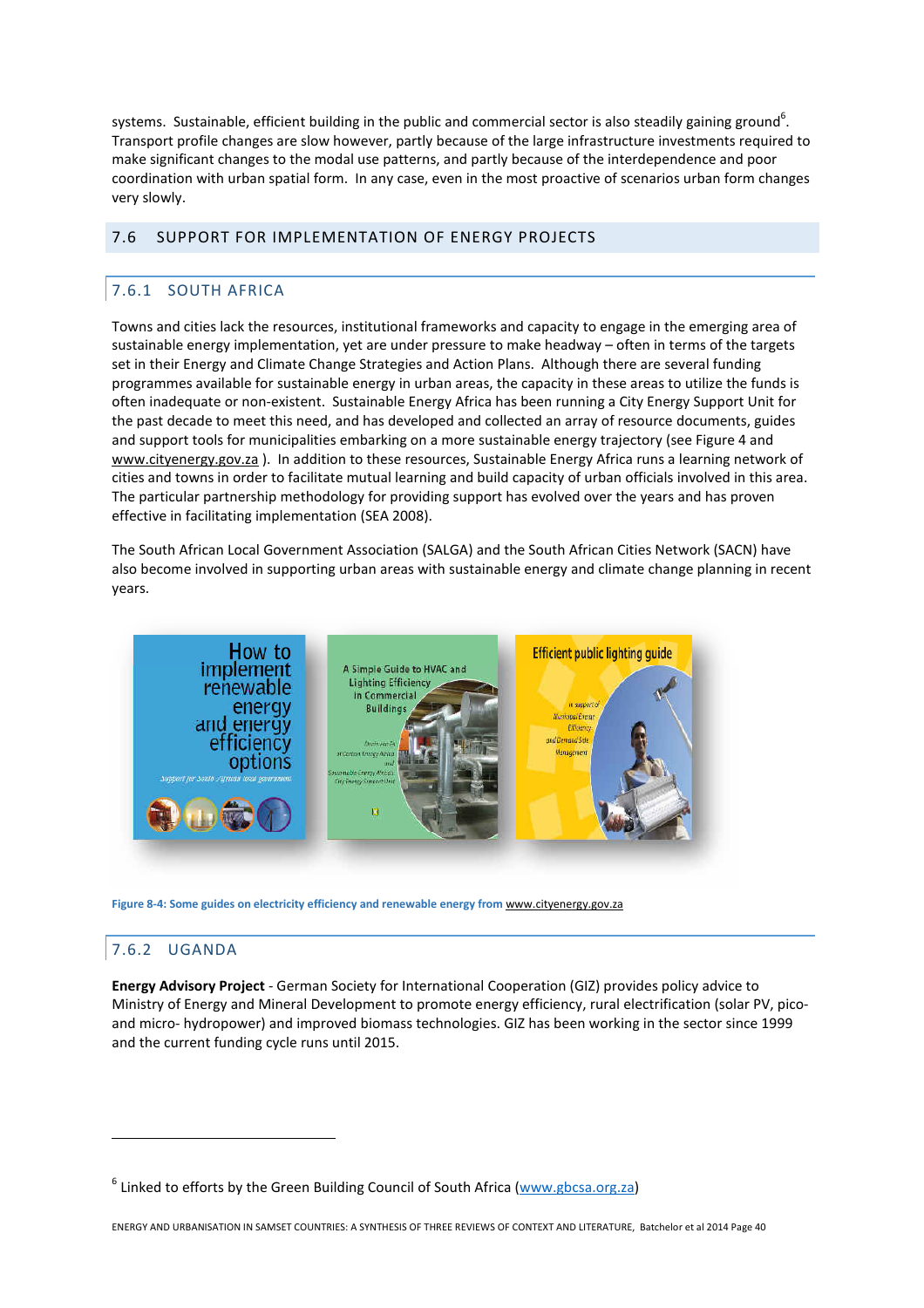systems. Sustainable, efficient building in the public and commercial sector is also steadily gaining ground[6]. Transport profile changes are slow however, partly because of the large infrastructure investments required to make significant changes to the modal use patterns, and partly because of the interdependence and poor coordination with urban spatial form. In any case, even in the most proactive of scenarios urban form changes very slowly.

## 7.6 SUPPORT FOR IMPLEMENTATION OF ENERGY PROJECTS

### 7.6.1 SOUTH AFRICA

Towns and cities lack the resources, institutional frameworks and capacity to engage in the emerging area of sustainable energy implementation, yet are under pressure to make headway – often in terms of the targets set in their Energy and Climate Change Strategies and Action Plans. Although there are several funding programmes available for sustainable energy in urban areas, the capacity in these areas to utilize the funds is often inadequate or non-existent. Sustainable Energy Africa has been running a City Energy Support Unit for the past decade to meet this need, and has developed and collected an array of resource documents, guides and support tools for municipalities embarking on a more sustainable energy trajectory (see Figure 4 and www.cityenergy.gov.za ). In addition to these resources, Sustainable Energy Africa runs a learning network of cities and towns in order to facilitate mutual learning and build capacity of urban officials involved in this area. The particular partnership methodology for providing support has evolved over the years and has proven effective in facilitating implementation (SEA 2008).

The South African Local Government Association (SALGA) and the South African Cities Network (SACN) have also become involved in supporting urban areas with sustainable energy and climate change planning in recent years.

**Figure 8-4: Some guides on electricity efficiency and renewable energy from** www.cityenergy.gov.za

### 7.6.2 UGANDA

**Energy Advisory Project** - German Society for International Cooperation (GIZ) provides policy advice to Ministry of Energy and Mineral Development to promote energy efficiency, rural electrification (solar PV, pico- and micro- hydropower) and improved biomass technologies. GIZ has been working in the sector since 1999 and the current funding cycle runs until 2015.

[6] Linked to efforts by the Green Building Council of South Africa (www.gbcsa.org.za)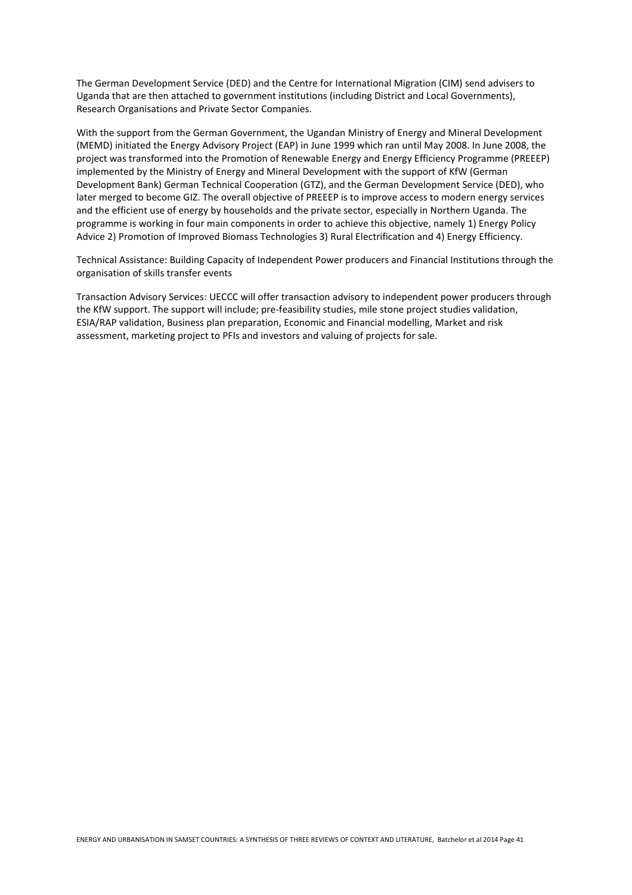The German Development Service (DED) and the Centre for International Migration (CIM) send advisers to Uganda that are then attached to government institutions (including District and Local Governments), Research Organisations and Private Sector Companies.

With the support from the German Government, the Ugandan Ministry of Energy and Mineral Development (MEMD) initiated the Energy Advisory Project (EAP) in June 1999 which ran until May 2008. In June 2008, the project was transformed into the Promotion of Renewable Energy and Energy Efficiency Programme (PREEEP) implemented by the Ministry of Energy and Mineral Development with the support of KfW (German Development Bank) German Technical Cooperation (GTZ), and the German Development Service (DED), who later merged to become GIZ. The overall objective of PREEEP is to improve access to modern energy services and the efficient use of energy by households and the private sector, especially in Northern Uganda. The programme is working in four main components in order to achieve this objective, namely 1) Energy Policy Advice 2) Promotion of Improved Biomass Technologies 3) Rural Electrification and 4) Energy Efficiency.

Technical Assistance: Building Capacity of Independent Power producers and Financial Institutions through the organisation of skills transfer events

Transaction Advisory Services: UECCC will offer transaction advisory to independent power producers through the KfW support. The support will include; pre-feasibility studies, mile stone project studies validation, ESIA/RAP validation, Business plan preparation, Economic and Financial modelling, Market and risk assessment, marketing project to PFIs and investors and valuing of projects for sale.